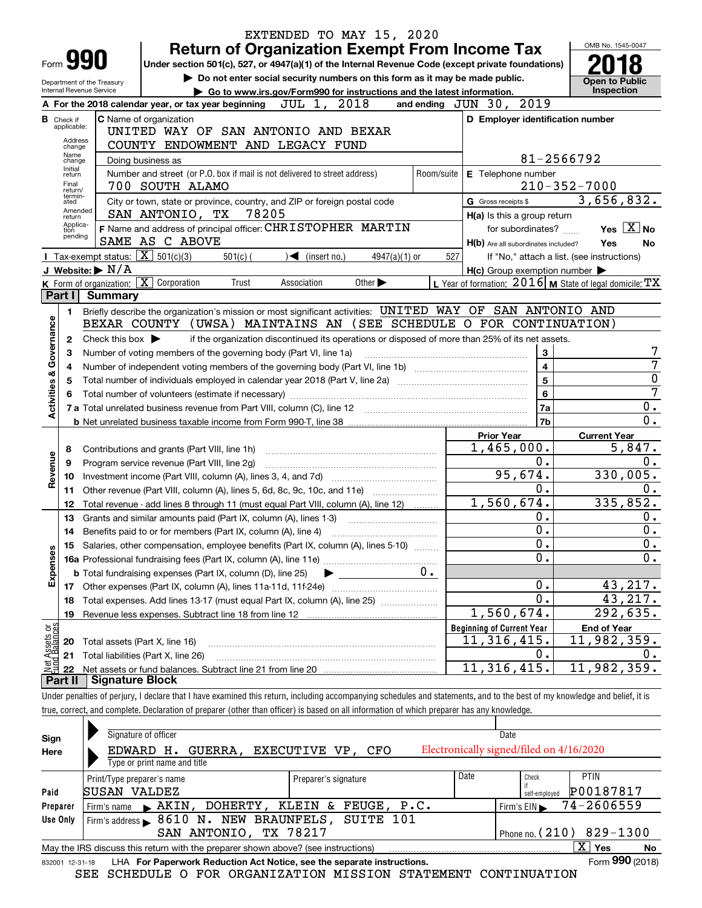EXTENDED TO MAY 15, 2020

# Form 990 Return of Organization Exempt From Income Tax 2018

Under section 501(c), 527, or 4947(a)(1) of the Internal Revenue Code (except private foundations)

▶ Do not enter social security numbers on this form as it may be made public.

▶ Go to www.irs.gov/Form990 for instructions and the latest information.

Department of the Treasury
Internal Revenue Service

OMB No. 1545-0047

Open to Public Inspection

**A** For the 2018 calendar year, or tax year beginning JUL 1, 2018 and ending JUN 30, 2019

**B** Check if applicable: Address change, Name change, Initial return, Final return/terminated, Amended return, Application pending

**C** Name of organization: UNITED WAY OF SAN ANTONIO AND BEXAR COUNTY ENDOWMENT AND LEGACY FUND

Doing business as

Number and street (or P.O. box if mail is not delivered to street address): 700 SOUTH ALAMO | Room/suite

City or town, state or province, country, and ZIP or foreign postal code: SAN ANTONIO, TX 78205

**D** Employer identification number: 81-2566792

**E** Telephone number: 210-352-7000

**G** Gross receipts $ 3,656,832.

**F** Name and address of principal officer: CHRISTOPHER MARTIN
SAME AS C ABOVE

**H(a)** Is this a group return for subordinates? Yes [ ] No [X]

**H(b)** Are all subordinates included? Yes No
If "No," attach a list. (see instructions)

**H(c)** Group exemption number ▶

**I** Tax-exempt status: [X] 501(c)(3) [ ] 501(c) ( ) ◀ (insert no.) [ ] 4947(a)(1) or [ ] 527

**J** Website: ▶ N/A

**K** Form of organization: [X] Corporation [ ] Trust [ ] Association [ ] Other ▶

**L** Year of formation: 2016 **M** State of legal domicile: TX

## Part I Summary

**Activities & Governance**

1 Briefly describe the organization's mission or most significant activities: UNITED WAY OF SAN ANTONIO AND BEXAR COUNTY (UWSA) MAINTAINS AN (SEE SCHEDULE O FOR CONTINUATION)

2 Check this box ▶ [ ] if the organization discontinued its operations or disposed of more than 25% of its net assets.

| Line | Description | | Value |
|---|---|---|---|
| 3 | Number of voting members of the governing body (Part VI, line 1a) | 3 | 7 |
| 4 | Number of independent voting members of the governing body (Part VI, line 1b) | 4 | 7 |
| 5 | Total number of individuals employed in calendar year 2018 (Part V, line 2a) | 5 | 0 |
| 6 | Total number of volunteers (estimate if necessary) | 6 | 7 |
| 7a | Total unrelated business revenue from Part VIII, column (C), line 12 | 7a | 0. |
| b | Net unrelated business taxable income from Form 990-T, line 38 | 7b | 0. |

| Line | Description | Prior Year | Current Year |
|---|---|---|---|
| **Revenue** | | | |
| 8 | Contributions and grants (Part VIII, line 1h) | 1,465,000. | 5,847. |
| 9 | Program service revenue (Part VIII, line 2g) | 0. | 0. |
| 10 | Investment income (Part VIII, column (A), lines 3, 4, and 7d) | 95,674. | 330,005. |
| 11 | Other revenue (Part VIII, column (A), lines 5, 6d, 8c, 9c, 10c, and 11e) | 0. | 0. |
| 12 | Total revenue - add lines 8 through 11 (must equal Part VIII, column (A), line 12) | 1,560,674. | 335,852. |
| **Expenses** | | | |
| 13 | Grants and similar amounts paid (Part IX, column (A), lines 1-3) | 0. | 0. |
| 14 | Benefits paid to or for members (Part IX, column (A), line 4) | 0. | 0. |
| 15 | Salaries, other compensation, employee benefits (Part IX, column (A), lines 5-10) | 0. | 0. |
| 16a | Professional fundraising fees (Part IX, column (A), line 11e) | 0. | 0. |
| b | Total fundraising expenses (Part IX, column (D), line 25) ▶ 0. | | |
| 17 | Other expenses (Part IX, column (A), lines 11a-11d, 11f-24e) | 0. | 43,217. |
| 18 | Total expenses. Add lines 13-17 (must equal Part IX, column (A), line 25) | 0. | 43,217. |
| 19 | Revenue less expenses. Subtract line 18 from line 12 | 1,560,674. | 292,635. |

| Line | Net Assets or Fund Balances | Beginning of Current Year | End of Year |
|---|---|---|---|
| 20 | Total assets (Part X, line 16) | 11,316,415. | 11,982,359. |
| 21 | Total liabilities (Part X, line 26) | 0. | 0. |
| 22 | Net assets or fund balances. Subtract line 21 from line 20 | 11,316,415. | 11,982,359. |

## Part II Signature Block

Under penalties of perjury, I declare that I have examined this return, including accompanying schedules and statements, and to the best of my knowledge and belief, it is true, correct, and complete. Declaration of preparer (other than officer) is based on all information of which preparer has any knowledge.

**Sign Here**

Signature of officer | Date

EDWARD H. GUERRA, EXECUTIVE VP, CFO — Electronically signed/filed on 4/16/2020

Type or print name and title

**Paid Preparer Use Only**

| Print/Type preparer's name | Preparer's signature | Date | Check if self-employed | PTIN |
|---|---|---|---|---|
| SUSAN VALDEZ | | | | P00187817 |

Firm's name ▶ AKIN, DOHERTY, KLEIN & FEUGE, P.C. | Firm's EIN ▶ 74-2606559

Firm's address ▶ 8610 N. NEW BRAUNFELS, SUITE 101, SAN ANTONIO, TX 78217 | Phone no. (210) 829-1300

May the IRS discuss this return with the preparer shown above? (see instructions) [X] Yes [ ] No

832001 12-31-18 LHA **For Paperwork Reduction Act Notice, see the separate instructions.** Form **990** (2018)

SEE SCHEDULE O FOR ORGANIZATION MISSION STATEMENT CONTINUATION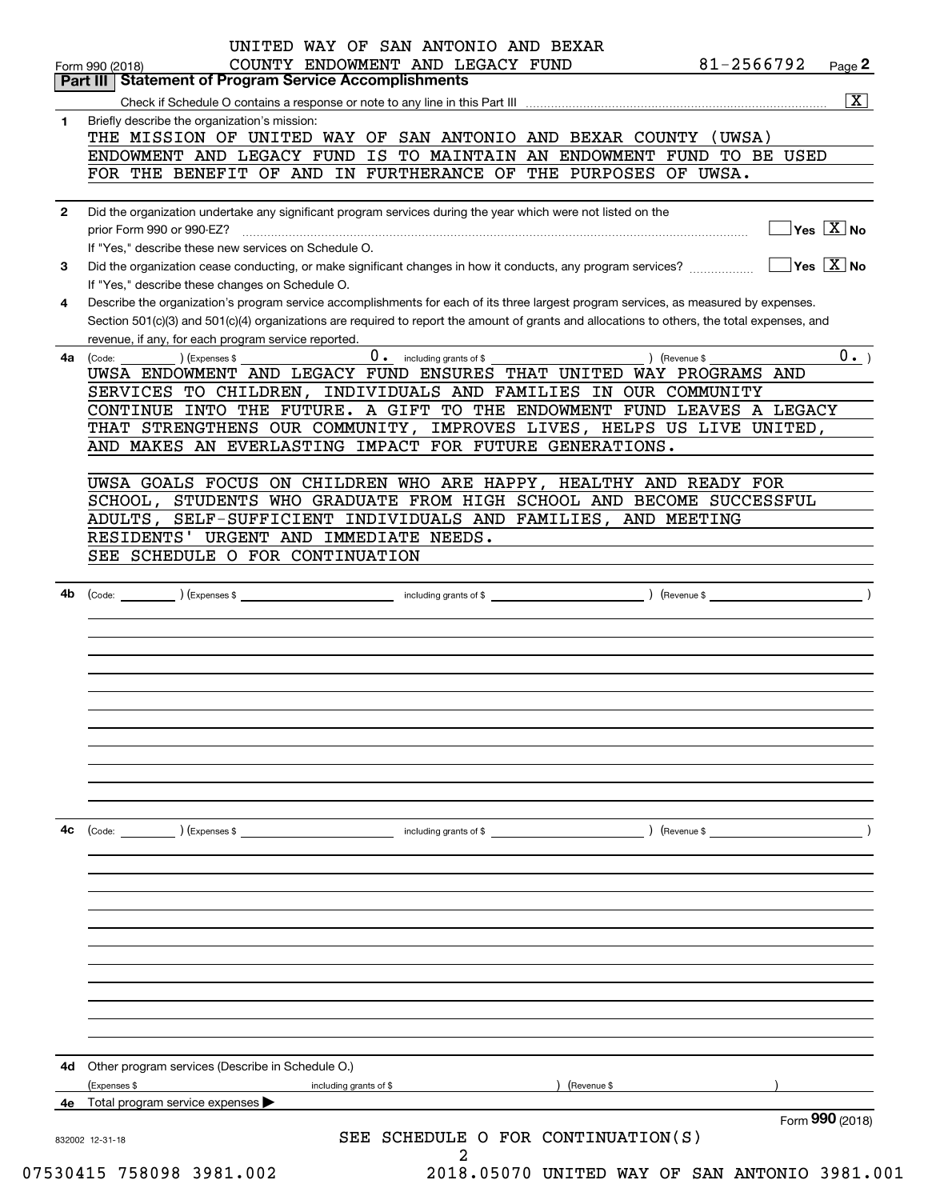UNITED WAY OF SAN ANTONIO AND BEXAR COUNTY ENDOWMENT AND LEGACY FUND 81-2566792

Form 990 (2018) Page **2**

**Part III | Statement of Program Service Accomplishments**

Check if Schedule O contains a response or note to any line in this Part III [X]

**1** Briefly describe the organization's mission:

THE MISSION OF UNITED WAY OF SAN ANTONIO AND BEXAR COUNTY (UWSA) ENDOWMENT AND LEGACY FUND IS TO MAINTAIN AN ENDOWMENT FUND TO BE USED FOR THE BENEFIT OF AND IN FURTHERANCE OF THE PURPOSES OF UWSA.

**2** Did the organization undertake any significant program services during the year which were not listed on the prior Form 990 or 990-EZ? [ ] Yes [X] No

If "Yes," describe these new services on Schedule O.

**3** Did the organization cease conducting, or make significant changes in how it conducts, any program services? [ ] Yes [X] No

If "Yes," describe these changes on Schedule O.

**4** Describe the organization's program service accomplishments for each of its three largest program services, as measured by expenses. Section 501(c)(3) and 501(c)(4) organizations are required to report the amount of grants and allocations to others, the total expenses, and revenue, if any, for each program service reported.

**4a** (Code: ) (Expenses $ 0. including grants of $ ) (Revenue $ 0. )

UWSA ENDOWMENT AND LEGACY FUND ENSURES THAT UNITED WAY PROGRAMS AND SERVICES TO CHILDREN, INDIVIDUALS AND FAMILIES IN OUR COMMUNITY CONTINUE INTO THE FUTURE. A GIFT TO THE ENDOWMENT FUND LEAVES A LEGACY THAT STRENGTHENS OUR COMMUNITY, IMPROVES LIVES, HELPS US LIVE UNITED, AND MAKES AN EVERLASTING IMPACT FOR FUTURE GENERATIONS.

UWSA GOALS FOCUS ON CHILDREN WHO ARE HAPPY, HEALTHY AND READY FOR SCHOOL, STUDENTS WHO GRADUATE FROM HIGH SCHOOL AND BECOME SUCCESSFUL ADULTS, SELF-SUFFICIENT INDIVIDUALS AND FAMILIES, AND MEETING RESIDENTS' URGENT AND IMMEDIATE NEEDS.

SEE SCHEDULE O FOR CONTINUATION

**4b** (Code: ) (Expenses $ including grants of $ ) (Revenue $ )

**4c** (Code: ) (Expenses $ including grants of $ ) (Revenue $ )

**4d** Other program services (Describe in Schedule O.)

(Expenses $ including grants of $ ) (Revenue $ )

**4e** Total program service expenses ▶

Form **990** (2018)

SEE SCHEDULE O FOR CONTINUATION(S)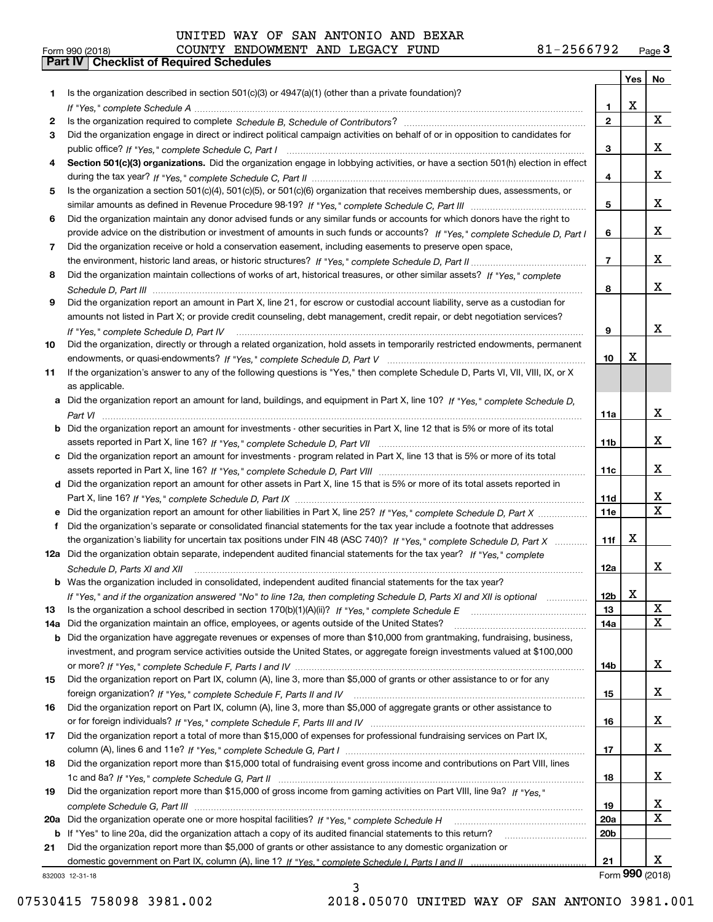UNITED WAY OF SAN ANTONIO AND BEXAR COUNTY ENDOWMENT AND LEGACY FUND 81-2566792

Form 990 (2018) Page 3

**Part IV Checklist of Required Schedules**

| | | | Yes | No |
|---|---|---|---|---|
| 1 | Is the organization described in section 501(c)(3) or 4947(a)(1) (other than a private foundation)? *If "Yes," complete Schedule A* | 1 | X | |
| 2 | Is the organization required to complete *Schedule B, Schedule of Contributors*? | 2 | | X |
| 3 | Did the organization engage in direct or indirect political campaign activities on behalf of or in opposition to candidates for public office? *If "Yes," complete Schedule C, Part I* | 3 | | X |
| 4 | **Section 501(c)(3) organizations.** Did the organization engage in lobbying activities, or have a section 501(h) election in effect during the tax year? *If "Yes," complete Schedule C, Part II* | 4 | | X |
| 5 | Is the organization a section 501(c)(4), 501(c)(5), or 501(c)(6) organization that receives membership dues, assessments, or similar amounts as defined in Revenue Procedure 98-19? *If "Yes," complete Schedule C, Part III* | 5 | | X |
| 6 | Did the organization maintain any donor advised funds or any similar funds or accounts for which donors have the right to provide advice on the distribution or investment of amounts in such funds or accounts? *If "Yes," complete Schedule D, Part I* | 6 | | X |
| 7 | Did the organization receive or hold a conservation easement, including easements to preserve open space, the environment, historic land areas, or historic structures? *If "Yes," complete Schedule D, Part II* | 7 | | X |
| 8 | Did the organization maintain collections of works of art, historical treasures, or other similar assets? *If "Yes," complete Schedule D, Part III* | 8 | | X |
| 9 | Did the organization report an amount in Part X, line 21, for escrow or custodial account liability, serve as a custodian for amounts not listed in Part X; or provide credit counseling, debt management, credit repair, or debt negotiation services? *If "Yes," complete Schedule D, Part IV* | 9 | | X |
| 10 | Did the organization, directly or through a related organization, hold assets in temporarily restricted endowments, permanent endowments, or quasi-endowments? *If "Yes," complete Schedule D, Part V* | 10 | X | |
| 11 | If the organization's answer to any of the following questions is "Yes," then complete Schedule D, Parts VI, VII, VIII, IX, or X as applicable. | | | |
| a | Did the organization report an amount for land, buildings, and equipment in Part X, line 10? *If "Yes," complete Schedule D, Part VI* | 11a | | X |
| b | Did the organization report an amount for investments - other securities in Part X, line 12 that is 5% or more of its total assets reported in Part X, line 16? *If "Yes," complete Schedule D, Part VII* | 11b | | X |
| c | Did the organization report an amount for investments - program related in Part X, line 13 that is 5% or more of its total assets reported in Part X, line 16? *If "Yes," complete Schedule D, Part VIII* | 11c | | X |
| d | Did the organization report an amount for other assets in Part X, line 15 that is 5% or more of its total assets reported in Part X, line 16? *If "Yes," complete Schedule D, Part IX* | 11d | | X |
| e | Did the organization report an amount for other liabilities in Part X, line 25? *If "Yes," complete Schedule D, Part X* | 11e | | X |
| f | Did the organization's separate or consolidated financial statements for the tax year include a footnote that addresses the organization's liability for uncertain tax positions under FIN 48 (ASC 740)? *If "Yes," complete Schedule D, Part X* | 11f | X | |
| 12a | Did the organization obtain separate, independent audited financial statements for the tax year? *If "Yes," complete Schedule D, Parts XI and XII* | 12a | | X |
| b | Was the organization included in consolidated, independent audited financial statements for the tax year? *If "Yes," and if the organization answered "No" to line 12a, then completing Schedule D, Parts XI and XII is optional* | 12b | X | |
| 13 | Is the organization a school described in section 170(b)(1)(A)(ii)? *If "Yes," complete Schedule E* | 13 | | X |
| 14a | Did the organization maintain an office, employees, or agents outside of the United States? | 14a | | X |
| b | Did the organization have aggregate revenues or expenses of more than $10,000 from grantmaking, fundraising, business, investment, and program service activities outside the United States, or aggregate foreign investments valued at $100,000 or more? *If "Yes," complete Schedule F, Parts I and IV* | 14b | | X |
| 15 | Did the organization report on Part IX, column (A), line 3, more than $5,000 of grants or other assistance to or for any foreign organization? *If "Yes," complete Schedule F, Parts II and IV* | 15 | | X |
| 16 | Did the organization report on Part IX, column (A), line 3, more than $5,000 of aggregate grants or other assistance to or for foreign individuals? *If "Yes," complete Schedule F, Parts III and IV* | 16 | | X |
| 17 | Did the organization report a total of more than $15,000 of expenses for professional fundraising services on Part IX, column (A), lines 6 and 11e? *If "Yes," complete Schedule G, Part I* | 17 | | X |
| 18 | Did the organization report more than $15,000 total of fundraising event gross income and contributions on Part VIII, lines 1c and 8a? *If "Yes," complete Schedule G, Part II* | 18 | | X |
| 19 | Did the organization report more than $15,000 of gross income from gaming activities on Part VIII, line 9a? *If "Yes," complete Schedule G, Part III* | 19 | | X |
| 20a | Did the organization operate one or more hospital facilities? *If "Yes," complete Schedule H* | 20a | | X |
| b | If "Yes" to line 20a, did the organization attach a copy of its audited financial statements to this return? | 20b | | |
| 21 | Did the organization report more than $5,000 of grants or other assistance to any domestic organization or domestic government on Part IX, column (A), line 1? *If "Yes," complete Schedule I, Parts I and II* | 21 | | X |

832003 12-31-18 Form **990** (2018)

07530415 758098 3981.002 2018.05070 UNITED WAY OF SAN ANTONIO 3981.001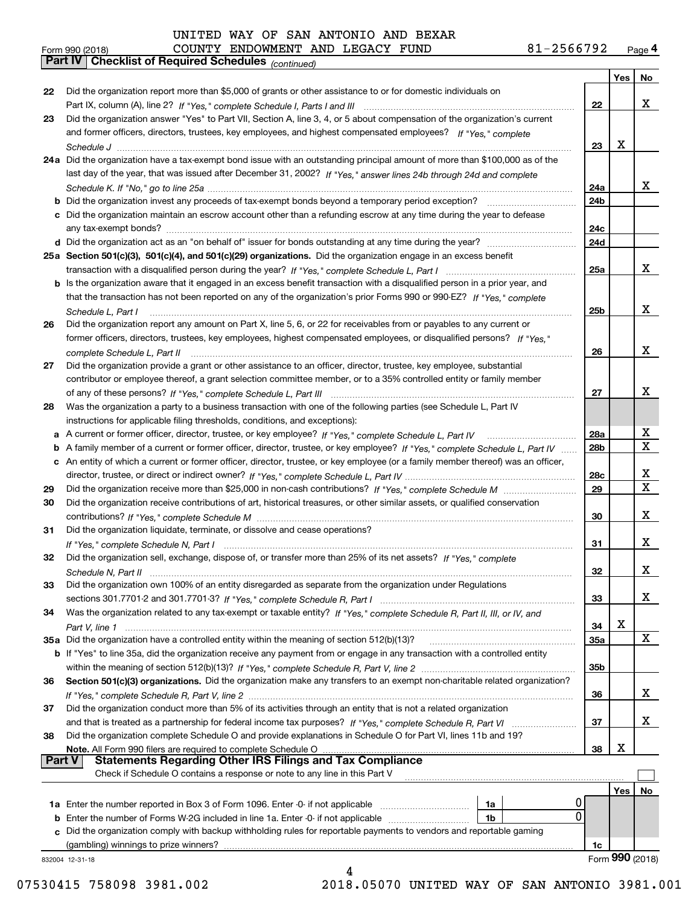UNITED WAY OF SAN ANTONIO AND BEXAR COUNTY ENDOWMENT AND LEGACY FUND 81-2566792

Form 990 (2018) Page 4

**Part IV Checklist of Required Schedules** *(continued)*

| | | | Yes | No |
|---|---|---|---|---|
| 22 | Did the organization report more than $5,000 of grants or other assistance to or for domestic individuals on Part IX, column (A), line 2? *If "Yes," complete Schedule I, Parts I and III* | 22 | | X |
| 23 | Did the organization answer "Yes" to Part VII, Section A, line 3, 4, or 5 about compensation of the organization's current and former officers, directors, trustees, key employees, and highest compensated employees? *If "Yes," complete Schedule J* | 23 | X | |
| 24a | Did the organization have a tax-exempt bond issue with an outstanding principal amount of more than $100,000 as of the last day of the year, that was issued after December 31, 2002? *If "Yes," answer lines 24b through 24d and complete Schedule K. If "No," go to line 25a* | 24a | | X |
| b | Did the organization invest any proceeds of tax-exempt bonds beyond a temporary period exception? | 24b | | |
| c | Did the organization maintain an escrow account other than a refunding escrow at any time during the year to defease any tax-exempt bonds? | 24c | | |
| d | Did the organization act as an "on behalf of" issuer for bonds outstanding at any time during the year? | 24d | | |
| 25a | **Section 501(c)(3), 501(c)(4), and 501(c)(29) organizations.** Did the organization engage in an excess benefit transaction with a disqualified person during the year? *If "Yes," complete Schedule L, Part I* | 25a | | X |
| b | Is the organization aware that it engaged in an excess benefit transaction with a disqualified person in a prior year, and that the transaction has not been reported on any of the organization's prior Forms 990 or 990-EZ? *If "Yes," complete Schedule L, Part I* | 25b | | X |
| 26 | Did the organization report any amount on Part X, line 5, 6, or 22 for receivables from or payables to any current or former officers, directors, trustees, key employees, highest compensated employees, or disqualified persons? *If "Yes," complete Schedule L, Part II* | 26 | | X |
| 27 | Did the organization provide a grant or other assistance to an officer, director, trustee, key employee, substantial contributor or employee thereof, a grant selection committee member, or to a 35% controlled entity or family member of any of these persons? *If "Yes," complete Schedule L, Part III* | 27 | | X |
| 28 | Was the organization a party to a business transaction with one of the following parties (see Schedule L, Part IV instructions for applicable filing thresholds, conditions, and exceptions): | | | |
| a | A current or former officer, director, trustee, or key employee? *If "Yes," complete Schedule L, Part IV* | 28a | | X |
| b | A family member of a current or former officer, director, trustee, or key employee? *If "Yes," complete Schedule L, Part IV* | 28b | | X |
| c | An entity of which a current or former officer, director, trustee, or key employee (or a family member thereof) was an officer, director, trustee, or direct or indirect owner? *If "Yes," complete Schedule L, Part IV* | 28c | | X |
| 29 | Did the organization receive more than $25,000 in non-cash contributions? *If "Yes," complete Schedule M* | 29 | | X |
| 30 | Did the organization receive contributions of art, historical treasures, or other similar assets, or qualified conservation contributions? *If "Yes," complete Schedule M* | 30 | | X |
| 31 | Did the organization liquidate, terminate, or dissolve and cease operations? *If "Yes," complete Schedule N, Part I* | 31 | | X |
| 32 | Did the organization sell, exchange, dispose of, or transfer more than 25% of its net assets? *If "Yes," complete Schedule N, Part II* | 32 | | X |
| 33 | Did the organization own 100% of an entity disregarded as separate from the organization under Regulations sections 301.7701-2 and 301.7701-3? *If "Yes," complete Schedule R, Part I* | 33 | | X |
| 34 | Was the organization related to any tax-exempt or taxable entity? *If "Yes," complete Schedule R, Part II, III, or IV, and Part V, line 1* | 34 | X | |
| 35a | Did the organization have a controlled entity within the meaning of section 512(b)(13)? | 35a | | X |
| b | If "Yes" to line 35a, did the organization receive any payment from or engage in any transaction with a controlled entity within the meaning of section 512(b)(13)? *If "Yes," complete Schedule R, Part V, line 2* | 35b | | |
| 36 | **Section 501(c)(3) organizations.** Did the organization make any transfers to an exempt non-charitable related organization? *If "Yes," complete Schedule R, Part V, line 2* | 36 | | X |
| 37 | Did the organization conduct more than 5% of its activities through an entity that is not a related organization and that is treated as a partnership for federal income tax purposes? *If "Yes," complete Schedule R, Part VI* | 37 | | X |
| 38 | Did the organization complete Schedule O and provide explanations in Schedule O for Part VI, lines 11b and 19? **Note.** All Form 990 filers are required to complete Schedule O | 38 | X | |

**Part V Statements Regarding Other IRS Filings and Tax Compliance**

Check if Schedule O contains a response or note to any line in this Part V ☐

| | | | | | Yes | No |
|---|---|---|---|---|---|---|
| 1a | Enter the number reported in Box 3 of Form 1096. Enter -0- if not applicable | 1a | 0 | | | |
| b | Enter the number of Forms W-2G included in line 1a. Enter -0- if not applicable | 1b | 0 | | | |
| c | Did the organization comply with backup withholding rules for reportable payments to vendors and reportable gaming (gambling) winnings to prize winners? | | | 1c | | |

832004 12-31-18

Form **990** (2018)

07530415 758098 3981.002 2018.05070 UNITED WAY OF SAN ANTONIO 3981.001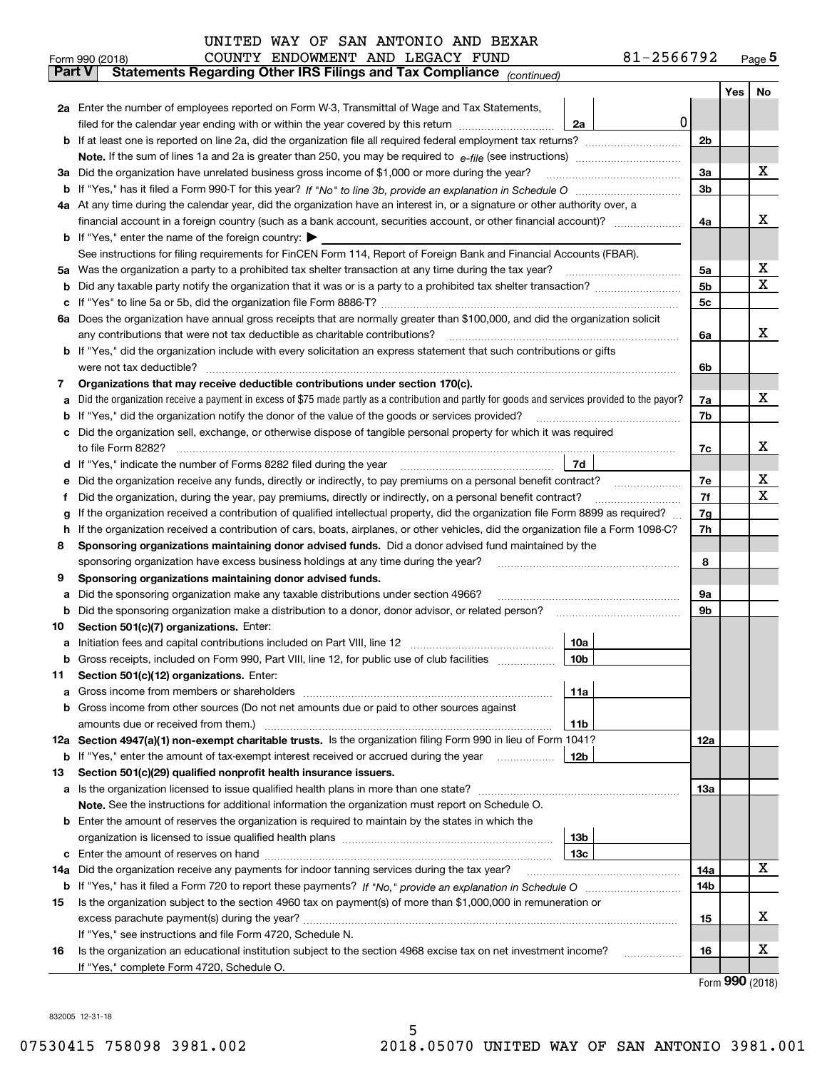UNITED WAY OF SAN ANTONIO AND BEXAR COUNTY ENDOWMENT AND LEGACY FUND 81-2566792

Form 990 (2018) Page 5

**Part V Statements Regarding Other IRS Filings and Tax Compliance** *(continued)*

| | | | | | Yes | No |
|---|---|---|---|---|---|---|
| **2a** | Enter the number of employees reported on Form W-3, Transmittal of Wage and Tax Statements, filed for the calendar year ending with or within the year covered by this return | 2a | 0 | | | |
| **b** | If at least one is reported on line 2a, did the organization file all required federal employment tax returns? | | | 2b | | |
| | **Note.** If the sum of lines 1a and 2a is greater than 250, you may be required to *e-file* (see instructions) | | | | | |
| **3a** | Did the organization have unrelated business gross income of $1,000 or more during the year? | | | 3a | | X |
| **b** | If "Yes," has it filed a Form 990-T for this year? *If "No" to line 3b, provide an explanation in Schedule O* | | | 3b | | |
| **4a** | At any time during the calendar year, did the organization have an interest in, or a signature or other authority over, a financial account in a foreign country (such as a bank account, securities account, or other financial account)? | | | 4a | | X |
| **b** | If "Yes," enter the name of the foreign country: ▶ | | | | | |
| | See instructions for filing requirements for FinCEN Form 114, Report of Foreign Bank and Financial Accounts (FBAR). | | | | | |
| **5a** | Was the organization a party to a prohibited tax shelter transaction at any time during the tax year? | | | 5a | | X |
| **b** | Did any taxable party notify the organization that it was or is a party to a prohibited tax shelter transaction? | | | 5b | | X |
| **c** | If "Yes" to line 5a or 5b, did the organization file Form 8886-T? | | | 5c | | |
| **6a** | Does the organization have annual gross receipts that are normally greater than $100,000, and did the organization solicit any contributions that were not tax deductible as charitable contributions? | | | 6a | | X |
| **b** | If "Yes," did the organization include with every solicitation an express statement that such contributions or gifts were not tax deductible? | | | 6b | | |
| **7** | **Organizations that may receive deductible contributions under section 170(c).** | | | | | |
| **a** | Did the organization receive a payment in excess of $75 made partly as a contribution and partly for goods and services provided to the payor? | | | 7a | | X |
| **b** | If "Yes," did the organization notify the donor of the value of the goods or services provided? | | | 7b | | |
| **c** | Did the organization sell, exchange, or otherwise dispose of tangible personal property for which it was required to file Form 8282? | | | 7c | | X |
| **d** | If "Yes," indicate the number of Forms 8282 filed during the year | 7d | | | | |
| **e** | Did the organization receive any funds, directly or indirectly, to pay premiums on a personal benefit contract? | | | 7e | | X |
| **f** | Did the organization, during the year, pay premiums, directly or indirectly, on a personal benefit contract? | | | 7f | | X |
| **g** | If the organization received a contribution of qualified intellectual property, did the organization file Form 8899 as required? | | | 7g | | |
| **h** | If the organization received a contribution of cars, boats, airplanes, or other vehicles, did the organization file a Form 1098-C? | | | 7h | | |
| **8** | **Sponsoring organizations maintaining donor advised funds.** Did a donor advised fund maintained by the sponsoring organization have excess business holdings at any time during the year? | | | 8 | | |
| **9** | **Sponsoring organizations maintaining donor advised funds.** | | | | | |
| **a** | Did the sponsoring organization make any taxable distributions under section 4966? | | | 9a | | |
| **b** | Did the sponsoring organization make a distribution to a donor, donor advisor, or related person? | | | 9b | | |
| **10** | **Section 501(c)(7) organizations.** Enter: | | | | | |
| **a** | Initiation fees and capital contributions included on Part VIII, line 12 | 10a | | | | |
| **b** | Gross receipts, included on Form 990, Part VIII, line 12, for public use of club facilities | 10b | | | | |
| **11** | **Section 501(c)(12) organizations.** Enter: | | | | | |
| **a** | Gross income from members or shareholders | 11a | | | | |
| **b** | Gross income from other sources (Do not net amounts due or paid to other sources against amounts due or received from them.) | 11b | | | | |
| **12a** | **Section 4947(a)(1) non-exempt charitable trusts.** Is the organization filing Form 990 in lieu of Form 1041? | | | 12a | | |
| **b** | If "Yes," enter the amount of tax-exempt interest received or accrued during the year | 12b | | | | |
| **13** | **Section 501(c)(29) qualified nonprofit health insurance issuers.** | | | | | |
| **a** | Is the organization licensed to issue qualified health plans in more than one state? | | | 13a | | |
| | **Note.** See the instructions for additional information the organization must report on Schedule O. | | | | | |
| **b** | Enter the amount of reserves the organization is required to maintain by the states in which the organization is licensed to issue qualified health plans | 13b | | | | |
| **c** | Enter the amount of reserves on hand | 13c | | | | |
| **14a** | Did the organization receive any payments for indoor tanning services during the tax year? | | | 14a | | X |
| **b** | If "Yes," has it filed a Form 720 to report these payments? *If "No," provide an explanation in Schedule O* | | | 14b | | |
| **15** | Is the organization subject to the section 4960 tax on payment(s) of more than $1,000,000 in remuneration or excess parachute payment(s) during the year? | | | 15 | | X |
| | If "Yes," see instructions and file Form 4720, Schedule N. | | | | | |
| **16** | Is the organization an educational institution subject to the section 4968 excise tax on net investment income? | | | 16 | | X |
| | If "Yes," complete Form 4720, Schedule O. | | | | | |

Form **990** (2018)

832005 12-31-18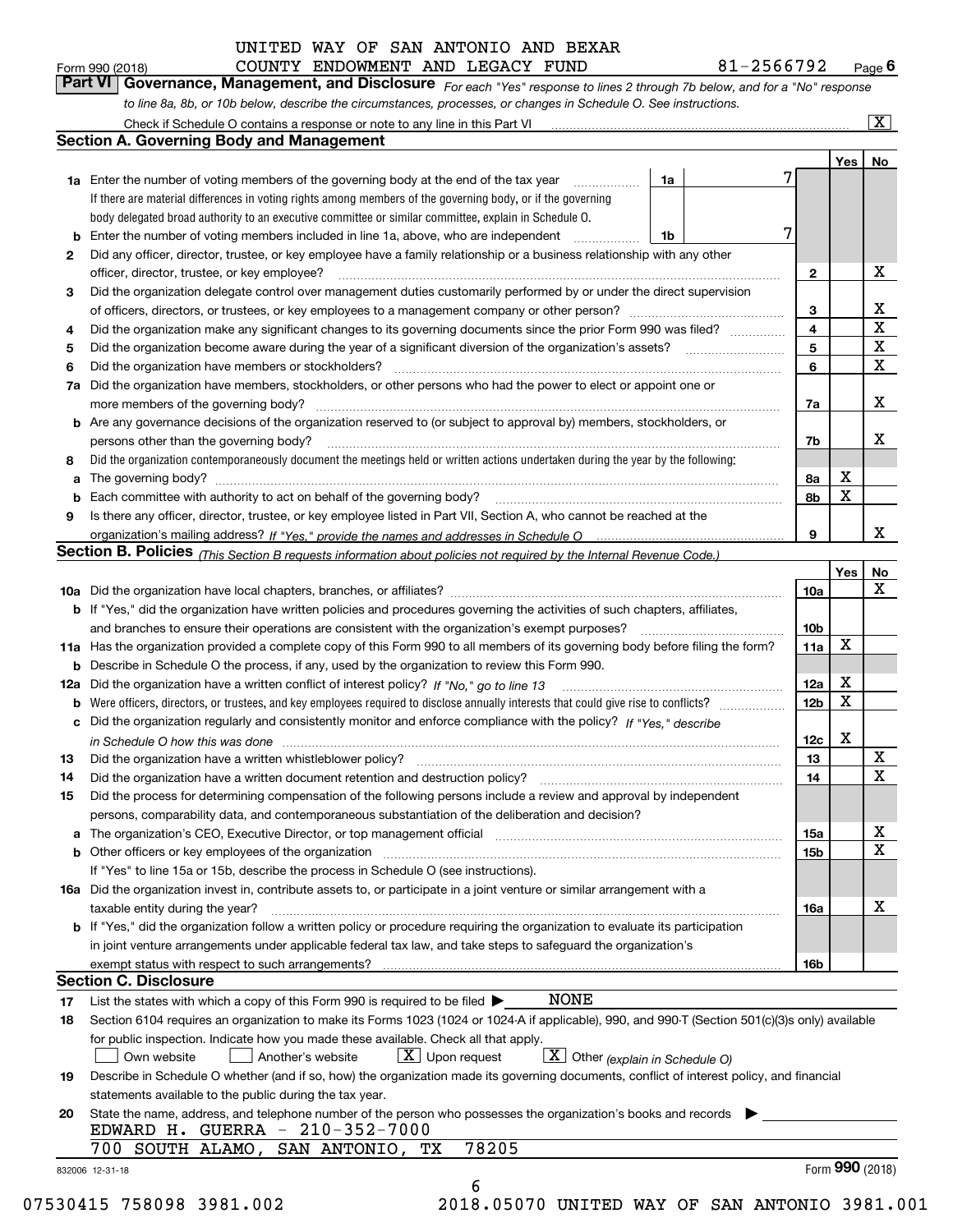UNITED WAY OF SAN ANTONIO AND BEXAR COUNTY ENDOWMENT AND LEGACY FUND 81-2566792

Form 990 (2018) Page 6

## Part VI Governance, Management, and Disclosure

*For each "Yes" response to lines 2 through 7b below, and for a "No" response to line 8a, 8b, or 10b below, describe the circumstances, processes, or changes in Schedule O. See instructions.*

Check if Schedule O contains a response or note to any line in this Part VI [X]

### Section A. Governing Body and Management

| | | | | Yes | No |
|---|---|---|---|---|---|
| **1a** | Enter the number of voting members of the governing body at the end of the tax year — **1a** | 7 | | | |
| | If there are material differences in voting rights among members of the governing body, or if the governing body delegated broad authority to an executive committee or similar committee, explain in Schedule O. | | | | |
| **b** | Enter the number of voting members included in line 1a, above, who are independent — **1b** | 7 | | | |
| **2** | Did any officer, director, trustee, or key employee have a family relationship or a business relationship with any other officer, director, trustee, or key employee? | | 2 | | X |
| **3** | Did the organization delegate control over management duties customarily performed by or under the direct supervision of officers, directors, or trustees, or key employees to a management company or other person? | | 3 | | X |
| **4** | Did the organization make any significant changes to its governing documents since the prior Form 990 was filed? | | 4 | | X |
| **5** | Did the organization become aware during the year of a significant diversion of the organization's assets? | | 5 | | X |
| **6** | Did the organization have members or stockholders? | | 6 | | X |
| **7a** | Did the organization have members, stockholders, or other persons who had the power to elect or appoint one or more members of the governing body? | | 7a | | X |
| **b** | Are any governance decisions of the organization reserved to (or subject to approval by) members, stockholders, or persons other than the governing body? | | 7b | | X |
| **8** | Did the organization contemporaneously document the meetings held or written actions undertaken during the year by the following: | | | | |
| **a** | The governing body? | | 8a | X | |
| **b** | Each committee with authority to act on behalf of the governing body? | | 8b | X | |
| **9** | Is there any officer, director, trustee, or key employee listed in Part VII, Section A, who cannot be reached at the organization's mailing address? *If "Yes," provide the names and addresses in Schedule O* | | 9 | | X |

### Section B. Policies *(This Section B requests information about policies not required by the Internal Revenue Code.)*

| | | | Yes | No |
|---|---|---|---|---|
| **10a** | Did the organization have local chapters, branches, or affiliates? | 10a | | X |
| **b** | If "Yes," did the organization have written policies and procedures governing the activities of such chapters, affiliates, and branches to ensure their operations are consistent with the organization's exempt purposes? | 10b | | |
| **11a** | Has the organization provided a complete copy of this Form 990 to all members of its governing body before filing the form? | 11a | X | |
| **b** | Describe in Schedule O the process, if any, used by the organization to review this Form 990. | | | |
| **12a** | Did the organization have a written conflict of interest policy? *If "No," go to line 13* | 12a | X | |
| **b** | Were officers, directors, or trustees, and key employees required to disclose annually interests that could give rise to conflicts? | 12b | X | |
| **c** | Did the organization regularly and consistently monitor and enforce compliance with the policy? *If "Yes," describe in Schedule O how this was done* | 12c | X | |
| **13** | Did the organization have a written whistleblower policy? | 13 | | X |
| **14** | Did the organization have a written document retention and destruction policy? | 14 | | X |
| **15** | Did the process for determining compensation of the following persons include a review and approval by independent persons, comparability data, and contemporaneous substantiation of the deliberation and decision? | | | |
| **a** | The organization's CEO, Executive Director, or top management official | 15a | | X |
| **b** | Other officers or key employees of the organization | 15b | | X |
| | If "Yes" to line 15a or 15b, describe the process in Schedule O (see instructions). | | | |
| **16a** | Did the organization invest in, contribute assets to, or participate in a joint venture or similar arrangement with a taxable entity during the year? | 16a | | X |
| **b** | If "Yes," did the organization follow a written policy or procedure requiring the organization to evaluate its participation in joint venture arrangements under applicable federal tax law, and take steps to safeguard the organization's exempt status with respect to such arrangements? | 16b | | |

### Section C. Disclosure

**17** List the states with which a copy of this Form 990 is required to be filed ▶ NONE

**18** Section 6104 requires an organization to make its Forms 1023 (1024 or 1024-A if applicable), 990, and 990-T (Section 501(c)(3)s only) available for public inspection. Indicate how you made these available. Check all that apply.

[ ] Own website [ ] Another's website [X] Upon request [X] Other *(explain in Schedule O)*

**19** Describe in Schedule O whether (and if so, how) the organization made its governing documents, conflict of interest policy, and financial statements available to the public during the tax year.

**20** State the name, address, and telephone number of the person who possesses the organization's books and records ▶

EDWARD H. GUERRA - 210-352-7000
700 SOUTH ALAMO, SAN ANTONIO, TX 78205

832006 12-31-18 Form 990 (2018)

07530415 758098 3981.002 2018.05070 UNITED WAY OF SAN ANTONIO 3981.001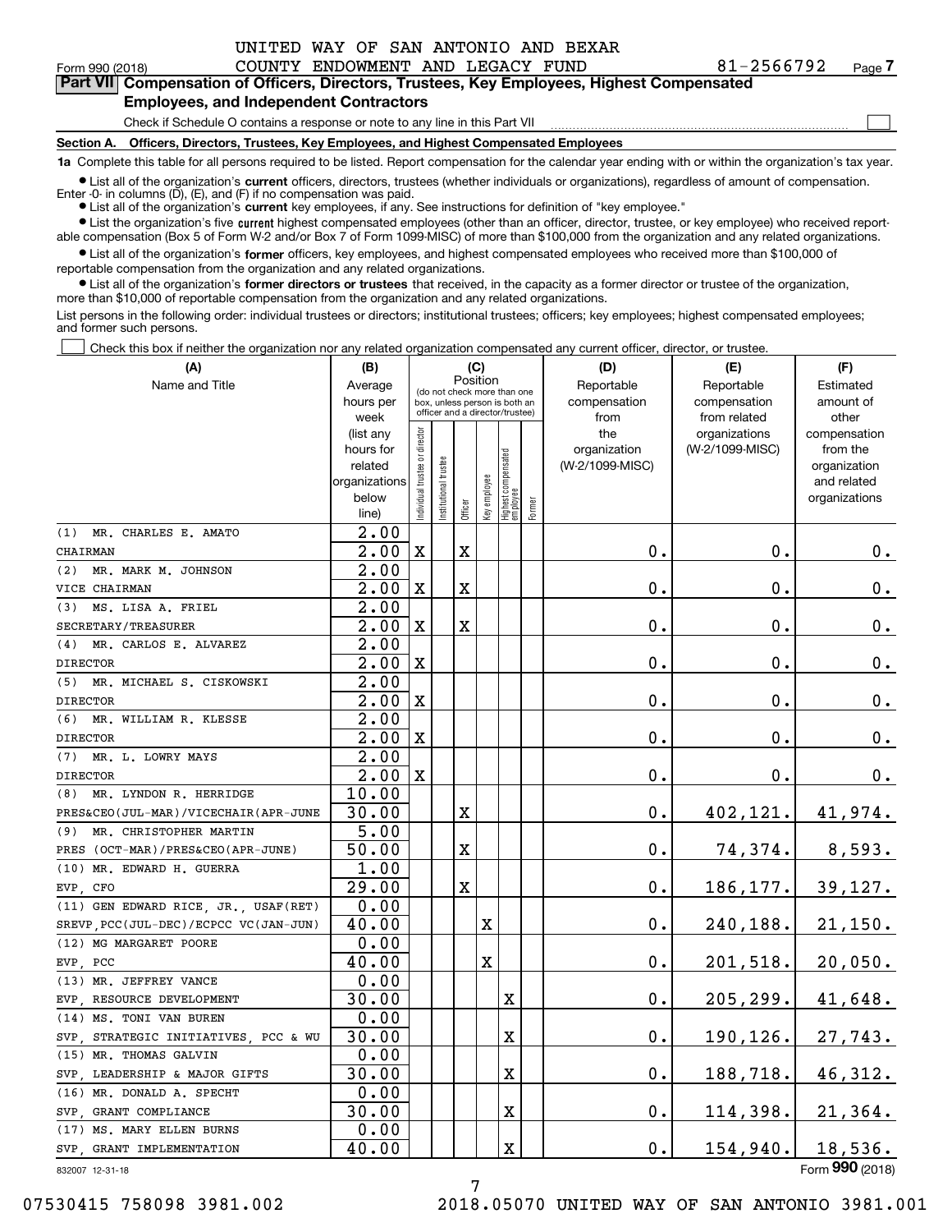UNITED WAY OF SAN ANTONIO AND BEXAR COUNTY ENDOWMENT AND LEGACY FUND 81-2566792

Form 990 (2018) Page 7

## Part VII Compensation of Officers, Directors, Trustees, Key Employees, Highest Compensated Employees, and Independent Contractors

Check if Schedule O contains a response or note to any line in this Part VII ☐

### Section A. Officers, Directors, Trustees, Key Employees, and Highest Compensated Employees

**1a** Complete this table for all persons required to be listed. Report compensation for the calendar year ending with or within the organization's tax year.

- List all of the organization's **current** officers, directors, trustees (whether individuals or organizations), regardless of amount of compensation. Enter -0- in columns (D), (E), and (F) if no compensation was paid.
- List all of the organization's **current** key employees, if any. See instructions for definition of "key employee."
- List the organization's five **current** highest compensated employees (other than an officer, director, trustee, or key employee) who received reportable compensation (Box 5 of Form W-2 and/or Box 7 of Form 1099-MISC) of more than $100,000 from the organization and any related organizations.
- List all of the organization's **former** officers, key employees, and highest compensated employees who received more than $100,000 of reportable compensation from the organization and any related organizations.
- List all of the organization's **former directors or trustees** that received, in the capacity as a former director or trustee of the organization, more than $10,000 of reportable compensation from the organization and any related organizations.

List persons in the following order: individual trustees or directors; institutional trustees; officers; key employees; highest compensated employees; and former such persons.

☐ Check this box if neither the organization nor any related organization compensated any current officer, director, or trustee.

| (A) Name and Title | (B) Average hours per week (list any hours for related organizations below line) | (C) Position: Individual trustee or director | Institutional trustee | Officer | Key employee | Highest compensated employee | Former | (D) Reportable compensation from the organization (W-2/1099-MISC) | (E) Reportable compensation from related organizations (W-2/1099-MISC) | (F) Estimated amount of other compensation from the organization and related organizations |
|---|---|---|---|---|---|---|---|---|---|---|
| (1) MR. CHARLES E. AMATO | 2.00 | | | | | | | | | |
| CHAIRMAN | 2.00 | X | | X | | | | 0. | 0. | 0. |
| (2) MR. MARK M. JOHNSON | 2.00 | | | | | | | | | |
| VICE CHAIRMAN | 2.00 | X | | X | | | | 0. | 0. | 0. |
| (3) MS. LISA A. FRIEL | 2.00 | | | | | | | | | |
| SECRETARY/TREASURER | 2.00 | X | | X | | | | 0. | 0. | 0. |
| (4) MR. CARLOS E. ALVAREZ | 2.00 | | | | | | | | | |
| DIRECTOR | 2.00 | X | | | | | | 0. | 0. | 0. |
| (5) MR. MICHAEL S. CISKOWSKI | 2.00 | | | | | | | | | |
| DIRECTOR | 2.00 | X | | | | | | 0. | 0. | 0. |
| (6) MR. WILLIAM R. KLESSE | 2.00 | | | | | | | | | |
| DIRECTOR | 2.00 | X | | | | | | 0. | 0. | 0. |
| (7) MR. L. LOWRY MAYS | 2.00 | | | | | | | | | |
| DIRECTOR | 2.00 | X | | | | | | 0. | 0. | 0. |
| (8) MR. LYNDON R. HERRIDGE | 10.00 | | | | | | | | | |
| PRES&CEO(JUL-MAR)/VICECHAIR(APR-JUNE | 30.00 | | | X | | | | 0. | 402,121. | 41,974. |
| (9) MR. CHRISTOPHER MARTIN | 5.00 | | | | | | | | | |
| PRES (OCT-MAR)/PRES&CEO(APR-JUNE) | 50.00 | | | X | | | | 0. | 74,374. | 8,593. |
| (10) MR. EDWARD H. GUERRA | 1.00 | | | | | | | | | |
| EVP, CFO | 29.00 | | | X | | | | 0. | 186,177. | 39,127. |
| (11) GEN EDWARD RICE, JR., USAF(RET) | 0.00 | | | | | | | | | |
| SREVP,PCC(JUL-DEC)/ECPCC VC(JAN-JUN) | 40.00 | | | | X | | | 0. | 240,188. | 21,150. |
| (12) MG MARGARET POORE | 0.00 | | | | | | | | | |
| EVP, PCC | 40.00 | | | | X | | | 0. | 201,518. | 20,050. |
| (13) MR. JEFFREY VANCE | 0.00 | | | | | | | | | |
| EVP, RESOURCE DEVELOPMENT | 30.00 | | | | | X | | 0. | 205,299. | 41,648. |
| (14) MS. TONI VAN BUREN | 0.00 | | | | | | | | | |
| SVP, STRATEGIC INITIATIVES, PCC & WU | 30.00 | | | | | X | | 0. | 190,126. | 27,743. |
| (15) MR. THOMAS GALVIN | 0.00 | | | | | | | | | |
| SVP, LEADERSHIP & MAJOR GIFTS | 30.00 | | | | | X | | 0. | 188,718. | 46,312. |
| (16) MR. DONALD A. SPECHT | 0.00 | | | | | | | | | |
| SVP, GRANT COMPLIANCE | 30.00 | | | | | X | | 0. | 114,398. | 21,364. |
| (17) MS. MARY ELLEN BURNS | 0.00 | | | | | | | | | |
| SVP, GRANT IMPLEMENTATION | 40.00 | | | | | X | | 0. | 154,940. | 18,536. |

832007 12-31-18

Form **990** (2018)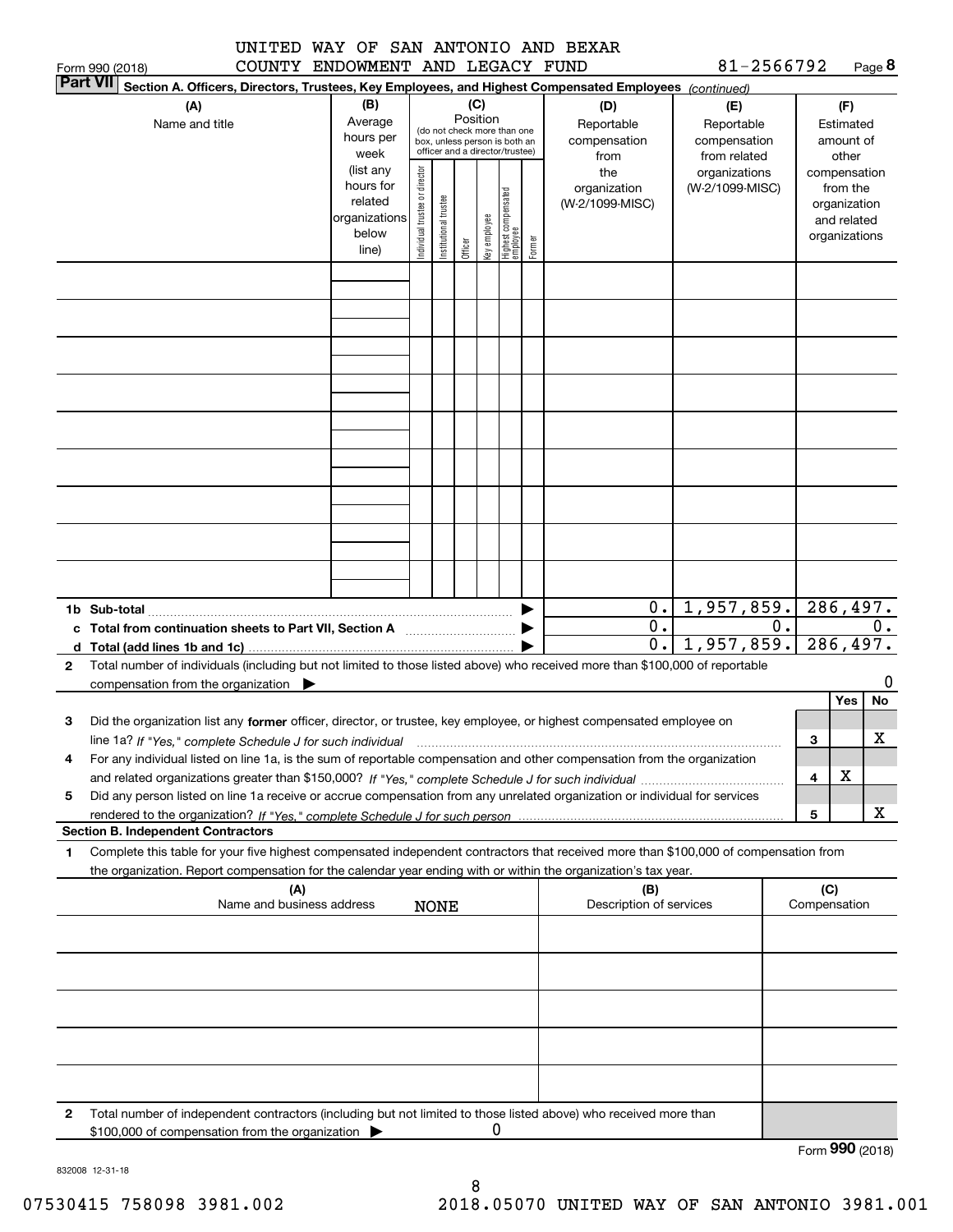UNITED WAY OF SAN ANTONIO AND BEXAR COUNTY ENDOWMENT AND LEGACY FUND 81-2566792

Form 990 (2018)

**Part VII Section A. Officers, Directors, Trustees, Key Employees, and Highest Compensated Employees** *(continued)*

| (A) Name and title | (B) Average hours per week (list any hours for related organizations below line) | (C) Position: Individual trustee or director | Institutional trustee | Officer | Key employee | Highest compensated employee | Former | (D) Reportable compensation from the organization (W-2/1099-MISC) | (E) Reportable compensation from related organizations (W-2/1099-MISC) | (F) Estimated amount of other compensation from the organization and related organizations |
|---|---|---|---|---|---|---|---|---|---|---|
| | | | | | | | | | | |
| | | | | | | | | | | |
| | | | | | | | | | | |
| | | | | | | | | | | |
| | | | | | | | | | | |
| | | | | | | | | | | |
| | | | | | | | | | | |
| | | | | | | | | | | |
| | | | | | | | | | | |
| **1b Sub-total** | | | | | | | | 0. | 1,957,859. | 286,497. |
| **c Total from continuation sheets to Part VII, Section A** | | | | | | | | 0. | 0. | 0. |
| **d Total (add lines 1b and 1c)** | | | | | | | | 0. | 1,957,859. | 286,497. |

**2** Total number of individuals (including but not limited to those listed above) who received more than $100,000 of reportable compensation from the organization ▶ 0

| | | Yes | No |
|---|---|---|---|
| **3** Did the organization list any **former** officer, director, or trustee, key employee, or highest compensated employee on line 1a? *If "Yes," complete Schedule J for such individual* | 3 | | X |
| **4** For any individual listed on line 1a, is the sum of reportable compensation and other compensation from the organization and related organizations greater than $150,000? *If "Yes," complete Schedule J for such individual* | 4 | X | |
| **5** Did any person listed on line 1a receive or accrue compensation from any unrelated organization or individual for services rendered to the organization? *If "Yes," complete Schedule J for such person* | 5 | | X |

**Section B. Independent Contractors**

**1** Complete this table for your five highest compensated independent contractors that received more than $100,000 of compensation from the organization. Report compensation for the calendar year ending with or within the organization's tax year.

| (A) Name and business address | (B) Description of services | (C) Compensation |
|---|---|---|
| NONE | | |
| | | |
| | | |
| | | |
| | | |

**2** Total number of independent contractors (including but not limited to those listed above) who received more than $100,000 of compensation from the organization ▶ 0

Form **990** (2018)

832008 12-31-18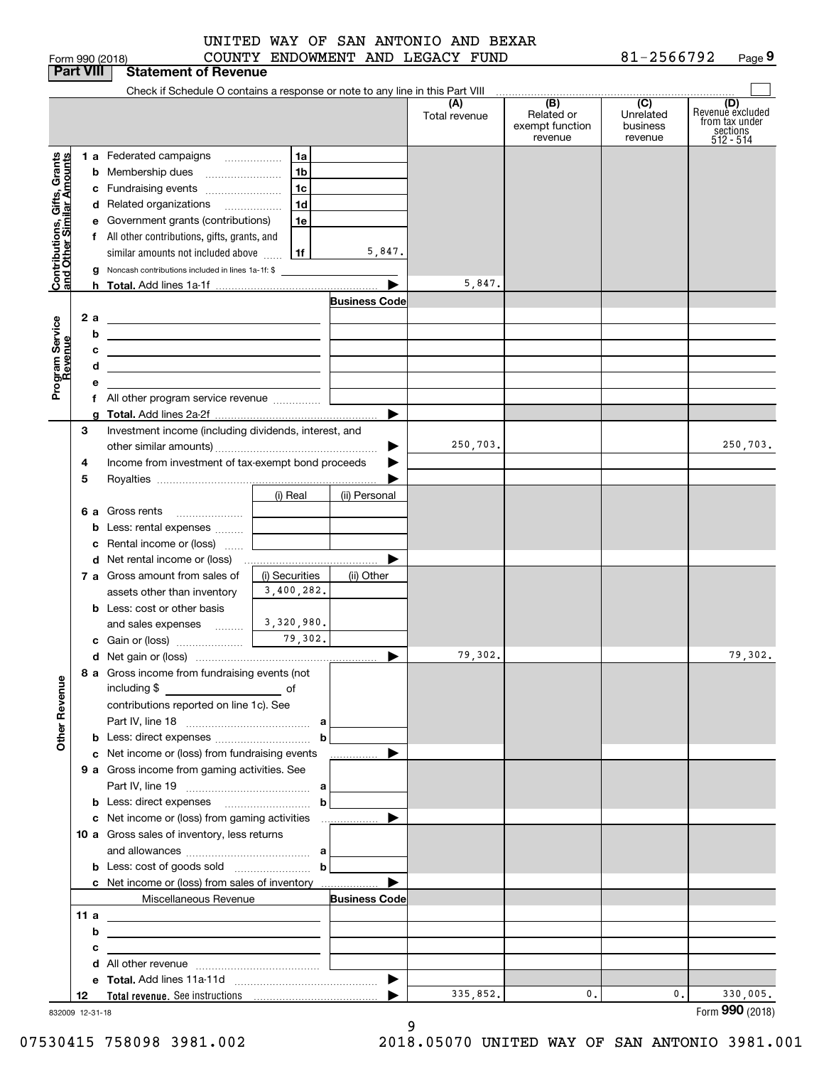UNITED WAY OF SAN ANTONIO AND BEXAR COUNTY ENDOWMENT AND LEGACY FUND

Form 990 (2018) 81-2566792 Page 9

**Part VIII Statement of Revenue**

Check if Schedule O contains a response or note to any line in this Part VIII

| | | | | (A) Total revenue | (B) Related or exempt function revenue | (C) Unrelated business revenue | (D) Revenue excluded from tax under sections 512 - 514 |
|---|---|---|---|---|---|---|---|
| **Contributions, Gifts, Grants and Other Similar Amounts** | 1 a Federated campaigns | 1a | | | | | |
| | b Membership dues | 1b | | | | | |
| | c Fundraising events | 1c | | | | | |
| | d Related organizations | 1d | | | | | |
| | e Government grants (contributions) | 1e | | | | | |
| | f All other contributions, gifts, grants, and similar amounts not included above | 1f | 5,847. | | | | |
| | g Noncash contributions included in lines 1a-1f: $ | | | | | | |
| | h **Total.** Add lines 1a-1f | | | 5,847. | | | |
| **Program Service Revenue** | | | Business Code | | | | |
| | 2 a | | | | | | |
| | b | | | | | | |
| | c | | | | | | |
| | d | | | | | | |
| | e | | | | | | |
| | f All other program service revenue | | | | | | |
| | g **Total.** Add lines 2a-2f | | | | | | |
| **Other Revenue** | 3 Investment income (including dividends, interest, and other similar amounts) | | | 250,703. | | | 250,703. |
| | 4 Income from investment of tax-exempt bond proceeds | | | | | | |
| | 5 Royalties | | | | | | |
| | | (i) Real | (ii) Personal | | | | |
| | 6 a Gross rents | | | | | | |
| | b Less: rental expenses | | | | | | |
| | c Rental income or (loss) | | | | | | |
| | d Net rental income or (loss) | | | | | | |
| | | (i) Securities | (ii) Other | | | | |
| | 7 a Gross amount from sales of assets other than inventory | 3,400,282. | | | | | |
| | b Less: cost or other basis and sales expenses | 3,320,980. | | | | | |
| | c Gain or (loss) | 79,302. | | | | | |
| | d Net gain or (loss) | | | 79,302. | | | 79,302. |
| | 8 a Gross income from fundraising events (not including $ ___ of contributions reported on line 1c). See Part IV, line 18 | a | | | | | |
| | b Less: direct expenses | b | | | | | |
| | c Net income or (loss) from fundraising events | | | | | | |
| | 9 a Gross income from gaming activities. See Part IV, line 19 | a | | | | | |
| | b Less: direct expenses | b | | | | | |
| | c Net income or (loss) from gaming activities | | | | | | |
| | 10 a Gross sales of inventory, less returns and allowances | a | | | | | |
| | b Less: cost of goods sold | b | | | | | |
| | c Net income or (loss) from sales of inventory | | | | | | |
| | Miscellaneous Revenue | | Business Code | | | | |
| | 11 a | | | | | | |
| | b | | | | | | |
| | c | | | | | | |
| | d All other revenue | | | | | | |
| | e **Total.** Add lines 11a-11d | | | | | | |
| | 12 **Total revenue.** See instructions | | | 335,852. | 0. | 0. | 330,005. |

832009 12-31-18

Form **990** (2018)

07530415 758098 3981.002 2018.05070 UNITED WAY OF SAN ANTONIO 3981.001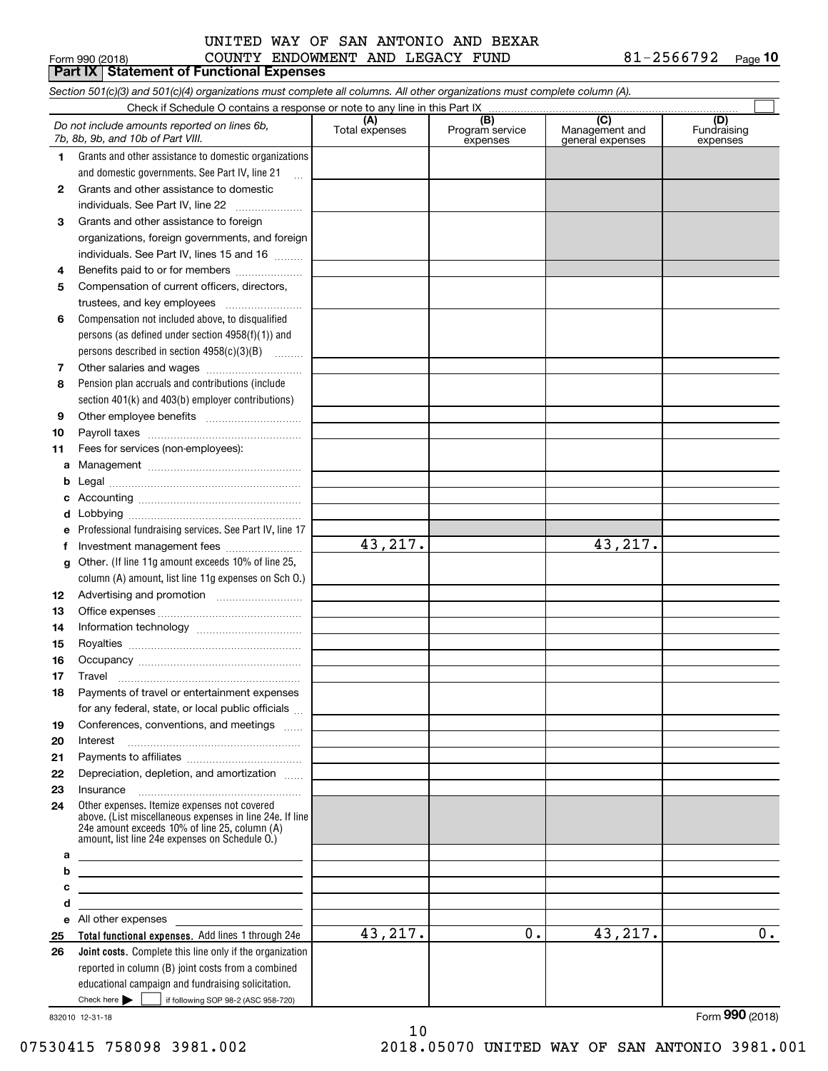Form 990 (2018) UNITED WAY OF SAN ANTONIO AND BEXAR COUNTY ENDOWMENT AND LEGACY FUND 81-2566792 Page **10**

## Part IX Statement of Functional Expenses

*Section 501(c)(3) and 501(c)(4) organizations must complete all columns. All other organizations must complete column (A).*

Check if Schedule O contains a response or note to any line in this Part IX ☐

| *Do not include amounts reported on lines 6b, 7b, 8b, 9b, and 10b of Part VIII.* | (A) Total expenses | (B) Program service expenses | (C) Management and general expenses | (D) Fundraising expenses |
|---|---|---|---|---|
| **1** Grants and other assistance to domestic organizations and domestic governments. See Part IV, line 21 | | | | |
| **2** Grants and other assistance to domestic individuals. See Part IV, line 22 | | | | |
| **3** Grants and other assistance to foreign organizations, foreign governments, and foreign individuals. See Part IV, lines 15 and 16 | | | | |
| **4** Benefits paid to or for members | | | | |
| **5** Compensation of current officers, directors, trustees, and key employees | | | | |
| **6** Compensation not included above, to disqualified persons (as defined under section 4958(f)(1)) and persons described in section 4958(c)(3)(B) | | | | |
| **7** Other salaries and wages | | | | |
| **8** Pension plan accruals and contributions (include section 401(k) and 403(b) employer contributions) | | | | |
| **9** Other employee benefits | | | | |
| **10** Payroll taxes | | | | |
| **11** Fees for services (non-employees): | | | | |
| **a** Management | | | | |
| **b** Legal | | | | |
| **c** Accounting | | | | |
| **d** Lobbying | | | | |
| **e** Professional fundraising services. See Part IV, line 17 | | | | |
| **f** Investment management fees | 43,217. | | 43,217. | |
| **g** Other. (If line 11g amount exceeds 10% of line 25, column (A) amount, list line 11g expenses on Sch O.) | | | | |
| **12** Advertising and promotion | | | | |
| **13** Office expenses | | | | |
| **14** Information technology | | | | |
| **15** Royalties | | | | |
| **16** Occupancy | | | | |
| **17** Travel | | | | |
| **18** Payments of travel or entertainment expenses for any federal, state, or local public officials | | | | |
| **19** Conferences, conventions, and meetings | | | | |
| **20** Interest | | | | |
| **21** Payments to affiliates | | | | |
| **22** Depreciation, depletion, and amortization | | | | |
| **23** Insurance | | | | |
| **24** Other expenses. Itemize expenses not covered above. (List miscellaneous expenses in line 24e. If line 24e amount exceeds 10% of line 25, column (A) amount, list line 24e expenses on Schedule O.) | | | | |
| **a** | | | | |
| **b** | | | | |
| **c** | | | | |
| **d** | | | | |
| **e** All other expenses | | | | |
| **25 Total functional expenses.** Add lines 1 through 24e | 43,217. | 0. | 43,217. | 0. |
| **26 Joint costs.** Complete this line only if the organization reported in column (B) joint costs from a combined educational campaign and fundraising solicitation. Check here ▶ ☐ if following SOP 98-2 (ASC 958-720) | | | | |

832010 12-31-18

Form **990** (2018)

07530415 758098 3981.002 2018.05070 UNITED WAY OF SAN ANTONIO 3981.001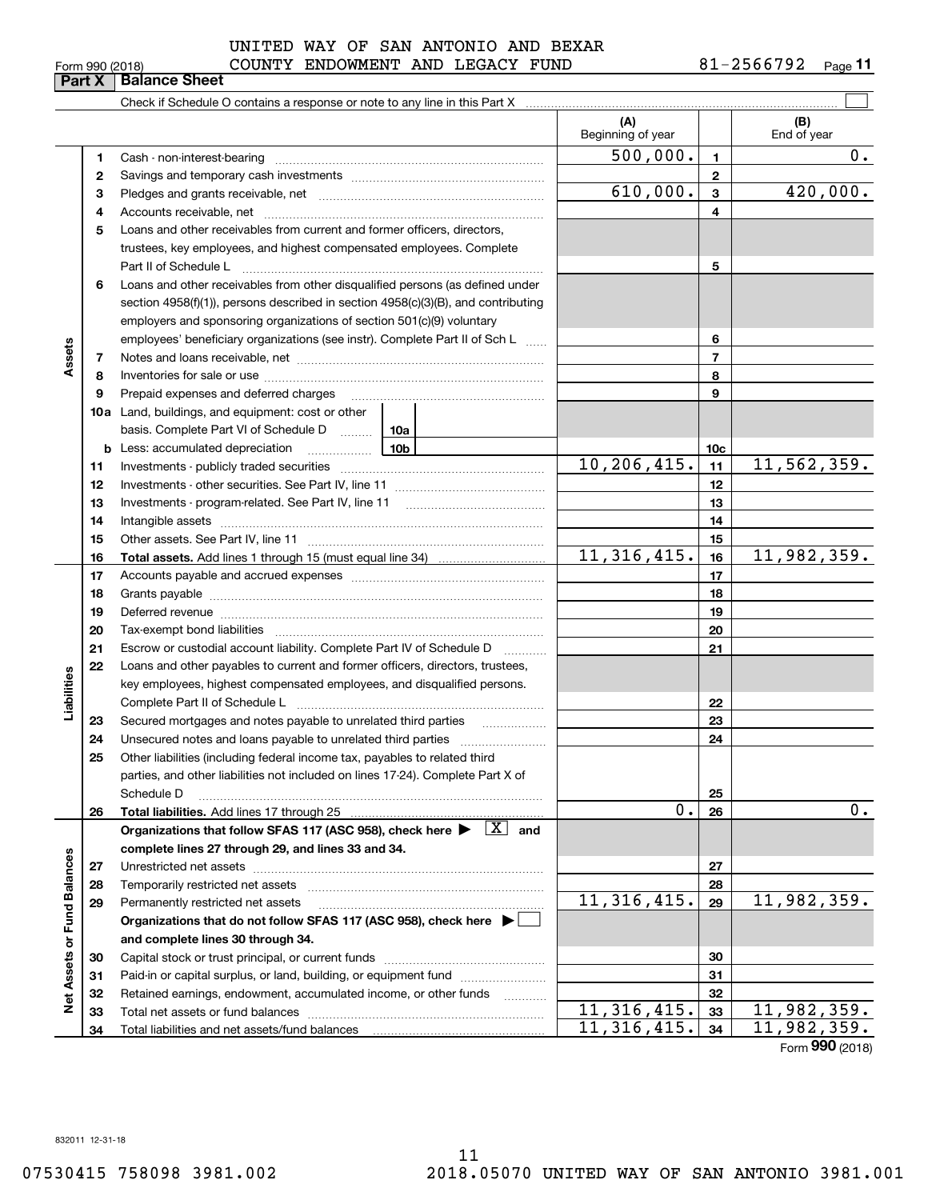Form 990 (2018) UNITED WAY OF SAN ANTONIO AND BEXAR COUNTY ENDOWMENT AND LEGACY FUND 81-2566792 Page **11**

## Part X Balance Sheet

Check if Schedule O contains a response or note to any line in this Part X ☐

| | | Description | (A) Beginning of year | | (B) End of year |
|---|---|---|---|---|---|
| **Assets** | 1 | Cash - non-interest-bearing | 500,000. | 1 | 0. |
| | 2 | Savings and temporary cash investments | | 2 | |
| | 3 | Pledges and grants receivable, net | 610,000. | 3 | 420,000. |
| | 4 | Accounts receivable, net | | 4 | |
| | 5 | Loans and other receivables from current and former officers, directors, trustees, key employees, and highest compensated employees. Complete Part II of Schedule L | | 5 | |
| | 6 | Loans and other receivables from other disqualified persons (as defined under section 4958(f)(1)), persons described in section 4958(c)(3)(B), and contributing employers and sponsoring organizations of section 501(c)(9) voluntary employees' beneficiary organizations (see instr). Complete Part II of Sch L | | 6 | |
| | 7 | Notes and loans receivable, net | | 7 | |
| | 8 | Inventories for sale or use | | 8 | |
| | 9 | Prepaid expenses and deferred charges | | 9 | |
| | 10a | Land, buildings, and equipment: cost or other basis. Complete Part VI of Schedule D 10a | | | |
| | b | Less: accumulated depreciation 10b | | 10c | |
| | 11 | Investments - publicly traded securities | 10,206,415. | 11 | 11,562,359. |
| | 12 | Investments - other securities. See Part IV, line 11 | | 12 | |
| | 13 | Investments - program-related. See Part IV, line 11 | | 13 | |
| | 14 | Intangible assets | | 14 | |
| | 15 | Other assets. See Part IV, line 11 | | 15 | |
| | 16 | **Total assets.** Add lines 1 through 15 (must equal line 34) | 11,316,415. | 16 | 11,982,359. |
| **Liabilities** | 17 | Accounts payable and accrued expenses | | 17 | |
| | 18 | Grants payable | | 18 | |
| | 19 | Deferred revenue | | 19 | |
| | 20 | Tax-exempt bond liabilities | | 20 | |
| | 21 | Escrow or custodial account liability. Complete Part IV of Schedule D | | 21 | |
| | 22 | Loans and other payables to current and former officers, directors, trustees, key employees, highest compensated employees, and disqualified persons. Complete Part II of Schedule L | | 22 | |
| | 23 | Secured mortgages and notes payable to unrelated third parties | | 23 | |
| | 24 | Unsecured notes and loans payable to unrelated third parties | | 24 | |
| | 25 | Other liabilities (including federal income tax, payables to related third parties, and other liabilities not included on lines 17-24). Complete Part X of Schedule D | | 25 | |
| | 26 | **Total liabilities.** Add lines 17 through 25 | 0. | 26 | 0. |
| **Net Assets or Fund Balances** | | **Organizations that follow SFAS 117 (ASC 958), check here ▶ [X] and complete lines 27 through 29, and lines 33 and 34.** | | | |
| | 27 | Unrestricted net assets | | 27 | |
| | 28 | Temporarily restricted net assets | | 28 | |
| | 29 | Permanently restricted net assets | 11,316,415. | 29 | 11,982,359. |
| | | **Organizations that do not follow SFAS 117 (ASC 958), check here ▶ ☐ and complete lines 30 through 34.** | | | |
| | 30 | Capital stock or trust principal, or current funds | | 30 | |
| | 31 | Paid-in or capital surplus, or land, building, or equipment fund | | 31 | |
| | 32 | Retained earnings, endowment, accumulated income, or other funds | | 32 | |
| | 33 | Total net assets or fund balances | 11,316,415. | 33 | 11,982,359. |
| | 34 | Total liabilities and net assets/fund balances | 11,316,415. | 34 | 11,982,359. |

Form **990** (2018)

832011 12-31-18

07530415 758098 3981.002 2018.05070 UNITED WAY OF SAN ANTONIO 3981.001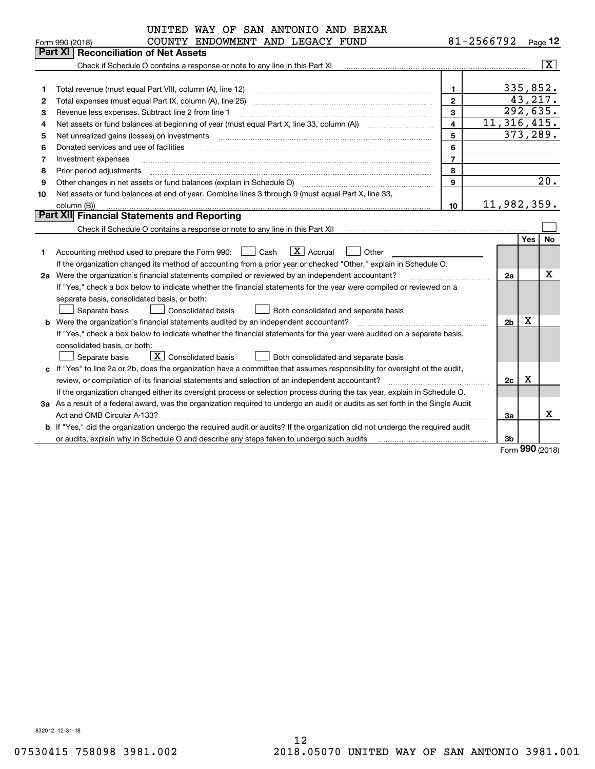UNITED WAY OF SAN ANTONIO AND BEXAR COUNTY ENDOWMENT AND LEGACY FUND 81-2566792

Form 990 (2018)

## Part XI Reconciliation of Net Assets

Check if Schedule O contains a response or note to any line in this Part XI [X]

| | | | |
|---|---|---|---|
| 1 | Total revenue (must equal Part VIII, column (A), line 12) | 1 | 335,852. |
| 2 | Total expenses (must equal Part IX, column (A), line 25) | 2 | 43,217. |
| 3 | Revenue less expenses. Subtract line 2 from line 1 | 3 | 292,635. |
| 4 | Net assets or fund balances at beginning of year (must equal Part X, line 33, column (A)) | 4 | 11,316,415. |
| 5 | Net unrealized gains (losses) on investments | 5 | 373,289. |
| 6 | Donated services and use of facilities | 6 | |
| 7 | Investment expenses | 7 | |
| 8 | Prior period adjustments | 8 | |
| 9 | Other changes in net assets or fund balances (explain in Schedule O) | 9 | 20. |
| 10 | Net assets or fund balances at end of year. Combine lines 3 through 9 (must equal Part X, line 33, column (B)) | 10 | 11,982,359. |

## Part XII Financial Statements and Reporting

Check if Schedule O contains a response or note to any line in this Part XII [ ]

| | | | Yes | No |
|---|---|---|---|---|
| 1 | Accounting method used to prepare the Form 990: [ ] Cash [X] Accrual [ ] Other<br>If the organization changed its method of accounting from a prior year or checked "Other," explain in Schedule O. | | | |
| 2a | Were the organization's financial statements compiled or reviewed by an independent accountant?<br>If "Yes," check a box below to indicate whether the financial statements for the year were compiled or reviewed on a separate basis, consolidated basis, or both:<br>[ ] Separate basis [ ] Consolidated basis [ ] Both consolidated and separate basis | 2a | | X |
| b | Were the organization's financial statements audited by an independent accountant?<br>If "Yes," check a box below to indicate whether the financial statements for the year were audited on a separate basis, consolidated basis, or both:<br>[ ] Separate basis [X] Consolidated basis [ ] Both consolidated and separate basis | 2b | X | |
| c | If "Yes" to line 2a or 2b, does the organization have a committee that assumes responsibility for oversight of the audit, review, or compilation of its financial statements and selection of an independent accountant?<br>If the organization changed either its oversight process or selection process during the tax year, explain in Schedule O. | 2c | X | |
| 3a | As a result of a federal award, was the organization required to undergo an audit or audits as set forth in the Single Audit Act and OMB Circular A-133? | 3a | | X |
| b | If "Yes," did the organization undergo the required audit or audits? If the organization did not undergo the required audit or audits, explain why in Schedule O and describe any steps taken to undergo such audits | 3b | | |

Form 990 (2018)

832012 12-31-18

07530415 758098 3981.002 2018.05070 UNITED WAY OF SAN ANTONIO 3981.001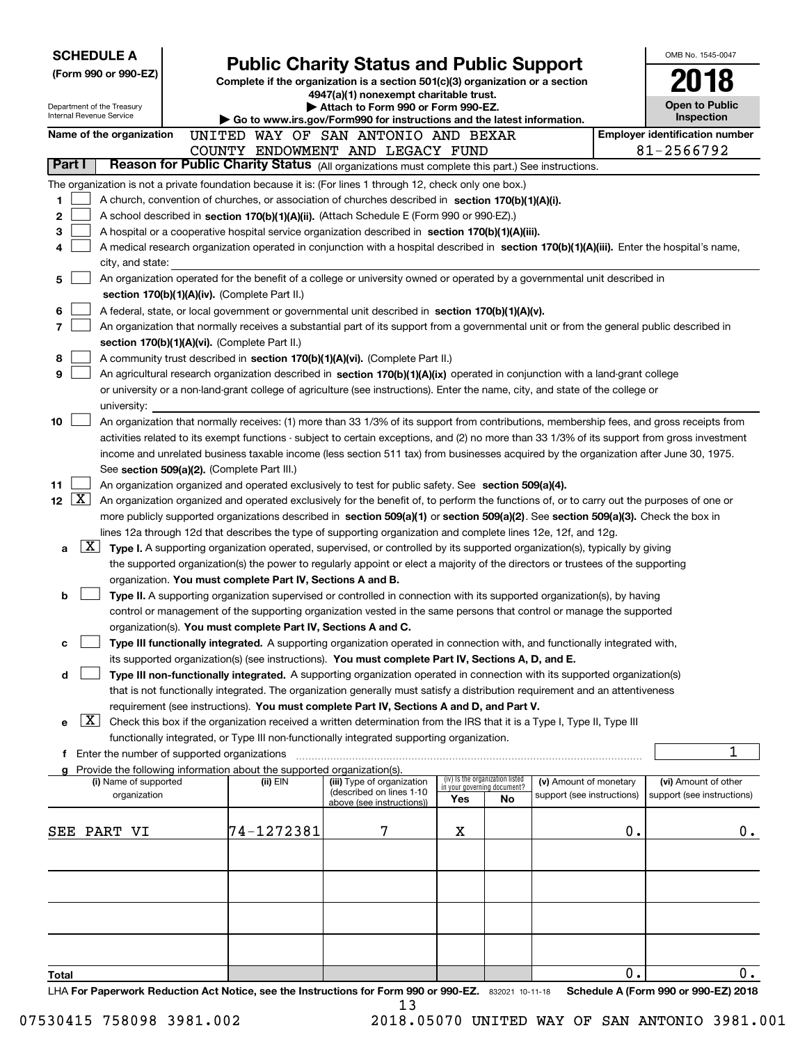**SCHEDULE A**
**(Form 990 or 990-EZ)**

Department of the Treasury
Internal Revenue Service

# Public Charity Status and Public Support

**Complete if the organization is a section 501(c)(3) organization or a section 4947(a)(1) nonexempt charitable trust.**
**▶ Attach to Form 990 or Form 990-EZ.**
**▶ Go to www.irs.gov/Form990 for instructions and the latest information.**

OMB No. 1545-0047
**2018**
**Open to Public Inspection**

**Name of the organization** UNITED WAY OF SAN ANTONIO AND BEXAR COUNTY ENDOWMENT AND LEGACY FUND

**Employer identification number** 81-2566792

**Part I** **Reason for Public Charity Status** (All organizations must complete this part.) See instructions.

The organization is not a private foundation because it is: (For lines 1 through 12, check only one box.)

1 [ ] A church, convention of churches, or association of churches described in **section 170(b)(1)(A)(i).**

2 [ ] A school described in **section 170(b)(1)(A)(ii).** (Attach Schedule E (Form 990 or 990-EZ).)

3 [ ] A hospital or a cooperative hospital service organization described in **section 170(b)(1)(A)(iii).**

4 [ ] A medical research organization operated in conjunction with a hospital described in **section 170(b)(1)(A)(iii).** Enter the hospital's name, city, and state:

5 [ ] An organization operated for the benefit of a college or university owned or operated by a governmental unit described in **section 170(b)(1)(A)(iv).** (Complete Part II.)

6 [ ] A federal, state, or local government or governmental unit described in **section 170(b)(1)(A)(v).**

7 [ ] An organization that normally receives a substantial part of its support from a governmental unit or from the general public described in **section 170(b)(1)(A)(vi).** (Complete Part II.)

8 [ ] A community trust described in **section 170(b)(1)(A)(vi).** (Complete Part II.)

9 [ ] An agricultural research organization described in **section 170(b)(1)(A)(ix)** operated in conjunction with a land-grant college or university or a non-land-grant college of agriculture (see instructions). Enter the name, city, and state of the college or university:

10 [ ] An organization that normally receives: (1) more than 33 1/3% of its support from contributions, membership fees, and gross receipts from activities related to its exempt functions - subject to certain exceptions, and (2) no more than 33 1/3% of its support from gross investment income and unrelated business taxable income (less section 511 tax) from businesses acquired by the organization after June 30, 1975. See **section 509(a)(2).** (Complete Part III.)

11 [ ] An organization organized and operated exclusively to test for public safety. See **section 509(a)(4).**

12 [X] An organization organized and operated exclusively for the benefit of, to perform the functions of, or to carry out the purposes of one or more publicly supported organizations described in **section 509(a)(1)** or **section 509(a)(2)**. See **section 509(a)(3).** Check the box in lines 12a through 12d that describes the type of supporting organization and complete lines 12e, 12f, and 12g.

a [X] **Type I.** A supporting organization operated, supervised, or controlled by its supported organization(s), typically by giving the supported organization(s) the power to regularly appoint or elect a majority of the directors or trustees of the supporting organization. **You must complete Part IV, Sections A and B.**

b [ ] **Type II.** A supporting organization supervised or controlled in connection with its supported organization(s), by having control or management of the supporting organization vested in the same persons that control or manage the supported organization(s). **You must complete Part IV, Sections A and C.**

c [ ] **Type III functionally integrated.** A supporting organization operated in connection with, and functionally integrated with, its supported organization(s) (see instructions). **You must complete Part IV, Sections A, D, and E.**

d [ ] **Type III non-functionally integrated.** A supporting organization operated in connection with its supported organization(s) that is not functionally integrated. The organization generally must satisfy a distribution requirement and an attentiveness requirement (see instructions). **You must complete Part IV, Sections A and D, and Part V.**

e [X] Check this box if the organization received a written determination from the IRS that it is a Type I, Type II, Type III functionally integrated, or Type III non-functionally integrated supporting organization.

f Enter the number of supported organizations ..... 1

g Provide the following information about the supported organization(s).

| (i) Name of supported organization | (ii) EIN | (iii) Type of organization (described on lines 1-10 above (see instructions)) | (iv) Is the organization listed in your governing document? Yes | No | (v) Amount of monetary support (see instructions) | (vi) Amount of other support (see instructions) |
|---|---|---|---|---|---|---|
| SEE PART VI | 74-1272381 | 7 | X | | 0. | 0. |
| | | | | | | |
| | | | | | | |
| | | | | | | |
| | | | | | | |
| **Total** | | | | | 0. | 0. |

LHA **For Paperwork Reduction Act Notice, see the Instructions for Form 990 or 990-EZ.** 832021 10-11-18 **Schedule A (Form 990 or 990-EZ) 2018**

07530415 758098 3981.002 2018.05070 UNITED WAY OF SAN ANTONIO 3981.001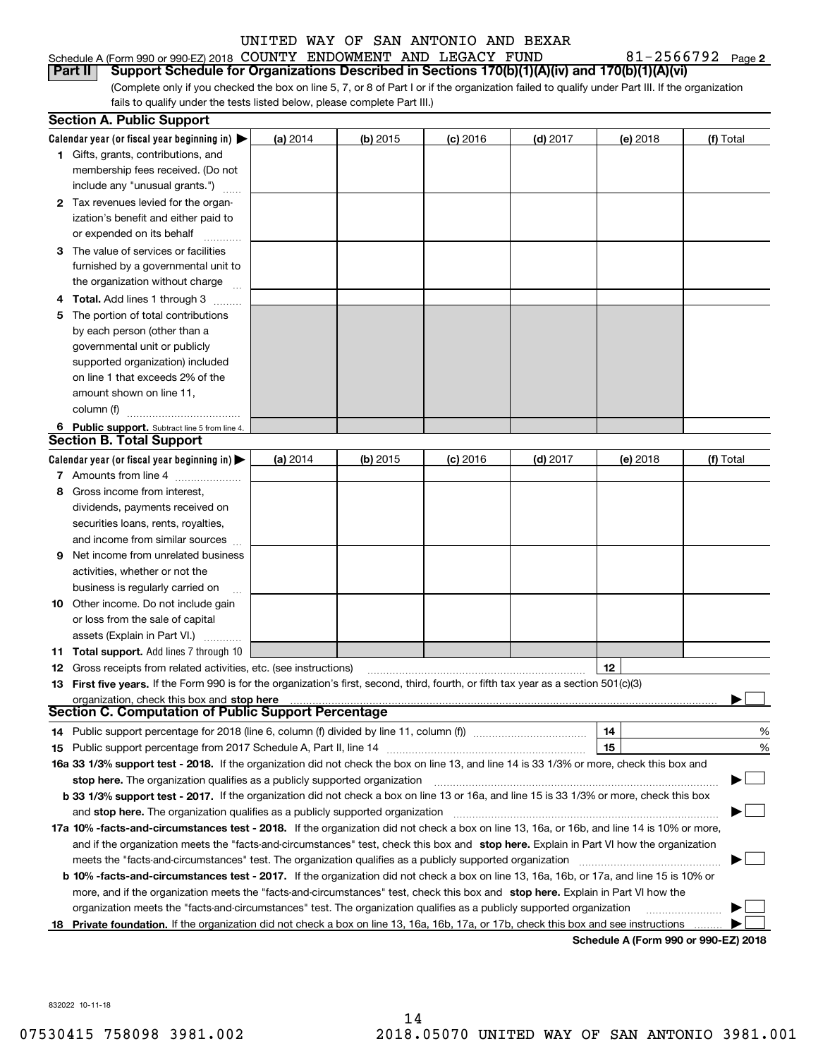UNITED WAY OF SAN ANTONIO AND BEXAR

Schedule A (Form 990 or 990-EZ) 2018 COUNTY ENDOWMENT AND LEGACY FUND 81-2566792 Page **2**

**Part II** **Support Schedule for Organizations Described in Sections 170(b)(1)(A)(iv) and 170(b)(1)(A)(vi)**

(Complete only if you checked the box on line 5, 7, or 8 of Part I or if the organization failed to qualify under Part III. If the organization fails to qualify under the tests listed below, please complete Part III.)

**Section A. Public Support**

| Calendar year (or fiscal year beginning in) ▶ | (a) 2014 | (b) 2015 | (c) 2016 | (d) 2017 | (e) 2018 | (f) Total |
|---|---|---|---|---|---|---|
| **1** Gifts, grants, contributions, and membership fees received. (Do not include any "unusual grants.") | | | | | | |
| **2** Tax revenues levied for the organization's benefit and either paid to or expended on its behalf | | | | | | |
| **3** The value of services or facilities furnished by a governmental unit to the organization without charge | | | | | | |
| **4 Total.** Add lines 1 through 3 | | | | | | |
| **5** The portion of total contributions by each person (other than a governmental unit or publicly supported organization) included on line 1 that exceeds 2% of the amount shown on line 11, column (f) | | | | | | |
| **6 Public support.** Subtract line 5 from line 4. | | | | | | |

**Section B. Total Support**

| Calendar year (or fiscal year beginning in) ▶ | (a) 2014 | (b) 2015 | (c) 2016 | (d) 2017 | (e) 2018 | (f) Total |
|---|---|---|---|---|---|---|
| **7** Amounts from line 4 | | | | | | |
| **8** Gross income from interest, dividends, payments received on securities loans, rents, royalties, and income from similar sources | | | | | | |
| **9** Net income from unrelated business activities, whether or not the business is regularly carried on | | | | | | |
| **10** Other income. Do not include gain or loss from the sale of capital assets (Explain in Part VI.) | | | | | | |
| **11 Total support.** Add lines 7 through 10 | | | | | | |

**12** Gross receipts from related activities, etc. (see instructions) **12**

**13 First five years.** If the Form 990 is for the organization's first, second, third, fourth, or fifth tax year as a section 501(c)(3) organization, check this box and **stop here** ▶ ☐

**Section C. Computation of Public Support Percentage**

**14** Public support percentage for 2018 (line 6, column (f) divided by line 11, column (f)) **14** %

**15** Public support percentage from 2017 Schedule A, Part II, line 14 **15** %

**16a 33 1/3% support test - 2018.** If the organization did not check the box on line 13, and line 14 is 33 1/3% or more, check this box and **stop here.** The organization qualifies as a publicly supported organization ▶ ☐

**b 33 1/3% support test - 2017.** If the organization did not check a box on line 13 or 16a, and line 15 is 33 1/3% or more, check this box and **stop here.** The organization qualifies as a publicly supported organization ▶ ☐

**17a 10% -facts-and-circumstances test - 2018.** If the organization did not check a box on line 13, 16a, or 16b, and line 14 is 10% or more, and if the organization meets the "facts-and-circumstances" test, check this box and **stop here.** Explain in Part VI how the organization meets the "facts-and-circumstances" test. The organization qualifies as a publicly supported organization ▶ ☐

**b 10% -facts-and-circumstances test - 2017.** If the organization did not check a box on line 13, 16a, 16b, or 17a, and line 15 is 10% or more, and if the organization meets the "facts-and-circumstances" test, check this box and **stop here.** Explain in Part VI how the organization meets the "facts-and-circumstances" test. The organization qualifies as a publicly supported organization ▶ ☐

**18 Private foundation.** If the organization did not check a box on line 13, 16a, 16b, 17a, or 17b, check this box and see instructions ▶ ☐

**Schedule A (Form 990 or 990-EZ) 2018**

832022 10-11-18

07530415 758098 3981.002 2018.05070 UNITED WAY OF SAN ANTONIO 3981.001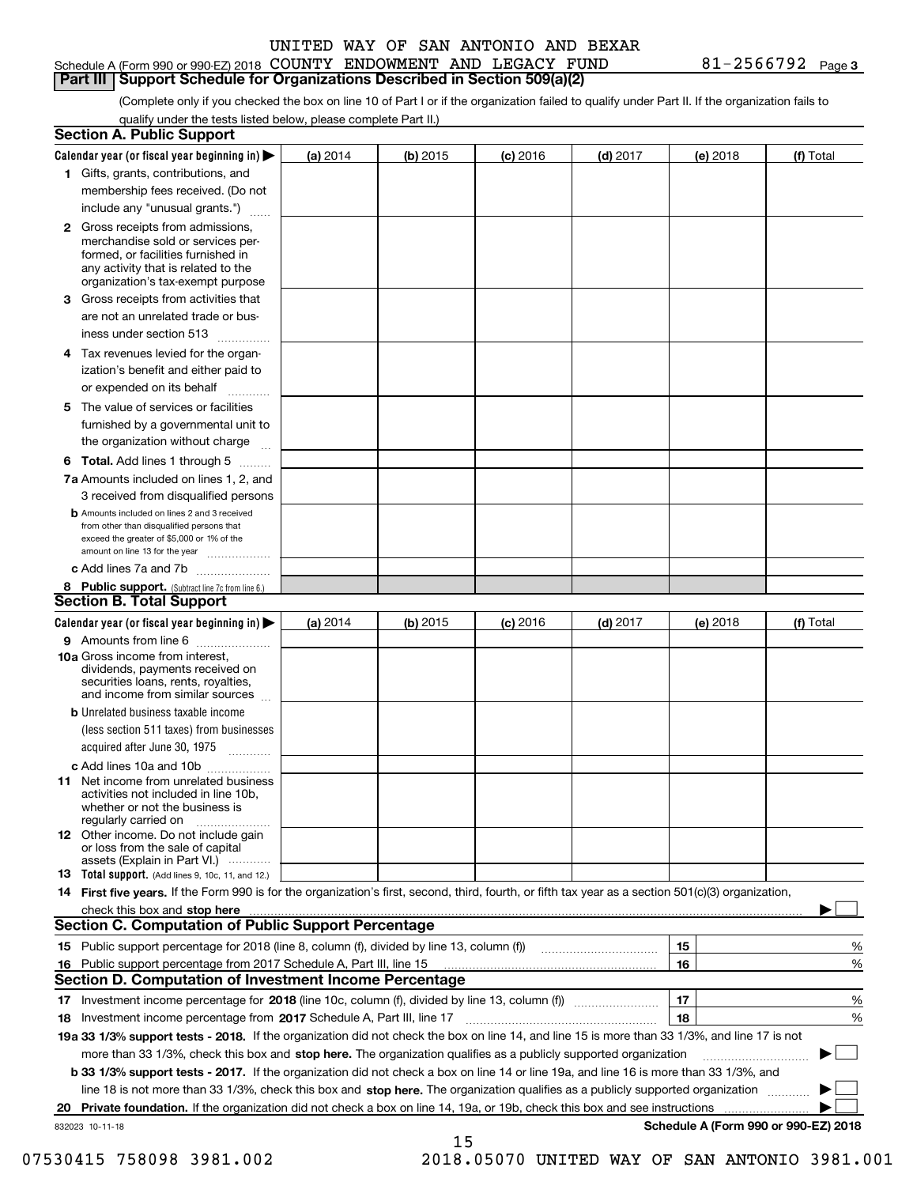UNITED WAY OF SAN ANTONIO AND BEXAR

Schedule A (Form 990 or 990-EZ) 2018 COUNTY ENDOWMENT AND LEGACY FUND 81-2566792 Page 3

## Part III Support Schedule for Organizations Described in Section 509(a)(2)

(Complete only if you checked the box on line 10 of Part I or if the organization failed to qualify under Part II. If the organization fails to qualify under the tests listed below, please complete Part II.)

### Section A. Public Support

| Calendar year (or fiscal year beginning in) ▶ | (a) 2014 | (b) 2015 | (c) 2016 | (d) 2017 | (e) 2018 | (f) Total |
|---|---|---|---|---|---|---|
| 1 Gifts, grants, contributions, and membership fees received. (Do not include any "unusual grants.") | | | | | | |
| 2 Gross receipts from admissions, merchandise sold or services performed, or facilities furnished in any activity that is related to the organization's tax-exempt purpose | | | | | | |
| 3 Gross receipts from activities that are not an unrelated trade or business under section 513 | | | | | | |
| 4 Tax revenues levied for the organization's benefit and either paid to or expended on its behalf | | | | | | |
| 5 The value of services or facilities furnished by a governmental unit to the organization without charge | | | | | | |
| 6 Total. Add lines 1 through 5 | | | | | | |
| 7a Amounts included on lines 1, 2, and 3 received from disqualified persons | | | | | | |
| b Amounts included on lines 2 and 3 received from other than disqualified persons that exceed the greater of $5,000 or 1% of the amount on line 13 for the year | | | | | | |
| c Add lines 7a and 7b | | | | | | |
| 8 Public support. (Subtract line 7c from line 6.) | | | | | | |

### Section B. Total Support

| Calendar year (or fiscal year beginning in) ▶ | (a) 2014 | (b) 2015 | (c) 2016 | (d) 2017 | (e) 2018 | (f) Total |
|---|---|---|---|---|---|---|
| 9 Amounts from line 6 | | | | | | |
| 10a Gross income from interest, dividends, payments received on securities loans, rents, royalties, and income from similar sources | | | | | | |
| b Unrelated business taxable income (less section 511 taxes) from businesses acquired after June 30, 1975 | | | | | | |
| c Add lines 10a and 10b | | | | | | |
| 11 Net income from unrelated business activities not included in line 10b, whether or not the business is regularly carried on | | | | | | |
| 12 Other income. Do not include gain or loss from the sale of capital assets (Explain in Part VI.) | | | | | | |
| 13 Total support. (Add lines 9, 10c, 11, and 12.) | | | | | | |

14 First five years. If the Form 990 is for the organization's first, second, third, fourth, or fifth tax year as a section 501(c)(3) organization, check this box and stop here ▶ ☐

### Section C. Computation of Public Support Percentage

| | | |
|---|---|---|
| 15 Public support percentage for 2018 (line 8, column (f), divided by line 13, column (f)) | 15 | % |
| 16 Public support percentage from 2017 Schedule A, Part III, line 15 | 16 | % |

### Section D. Computation of Investment Income Percentage

| | | |
|---|---|---|
| 17 Investment income percentage for 2018 (line 10c, column (f), divided by line 13, column (f)) | 17 | % |
| 18 Investment income percentage from 2017 Schedule A, Part III, line 17 | 18 | % |

19a 33 1/3% support tests - 2018. If the organization did not check the box on line 14, and line 15 is more than 33 1/3%, and line 17 is not more than 33 1/3%, check this box and stop here. The organization qualifies as a publicly supported organization ▶ ☐

b 33 1/3% support tests - 2017. If the organization did not check a box on line 14 or line 19a, and line 16 is more than 33 1/3%, and line 18 is not more than 33 1/3%, check this box and stop here. The organization qualifies as a publicly supported organization ▶ ☐

20 Private foundation. If the organization did not check a box on line 14, 19a, or 19b, check this box and see instructions ▶ ☐

832023 10-11-18 Schedule A (Form 990 or 990-EZ) 2018

07530415 758098 3981.002 2018.05070 UNITED WAY OF SAN ANTONIO 3981.001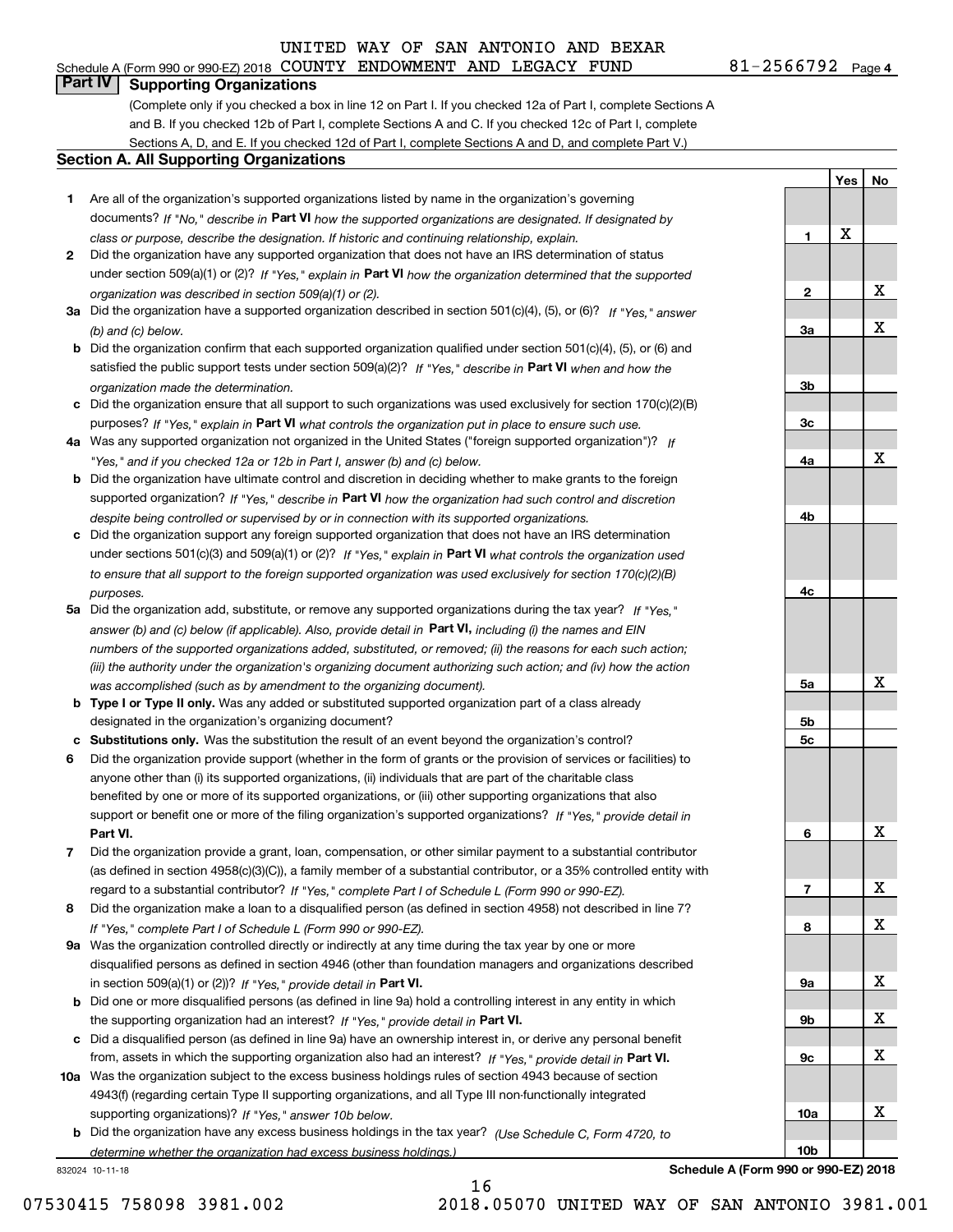UNITED WAY OF SAN ANTONIO AND BEXAR

Schedule A (Form 990 or 990-EZ) 2018 COUNTY ENDOWMENT AND LEGACY FUND 81-2566792 Page 4

## Part IV Supporting Organizations

(Complete only if you checked a box in line 12 on Part I. If you checked 12a of Part I, complete Sections A and B. If you checked 12b of Part I, complete Sections A and C. If you checked 12c of Part I, complete Sections A, D, and E. If you checked 12d of Part I, complete Sections A and D, and complete Part V.)

### Section A. All Supporting Organizations

| | | | Yes | No |
|---|---|---|---|---|
| **1** | Are all of the organization's supported organizations listed by name in the organization's governing documents? *If "No," describe in* **Part VI** *how the supported organizations are designated. If designated by class or purpose, describe the designation. If historic and continuing relationship, explain.* | **1** | X | |
| **2** | Did the organization have any supported organization that does not have an IRS determination of status under section 509(a)(1) or (2)? *If "Yes," explain in* **Part VI** *how the organization determined that the supported organization was described in section 509(a)(1) or (2).* | **2** | | X |
| **3a** | Did the organization have a supported organization described in section 501(c)(4), (5), or (6)? *If "Yes," answer (b) and (c) below.* | **3a** | | X |
| **b** | Did the organization confirm that each supported organization qualified under section 501(c)(4), (5), or (6) and satisfied the public support tests under section 509(a)(2)? *If "Yes," describe in* **Part VI** *when and how the organization made the determination.* | **3b** | | |
| **c** | Did the organization ensure that all support to such organizations was used exclusively for section 170(c)(2)(B) purposes? *If "Yes," explain in* **Part VI** *what controls the organization put in place to ensure such use.* | **3c** | | |
| **4a** | Was any supported organization not organized in the United States ("foreign supported organization")? *If "Yes," and if you checked 12a or 12b in Part I, answer (b) and (c) below.* | **4a** | | X |
| **b** | Did the organization have ultimate control and discretion in deciding whether to make grants to the foreign supported organization? *If "Yes," describe in* **Part VI** *how the organization had such control and discretion despite being controlled or supervised by or in connection with its supported organizations.* | **4b** | | |
| **c** | Did the organization support any foreign supported organization that does not have an IRS determination under sections 501(c)(3) and 509(a)(1) or (2)? *If "Yes," explain in* **Part VI** *what controls the organization used to ensure that all support to the foreign supported organization was used exclusively for section 170(c)(2)(B) purposes.* | **4c** | | |
| **5a** | Did the organization add, substitute, or remove any supported organizations during the tax year? *If "Yes," answer (b) and (c) below (if applicable). Also, provide detail in* **Part VI,** *including (i) the names and EIN numbers of the supported organizations added, substituted, or removed; (ii) the reasons for each such action; (iii) the authority under the organization's organizing document authorizing such action; and (iv) how the action was accomplished (such as by amendment to the organizing document).* | **5a** | | X |
| **b** | **Type I or Type II only.** Was any added or substituted supported organization part of a class already designated in the organization's organizing document? | **5b** | | |
| **c** | **Substitutions only.** Was the substitution the result of an event beyond the organization's control? | **5c** | | |
| **6** | Did the organization provide support (whether in the form of grants or the provision of services or facilities) to anyone other than (i) its supported organizations, (ii) individuals that are part of the charitable class benefited by one or more of its supported organizations, or (iii) other supporting organizations that also support or benefit one or more of the filing organization's supported organizations? *If "Yes," provide detail in* **Part VI.** | **6** | | X |
| **7** | Did the organization provide a grant, loan, compensation, or other similar payment to a substantial contributor (as defined in section 4958(c)(3)(C)), a family member of a substantial contributor, or a 35% controlled entity with regard to a substantial contributor? *If "Yes," complete Part I of Schedule L (Form 990 or 990-EZ).* | **7** | | X |
| **8** | Did the organization make a loan to a disqualified person (as defined in section 4958) not described in line 7? *If "Yes," complete Part I of Schedule L (Form 990 or 990-EZ).* | **8** | | X |
| **9a** | Was the organization controlled directly or indirectly at any time during the tax year by one or more disqualified persons as defined in section 4946 (other than foundation managers and organizations described in section 509(a)(1) or (2))? *If "Yes," provide detail in* **Part VI.** | **9a** | | X |
| **b** | Did one or more disqualified persons (as defined in line 9a) hold a controlling interest in any entity in which the supporting organization had an interest? *If "Yes," provide detail in* **Part VI.** | **9b** | | X |
| **c** | Did a disqualified person (as defined in line 9a) have an ownership interest in, or derive any personal benefit from, assets in which the supporting organization also had an interest? *If "Yes," provide detail in* **Part VI.** | **9c** | | X |
| **10a** | Was the organization subject to the excess business holdings rules of section 4943 because of section 4943(f) (regarding certain Type II supporting organizations, and all Type III non-functionally integrated supporting organizations)? *If "Yes," answer 10b below.* | **10a** | | X |
| **b** | Did the organization have any excess business holdings in the tax year? *(Use Schedule C, Form 4720, to determine whether the organization had excess business holdings.)* | **10b** | | |

832024 10-11-18 **Schedule A (Form 990 or 990-EZ) 2018**

07530415 758098 3981.002 2018.05070 UNITED WAY OF SAN ANTONIO 3981.001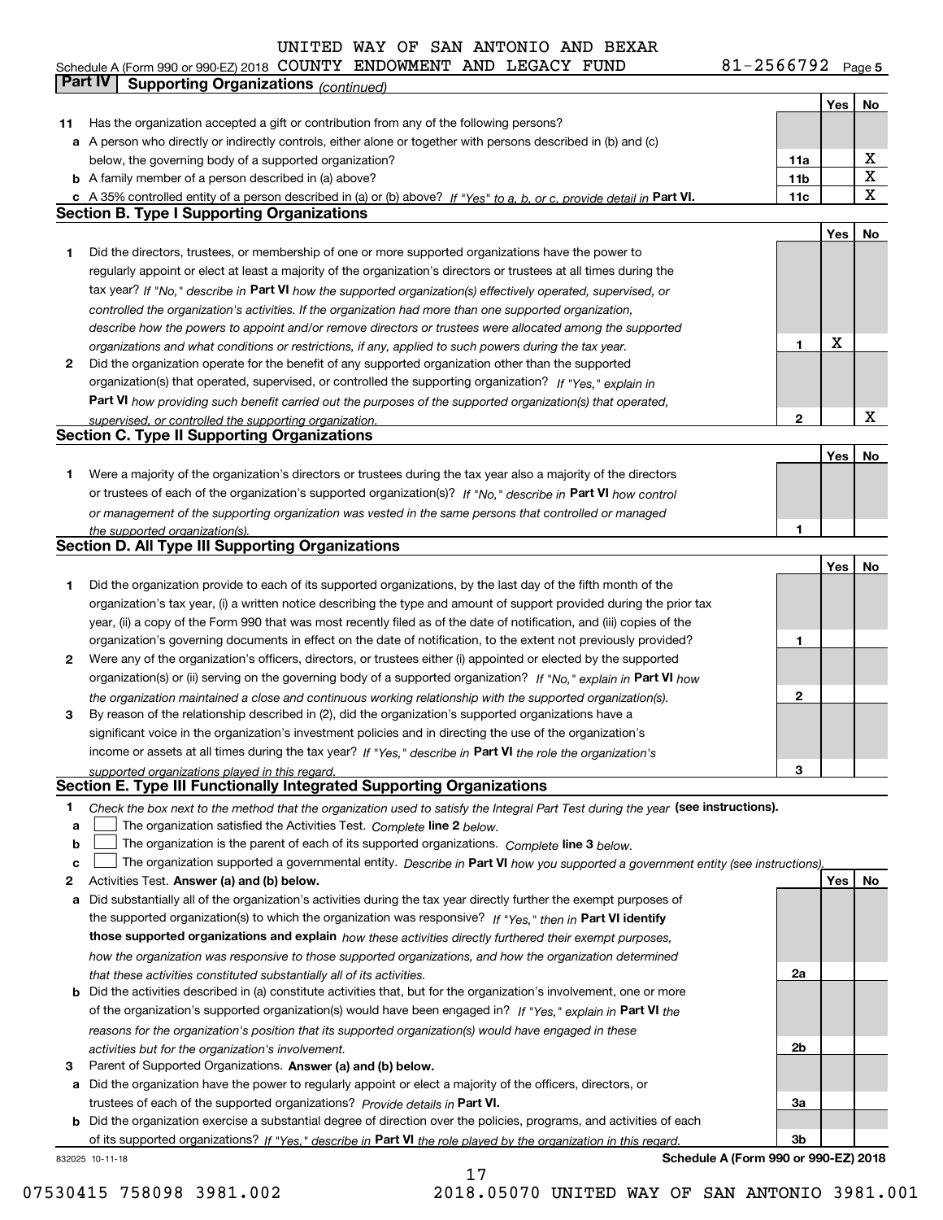UNITED WAY OF SAN ANTONIO AND BEXAR

Schedule A (Form 990 or 990-EZ) 2018 COUNTY ENDOWMENT AND LEGACY FUND 81-2566792 Page 5

## Part IV Supporting Organizations *(continued)*

| | | | Yes | No |
|---|---|---|---|---|
| **11** | Has the organization accepted a gift or contribution from any of the following persons? | | | |
| **a** | A person who directly or indirectly controls, either alone or together with persons described in (b) and (c) below, the governing body of a supported organization? | 11a | | X |
| **b** | A family member of a person described in (a) above? | 11b | | X |
| **c** | A 35% controlled entity of a person described in (a) or (b) above? *If "Yes" to a, b, or c, provide detail in* **Part VI.** | 11c | | X |

### Section B. Type I Supporting Organizations

| | | | Yes | No |
|---|---|---|---|---|
| **1** | Did the directors, trustees, or membership of one or more supported organizations have the power to regularly appoint or elect at least a majority of the organization's directors or trustees at all times during the tax year? *If "No," describe in* **Part VI** *how the supported organization(s) effectively operated, supervised, or controlled the organization's activities. If the organization had more than one supported organization, describe how the powers to appoint and/or remove directors or trustees were allocated among the supported organizations and what conditions or restrictions, if any, applied to such powers during the tax year.* | 1 | X | |
| **2** | Did the organization operate for the benefit of any supported organization other than the supported organization(s) that operated, supervised, or controlled the supporting organization? *If "Yes," explain in* **Part VI** *how providing such benefit carried out the purposes of the supported organization(s) that operated, supervised, or controlled the supporting organization.* | 2 | | X |

### Section C. Type II Supporting Organizations

| | | | Yes | No |
|---|---|---|---|---|
| **1** | Were a majority of the organization's directors or trustees during the tax year also a majority of the directors or trustees of each of the organization's supported organization(s)? *If "No," describe in* **Part VI** *how control or management of the supporting organization was vested in the same persons that controlled or managed the supported organization(s).* | 1 | | |

### Section D. All Type III Supporting Organizations

| | | | Yes | No |
|---|---|---|---|---|
| **1** | Did the organization provide to each of its supported organizations, by the last day of the fifth month of the organization's tax year, (i) a written notice describing the type and amount of support provided during the prior tax year, (ii) a copy of the Form 990 that was most recently filed as of the date of notification, and (iii) copies of the organization's governing documents in effect on the date of notification, to the extent not previously provided? | 1 | | |
| **2** | Were any of the organization's officers, directors, or trustees either (i) appointed or elected by the supported organization(s) or (ii) serving on the governing body of a supported organization? *If "No," explain in* **Part VI** *how the organization maintained a close and continuous working relationship with the supported organization(s).* | 2 | | |
| **3** | By reason of the relationship described in (2), did the organization's supported organizations have a significant voice in the organization's investment policies and in directing the use of the organization's income or assets at all times during the tax year? *If "Yes," describe in* **Part VI** *the role the organization's supported organizations played in this regard.* | 3 | | |

### Section E. Type III Functionally Integrated Supporting Organizations

**1** *Check the box next to the method that the organization used to satisfy the Integral Part Test during the year* **(see instructions).**

**a** ☐ The organization satisfied the Activities Test. *Complete* **line 2** *below.*

**b** ☐ The organization is the parent of each of its supported organizations. *Complete* **line 3** *below.*

**c** ☐ The organization supported a governmental entity. *Describe in* **Part VI** *how you supported a government entity (see instructions).*

| | | | Yes | No |
|---|---|---|---|---|
| **2** | Activities Test. **Answer (a) and (b) below.** | | | |
| **a** | Did substantially all of the organization's activities during the tax year directly further the exempt purposes of the supported organization(s) to which the organization was responsive? *If "Yes," then in* **Part VI identify those supported organizations and explain** *how these activities directly furthered their exempt purposes, how the organization was responsive to those supported organizations, and how the organization determined that these activities constituted substantially all of its activities.* | 2a | | |
| **b** | Did the activities described in (a) constitute activities that, but for the organization's involvement, one or more of the organization's supported organization(s) would have been engaged in? *If "Yes," explain in* **Part VI** *the reasons for the organization's position that its supported organization(s) would have engaged in these activities but for the organization's involvement.* | 2b | | |
| **3** | Parent of Supported Organizations. **Answer (a) and (b) below.** | | | |
| **a** | Did the organization have the power to regularly appoint or elect a majority of the officers, directors, or trustees of each of the supported organizations? *Provide details in* **Part VI.** | 3a | | |
| **b** | Did the organization exercise a substantial degree of direction over the policies, programs, and activities of each of its supported organizations? *If "Yes," describe in* **Part VI** *the role played by the organization in this regard.* | 3b | | |

832025 10-11-18 **Schedule A (Form 990 or 990-EZ) 2018**

07530415 758098 3981.002 2018.05070 UNITED WAY OF SAN ANTONIO 3981.001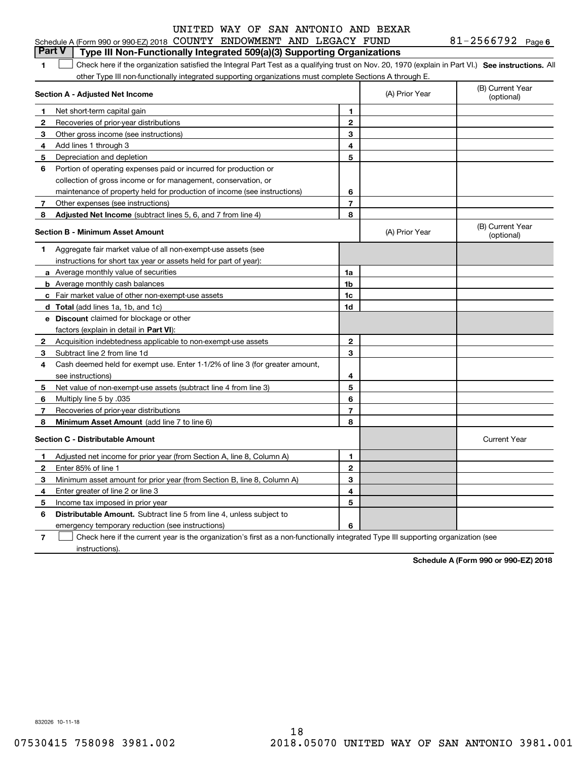UNITED WAY OF SAN ANTONIO AND BEXAR

Schedule A (Form 990 or 990-EZ) 2018 COUNTY ENDOWMENT AND LEGACY FUND 81-2566792 Page 6

## Part V Type III Non-Functionally Integrated 509(a)(3) Supporting Organizations

**1** ☐ Check here if the organization satisfied the Integral Part Test as a qualifying trust on Nov. 20, 1970 (explain in Part VI.) **See instructions.** All other Type III non-functionally integrated supporting organizations must complete Sections A through E.

| Section A - Adjusted Net Income | | | (A) Prior Year | (B) Current Year (optional) |
|---|---|---|---|---|
| 1 | Net short-term capital gain | 1 | | |
| 2 | Recoveries of prior-year distributions | 2 | | |
| 3 | Other gross income (see instructions) | 3 | | |
| 4 | Add lines 1 through 3 | 4 | | |
| 5 | Depreciation and depletion | 5 | | |
| 6 | Portion of operating expenses paid or incurred for production or collection of gross income or for management, conservation, or maintenance of property held for production of income (see instructions) | 6 | | |
| 7 | Other expenses (see instructions) | 7 | | |
| 8 | **Adjusted Net Income** (subtract lines 5, 6, and 7 from line 4) | 8 | | |

| Section B - Minimum Asset Amount | | | (A) Prior Year | (B) Current Year (optional) |
|---|---|---|---|---|
| 1 | Aggregate fair market value of all non-exempt-use assets (see instructions for short tax year or assets held for part of year): | | | |
| a | Average monthly value of securities | 1a | | |
| b | Average monthly cash balances | 1b | | |
| c | Fair market value of other non-exempt-use assets | 1c | | |
| d | **Total** (add lines 1a, 1b, and 1c) | 1d | | |
| e | **Discount** claimed for blockage or other factors (explain in detail in **Part VI**): | | | |
| 2 | Acquisition indebtedness applicable to non-exempt-use assets | 2 | | |
| 3 | Subtract line 2 from line 1d | 3 | | |
| 4 | Cash deemed held for exempt use. Enter 1-1/2% of line 3 (for greater amount, see instructions) | 4 | | |
| 5 | Net value of non-exempt-use assets (subtract line 4 from line 3) | 5 | | |
| 6 | Multiply line 5 by .035 | 6 | | |
| 7 | Recoveries of prior-year distributions | 7 | | |
| 8 | **Minimum Asset Amount** (add line 7 to line 6) | 8 | | |

| Section C - Distributable Amount | | | | Current Year |
|---|---|---|---|---|
| 1 | Adjusted net income for prior year (from Section A, line 8, Column A) | 1 | | |
| 2 | Enter 85% of line 1 | 2 | | |
| 3 | Minimum asset amount for prior year (from Section B, line 8, Column A) | 3 | | |
| 4 | Enter greater of line 2 or line 3 | 4 | | |
| 5 | Income tax imposed in prior year | 5 | | |
| 6 | **Distributable Amount.** Subtract line 5 from line 4, unless subject to emergency temporary reduction (see instructions) | 6 | | |

**7** ☐ Check here if the current year is the organization's first as a non-functionally integrated Type III supporting organization (see instructions).

**Schedule A (Form 990 or 990-EZ) 2018**

832026 10-11-18

07530415 758098 3981.002 2018.05070 UNITED WAY OF SAN ANTONIO 3981.001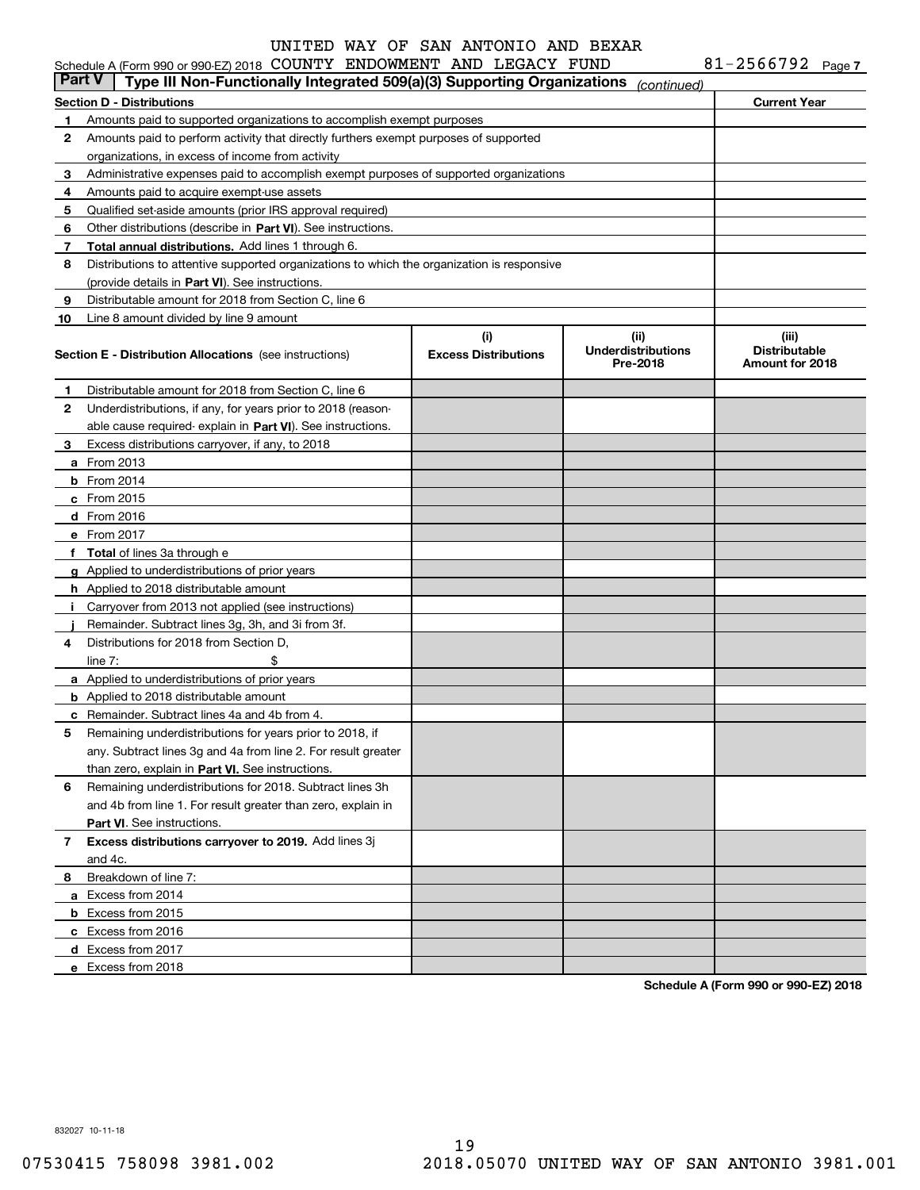UNITED WAY OF SAN ANTONIO AND BEXAR

Schedule A (Form 990 or 990-EZ) 2018 COUNTY ENDOWMENT AND LEGACY FUND 81-2566792 Page 7

## Part V | Type III Non-Functionally Integrated 509(a)(3) Supporting Organizations *(continued)*

| Section D - Distributions | | Current Year |
|---|---|---|
| 1 | Amounts paid to supported organizations to accomplish exempt purposes | |
| 2 | Amounts paid to perform activity that directly furthers exempt purposes of supported organizations, in excess of income from activity | |
| 3 | Administrative expenses paid to accomplish exempt purposes of supported organizations | |
| 4 | Amounts paid to acquire exempt-use assets | |
| 5 | Qualified set-aside amounts (prior IRS approval required) | |
| 6 | Other distributions (describe in **Part VI**). See instructions. | |
| 7 | **Total annual distributions.** Add lines 1 through 6. | |
| 8 | Distributions to attentive supported organizations to which the organization is responsive (provide details in **Part VI**). See instructions. | |
| 9 | Distributable amount for 2018 from Section C, line 6 | |
| 10 | Line 8 amount divided by line 9 amount | |

| Section E - Distribution Allocations (see instructions) | | (i) Excess Distributions | (ii) Underdistributions Pre-2018 | (iii) Distributable Amount for 2018 |
|---|---|---|---|---|
| 1 | Distributable amount for 2018 from Section C, line 6 | | | |
| 2 | Underdistributions, if any, for years prior to 2018 (reasonable cause required- explain in **Part VI**). See instructions. | | | |
| 3 | Excess distributions carryover, if any, to 2018 | | | |
| a | From 2013 | | | |
| b | From 2014 | | | |
| c | From 2015 | | | |
| d | From 2016 | | | |
| e | From 2017 | | | |
| f | **Total** of lines 3a through e | | | |
| g | Applied to underdistributions of prior years | | | |
| h | Applied to 2018 distributable amount | | | |
| i | Carryover from 2013 not applied (see instructions) | | | |
| j | Remainder. Subtract lines 3g, 3h, and 3i from 3f. | | | |
| 4 | Distributions for 2018 from Section D, line 7: $ | | | |
| a | Applied to underdistributions of prior years | | | |
| b | Applied to 2018 distributable amount | | | |
| c | Remainder. Subtract lines 4a and 4b from 4. | | | |
| 5 | Remaining underdistributions for years prior to 2018, if any. Subtract lines 3g and 4a from line 2. For result greater than zero, explain in **Part VI.** See instructions. | | | |
| 6 | Remaining underdistributions for 2018. Subtract lines 3h and 4b from line 1. For result greater than zero, explain in **Part VI**. See instructions. | | | |
| 7 | **Excess distributions carryover to 2019.** Add lines 3j and 4c. | | | |
| 8 | Breakdown of line 7: | | | |
| a | Excess from 2014 | | | |
| b | Excess from 2015 | | | |
| c | Excess from 2016 | | | |
| d | Excess from 2017 | | | |
| e | Excess from 2018 | | | |

**Schedule A (Form 990 or 990-EZ) 2018**

832027 10-11-18

07530415 758098 3981.002 2018.05070 UNITED WAY OF SAN ANTONIO 3981.001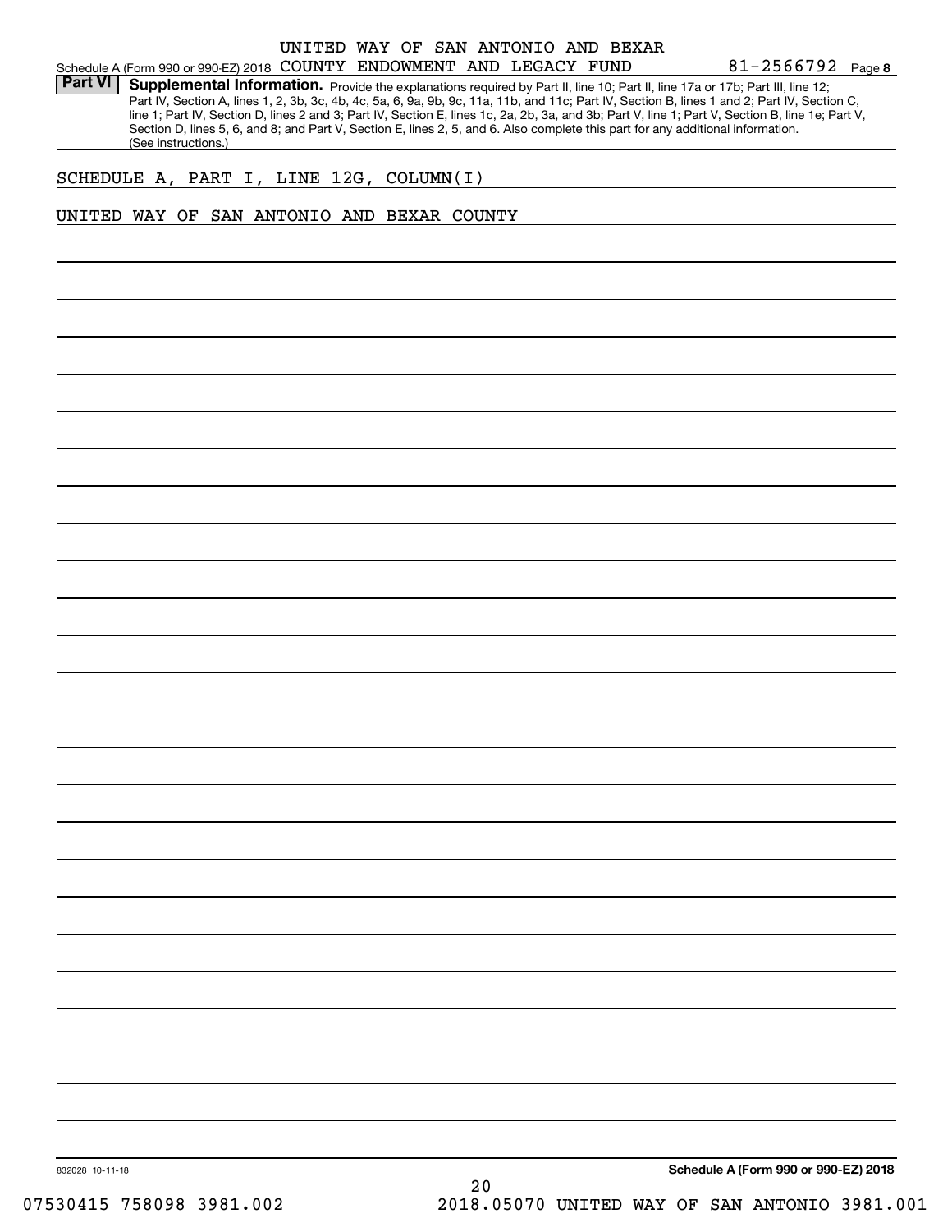Schedule A (Form 990 or 990-EZ) 2018 UNITED WAY OF SAN ANTONIO AND BEXAR COUNTY ENDOWMENT AND LEGACY FUND 81-2566792 Page **8**

**Part VI** **Supplemental Information.** Provide the explanations required by Part II, line 10; Part II, line 17a or 17b; Part III, line 12; Part IV, Section A, lines 1, 2, 3b, 3c, 4b, 4c, 5a, 6, 9a, 9b, 9c, 11a, 11b, and 11c; Part IV, Section B, lines 1 and 2; Part IV, Section C, line 1; Part IV, Section D, lines 2 and 3; Part IV, Section E, lines 1c, 2a, 2b, 3a, and 3b; Part V, line 1; Part V, Section B, line 1e; Part V, Section D, lines 5, 6, and 8; and Part V, Section E, lines 2, 5, and 6. Also complete this part for any additional information. (See instructions.)

SCHEDULE A, PART I, LINE 12G, COLUMN(I)

UNITED WAY OF SAN ANTONIO AND BEXAR COUNTY

832028 10-11-18

**Schedule A (Form 990 or 990-EZ) 2018**

07530415 758098 3981.002 2018.05070 UNITED WAY OF SAN ANTONIO 3981.001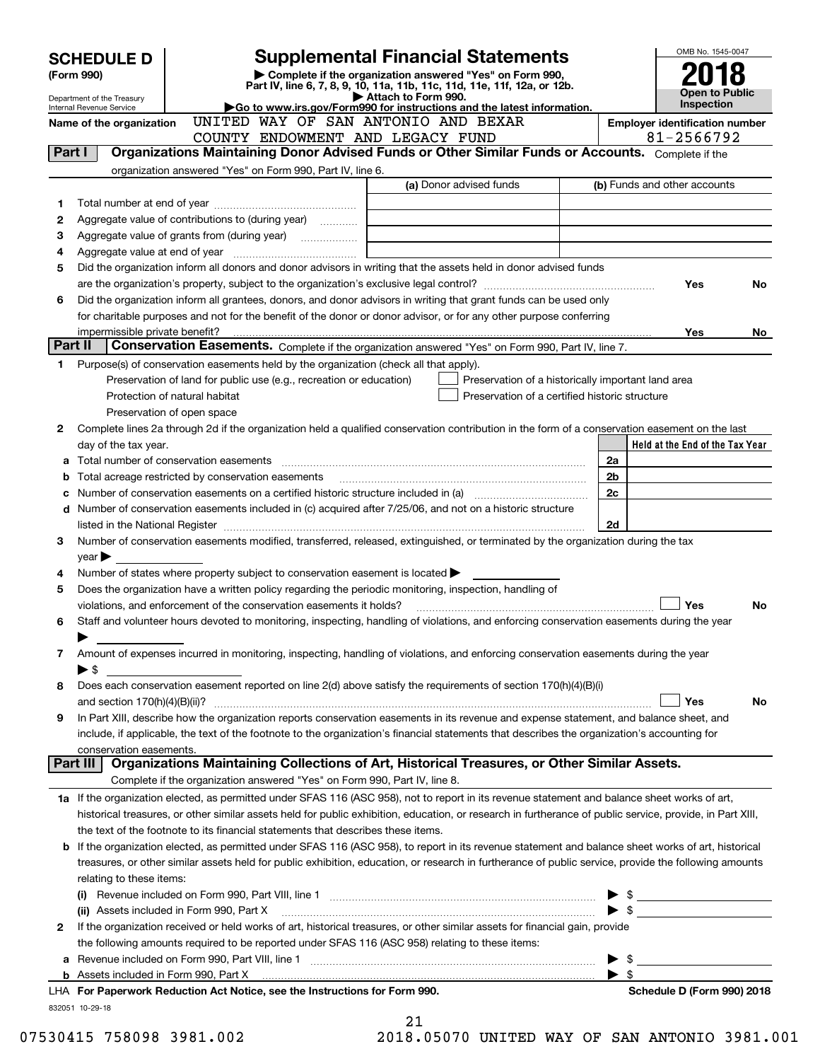# SCHEDULE D (Form 990)

Department of the Treasury
Internal Revenue Service

## Supplemental Financial Statements

▶ Complete if the organization answered "Yes" on Form 990, Part IV, line 6, 7, 8, 9, 10, 11a, 11b, 11c, 11d, 11e, 11f, 12a, or 12b.
▶ Attach to Form 990.
▶Go to www.irs.gov/Form990 for instructions and the latest information.

OMB No. 1545-0047
**2018**
**Open to Public Inspection**

Name of the organization: UNITED WAY OF SAN ANTONIO AND BEXAR COUNTY ENDOWMENT AND LEGACY FUND

Employer identification number: 81-2566792

**Part I — Organizations Maintaining Donor Advised Funds or Other Similar Funds or Accounts.** Complete if the organization answered "Yes" on Form 990, Part IV, line 6.

| | | (a) Donor advised funds | (b) Funds and other accounts |
|---|---|---|---|
| 1 | Total number at end of year | | |
| 2 | Aggregate value of contributions to (during year) | | |
| 3 | Aggregate value of grants from (during year) | | |
| 4 | Aggregate value at end of year | | |

5 Did the organization inform all donors and donor advisors in writing that the assets held in donor advised funds are the organization's property, subject to the organization's exclusive legal control? Yes No

6 Did the organization inform all grantees, donors, and donor advisors in writing that grant funds can be used only for charitable purposes and not for the benefit of the donor or donor advisor, or for any other purpose conferring impermissible private benefit? Yes No

**Part II — Conservation Easements.** Complete if the organization answered "Yes" on Form 990, Part IV, line 7.

1 Purpose(s) of conservation easements held by the organization (check all that apply).
- Preservation of land for public use (e.g., recreation or education)
- Protection of natural habitat
- Preservation of open space
- Preservation of a historically important land area
- Preservation of a certified historic structure

2 Complete lines 2a through 2d if the organization held a qualified conservation contribution in the form of a conservation easement on the last day of the tax year.

| | | | Held at the End of the Tax Year |
|---|---|---|---|
| a | Total number of conservation easements | 2a | |
| b | Total acreage restricted by conservation easements | 2b | |
| c | Number of conservation easements on a certified historic structure included in (a) | 2c | |
| d | Number of conservation easements included in (c) acquired after 7/25/06, and not on a historic structure listed in the National Register | 2d | |

3 Number of conservation easements modified, transferred, released, extinguished, or terminated by the organization during the tax year ▶

4 Number of states where property subject to conservation easement is located ▶

5 Does the organization have a written policy regarding the periodic monitoring, inspection, handling of violations, and enforcement of the conservation easements it holds? Yes No

6 Staff and volunteer hours devoted to monitoring, inspecting, handling of violations, and enforcing conservation easements during the year ▶

7 Amount of expenses incurred in monitoring, inspecting, handling of violations, and enforcing conservation easements during the year ▶ $

8 Does each conservation easement reported on line 2(d) above satisfy the requirements of section 170(h)(4)(B)(i) and section 170(h)(4)(B)(ii)? Yes No

9 In Part XIII, describe how the organization reports conservation easements in its revenue and expense statement, and balance sheet, and include, if applicable, the text of the footnote to the organization's financial statements that describes the organization's accounting for conservation easements.

**Part III — Organizations Maintaining Collections of Art, Historical Treasures, or Other Similar Assets.** Complete if the organization answered "Yes" on Form 990, Part IV, line 8.

1a If the organization elected, as permitted under SFAS 116 (ASC 958), not to report in its revenue statement and balance sheet works of art, historical treasures, or other similar assets held for public exhibition, education, or research in furtherance of public service, provide, in Part XIII, the text of the footnote to its financial statements that describes these items.

b If the organization elected, as permitted under SFAS 116 (ASC 958), to report in its revenue statement and balance sheet works of art, historical treasures, or other similar assets held for public exhibition, education, or research in furtherance of public service, provide the following amounts relating to these items:

(i) Revenue included on Form 990, Part VIII, line 1 ▶ $

(ii) Assets included in Form 990, Part X ▶ $

2 If the organization received or held works of art, historical treasures, or other similar assets for financial gain, provide the following amounts required to be reported under SFAS 116 (ASC 958) relating to these items:

a Revenue included on Form 990, Part VIII, line 1 ▶ $

b Assets included in Form 990, Part X ▶ $

LHA For Paperwork Reduction Act Notice, see the Instructions for Form 990. Schedule D (Form 990) 2018

832051 10-29-18

07530415 758098 3981.002 2018.05070 UNITED WAY OF SAN ANTONIO 3981.001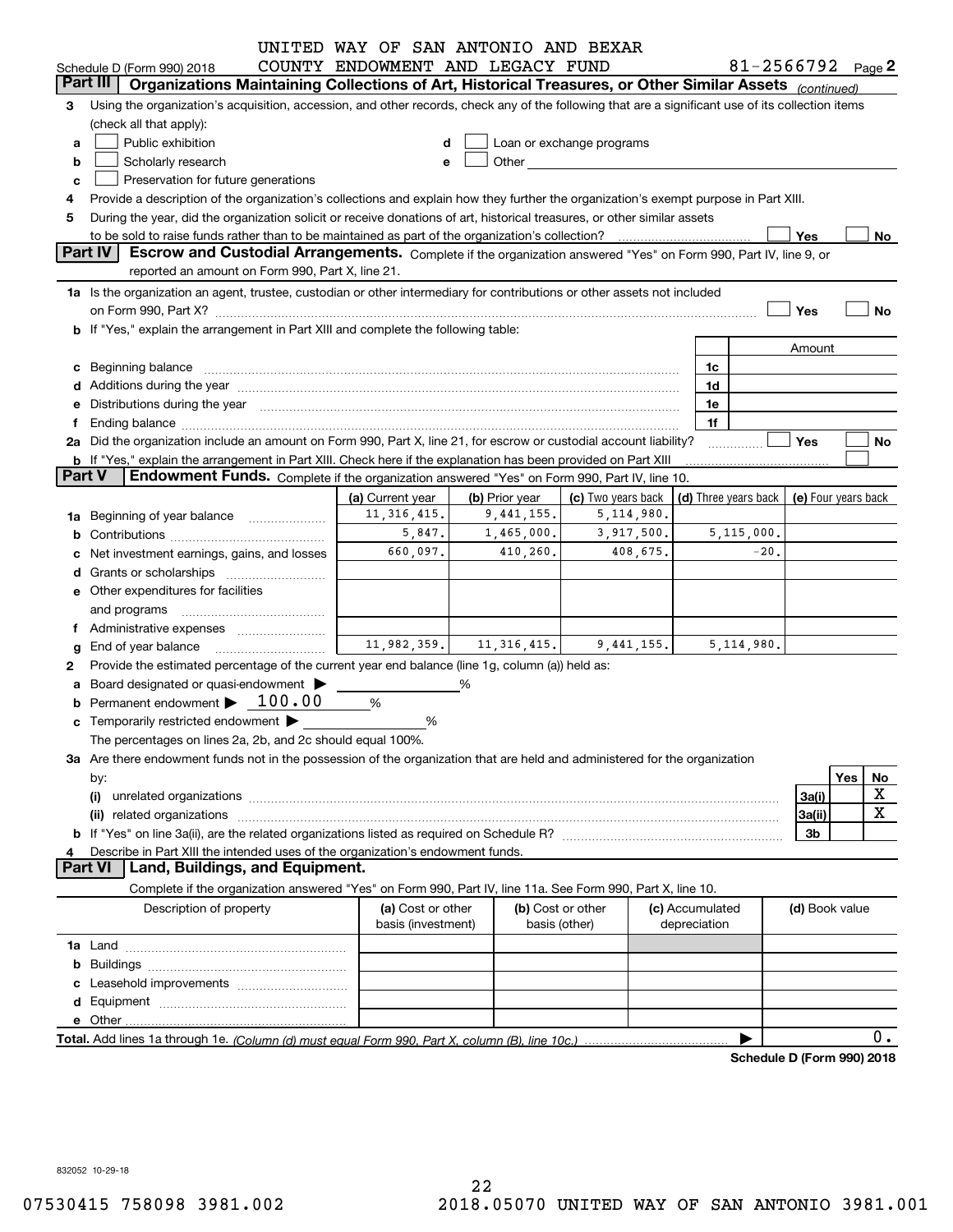UNITED WAY OF SAN ANTONIO AND BEXAR COUNTY ENDOWMENT AND LEGACY FUND 81-2566792

Schedule D (Form 990) 2018 Page 2

## Part III Organizations Maintaining Collections of Art, Historical Treasures, or Other Similar Assets *(continued)*

3 Using the organization's acquisition, accession, and other records, check any of the following that are a significant use of its collection items (check all that apply):

- a ☐ Public exhibition
- b ☐ Scholarly research
- c ☐ Preservation for future generations
- d ☐ Loan or exchange programs
- e ☐ Other

4 Provide a description of the organization's collections and explain how they further the organization's exempt purpose in Part XIII.

5 During the year, did the organization solicit or receive donations of art, historical treasures, or other similar assets to be sold to raise funds rather than to be maintained as part of the organization's collection? ☐ Yes ☐ No

## Part IV Escrow and Custodial Arrangements.

Complete if the organization answered "Yes" on Form 990, Part IV, line 9, or reported an amount on Form 990, Part X, line 21.

1a Is the organization an agent, trustee, custodian or other intermediary for contributions or other assets not included on Form 990, Part X? ☐ Yes ☐ No

b If "Yes," explain the arrangement in Part XIII and complete the following table:

| | | Amount |
|---|---|---|
| c Beginning balance | 1c | |
| d Additions during the year | 1d | |
| e Distributions during the year | 1e | |
| f Ending balance | 1f | |

2a Did the organization include an amount on Form 990, Part X, line 21, for escrow or custodial account liability? ☐ Yes ☐ No

b If "Yes," explain the arrangement in Part XIII. Check here if the explanation has been provided on Part XIII ☐

## Part V Endowment Funds.

Complete if the organization answered "Yes" on Form 990, Part IV, line 10.

| | (a) Current year | (b) Prior year | (c) Two years back | (d) Three years back | (e) Four years back |
|---|---|---|---|---|---|
| 1a Beginning of year balance | 11,316,415. | 9,441,155. | 5,114,980. | | |
| b Contributions | 5,847. | 1,465,000. | 3,917,500. | 5,115,000. | |
| c Net investment earnings, gains, and losses | 660,097. | 410,260. | 408,675. | -20. | |
| d Grants or scholarships | | | | | |
| e Other expenditures for facilities and programs | | | | | |
| f Administrative expenses | | | | | |
| g End of year balance | 11,982,359. | 11,316,415. | 9,441,155. | 5,114,980. | |

2 Provide the estimated percentage of the current year end balance (line 1g, column (a)) held as:

- a Board designated or quasi-endowment ▶ ______ %
- b Permanent endowment ▶ 100.00 %
- c Temporarily restricted endowment ▶ ______ %

The percentages on lines 2a, 2b, and 2c should equal 100%.

3a Are there endowment funds not in the possession of the organization that are held and administered for the organization by:

| | | Yes | No |
|---|---|---|---|
| (i) unrelated organizations | 3a(i) | | X |
| (ii) related organizations | 3a(ii) | | X |
| b If "Yes" on line 3a(ii), are the related organizations listed as required on Schedule R? | 3b | | |

4 Describe in Part XIII the intended uses of the organization's endowment funds.

## Part VI Land, Buildings, and Equipment.

Complete if the organization answered "Yes" on Form 990, Part IV, line 11a. See Form 990, Part X, line 10.

| Description of property | (a) Cost or other basis (investment) | (b) Cost or other basis (other) | (c) Accumulated depreciation | (d) Book value |
|---|---|---|---|---|
| 1a Land | | | | |
| b Buildings | | | | |
| c Leasehold improvements | | | | |
| d Equipment | | | | |
| e Other | | | | |

Total. Add lines 1a through 1e. *(Column (d) must equal Form 990, Part X, column (B), line 10c.)* ▶ 0.

Schedule D (Form 990) 2018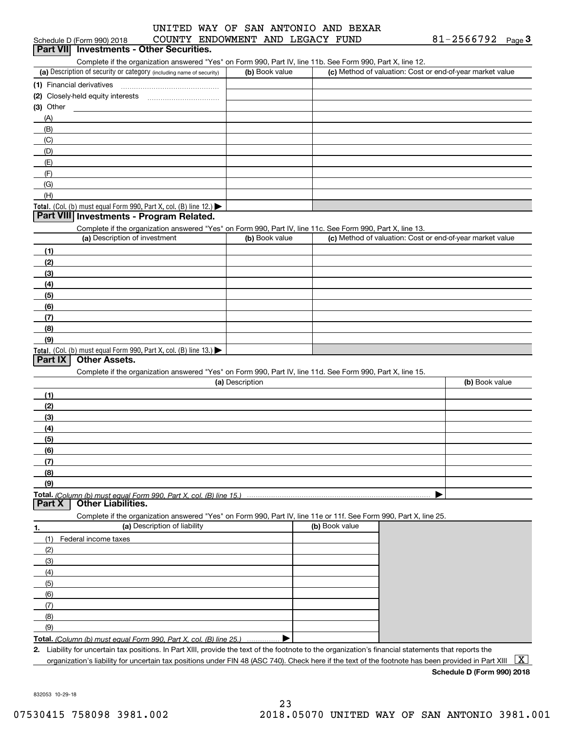Schedule D (Form 990) 2018 UNITED WAY OF SAN ANTONIO AND BEXAR COUNTY ENDOWMENT AND LEGACY FUND 81-2566792 Page 3

## Part VII Investments - Other Securities.

Complete if the organization answered "Yes" on Form 990, Part IV, line 11b. See Form 990, Part X, line 12.

| (a) Description of security or category (including name of security) | (b) Book value | (c) Method of valuation: Cost or end-of-year market value |
|---|---|---|
| (1) Financial derivatives | | |
| (2) Closely-held equity interests | | |
| (3) Other | | |
| (A) | | |
| (B) | | |
| (C) | | |
| (D) | | |
| (E) | | |
| (F) | | |
| (G) | | |
| (H) | | |
| **Total.** (Col. (b) must equal Form 990, Part X, col. (B) line 12.) ▶ | | |

## Part VIII Investments - Program Related.

Complete if the organization answered "Yes" on Form 990, Part IV, line 11c. See Form 990, Part X, line 13.

| (a) Description of investment | (b) Book value | (c) Method of valuation: Cost or end-of-year market value |
|---|---|---|
| (1) | | |
| (2) | | |
| (3) | | |
| (4) | | |
| (5) | | |
| (6) | | |
| (7) | | |
| (8) | | |
| (9) | | |
| **Total.** (Col. (b) must equal Form 990, Part X, col. (B) line 13.) ▶ | | |

## Part IX Other Assets.

Complete if the organization answered "Yes" on Form 990, Part IV, line 11d. See Form 990, Part X, line 15.

| (a) Description | (b) Book value |
|---|---|
| (1) | |
| (2) | |
| (3) | |
| (4) | |
| (5) | |
| (6) | |
| (7) | |
| (8) | |
| (9) | |
| **Total.** *(Column (b) must equal Form 990, Part X, col. (B) line 15.)* ▶ | |

## Part X Other Liabilities.

Complete if the organization answered "Yes" on Form 990, Part IV, line 11e or 11f. See Form 990, Part X, line 25.

| 1. (a) Description of liability | (b) Book value |
|---|---|
| (1) Federal income taxes | |
| (2) | |
| (3) | |
| (4) | |
| (5) | |
| (6) | |
| (7) | |
| (8) | |
| (9) | |
| **Total.** *(Column (b) must equal Form 990, Part X, col. (B) line 25.)* ▶ | |

**2.** Liability for uncertain tax positions. In Part XIII, provide the text of the footnote to the organization's financial statements that reports the organization's liability for uncertain tax positions under FIN 48 (ASC 740). Check here if the text of the footnote has been provided in Part XIII [X]

**Schedule D (Form 990) 2018**

832053 10-29-18

07530415 758098 3981.002 2018.05070 UNITED WAY OF SAN ANTONIO 3981.001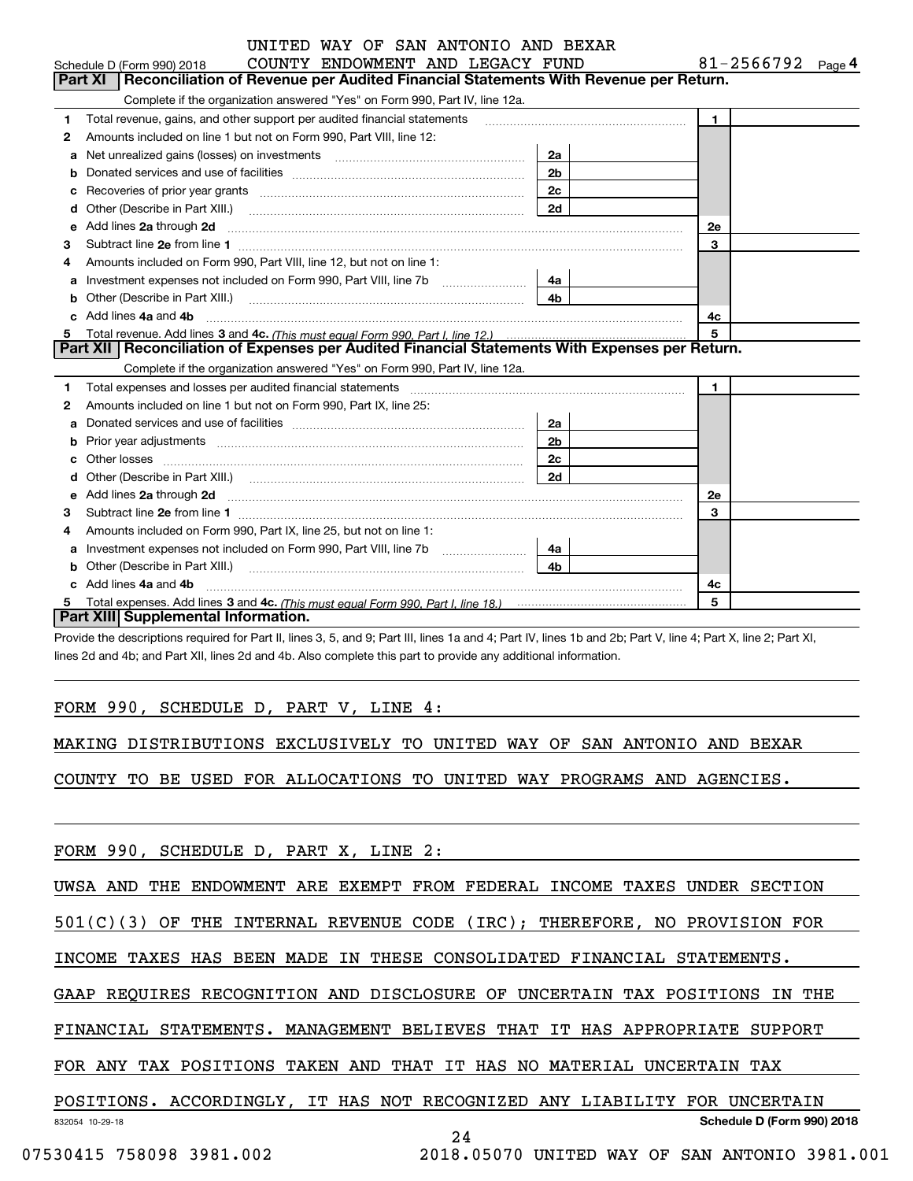UNITED WAY OF SAN ANTONIO AND BEXAR COUNTY ENDOWMENT AND LEGACY FUND 81-2566792

Schedule D (Form 990) 2018

## Part XI Reconciliation of Revenue per Audited Financial Statements With Revenue per Return.

Complete if the organization answered "Yes" on Form 990, Part IV, line 12a.

| | | | | | |
|---|---|---|---|---|---|
| 1 | Total revenue, gains, and other support per audited financial statements | | | 1 | |
| 2 | Amounts included on line 1 but not on Form 990, Part VIII, line 12: | | | | |
| a | Net unrealized gains (losses) on investments | 2a | | | |
| b | Donated services and use of facilities | 2b | | | |
| c | Recoveries of prior year grants | 2c | | | |
| d | Other (Describe in Part XIII.) | 2d | | | |
| e | Add lines **2a** through **2d** | | | 2e | |
| 3 | Subtract line **2e** from line **1** | | | 3 | |
| 4 | Amounts included on Form 990, Part VIII, line 12, but not on line 1: | | | | |
| a | Investment expenses not included on Form 990, Part VIII, line 7b | 4a | | | |
| b | Other (Describe in Part XIII.) | 4b | | | |
| c | Add lines **4a** and **4b** | | | 4c | |
| 5 | Total revenue. Add lines **3** and **4c.** *(This must equal Form 990, Part I, line 12.)* | | | 5 | |

## Part XII Reconciliation of Expenses per Audited Financial Statements With Expenses per Return.

Complete if the organization answered "Yes" on Form 990, Part IV, line 12a.

| | | | | | |
|---|---|---|---|---|---|
| 1 | Total expenses and losses per audited financial statements | | | 1 | |
| 2 | Amounts included on line 1 but not on Form 990, Part IX, line 25: | | | | |
| a | Donated services and use of facilities | 2a | | | |
| b | Prior year adjustments | 2b | | | |
| c | Other losses | 2c | | | |
| d | Other (Describe in Part XIII.) | 2d | | | |
| e | Add lines **2a** through **2d** | | | 2e | |
| 3 | Subtract line **2e** from line **1** | | | 3 | |
| 4 | Amounts included on Form 990, Part IX, line 25, but not on line 1: | | | | |
| a | Investment expenses not included on Form 990, Part VIII, line 7b | 4a | | | |
| b | Other (Describe in Part XIII.) | 4b | | | |
| c | Add lines **4a** and **4b** | | | 4c | |
| 5 | Total expenses. Add lines **3** and **4c.** *(This must equal Form 990, Part I, line 18.)* | | | 5 | |

## Part XIII Supplemental Information.

Provide the descriptions required for Part II, lines 3, 5, and 9; Part III, lines 1a and 4; Part IV, lines 1b and 2b; Part V, line 4; Part X, line 2; Part XI, lines 2d and 4b; and Part XII, lines 2d and 4b. Also complete this part to provide any additional information.

FORM 990, SCHEDULE D, PART V, LINE 4:

MAKING DISTRIBUTIONS EXCLUSIVELY TO UNITED WAY OF SAN ANTONIO AND BEXAR COUNTY TO BE USED FOR ALLOCATIONS TO UNITED WAY PROGRAMS AND AGENCIES.

FORM 990, SCHEDULE D, PART X, LINE 2:

UWSA AND THE ENDOWMENT ARE EXEMPT FROM FEDERAL INCOME TAXES UNDER SECTION 501(C)(3) OF THE INTERNAL REVENUE CODE (IRC); THEREFORE, NO PROVISION FOR INCOME TAXES HAS BEEN MADE IN THESE CONSOLIDATED FINANCIAL STATEMENTS. GAAP REQUIRES RECOGNITION AND DISCLOSURE OF UNCERTAIN TAX POSITIONS IN THE FINANCIAL STATEMENTS. MANAGEMENT BELIEVES THAT IT HAS APPROPRIATE SUPPORT FOR ANY TAX POSITIONS TAKEN AND THAT IT HAS NO MATERIAL UNCERTAIN TAX POSITIONS. ACCORDINGLY, IT HAS NOT RECOGNIZED ANY LIABILITY FOR UNCERTAIN

832054 10-29-18

Schedule D (Form 990) 2018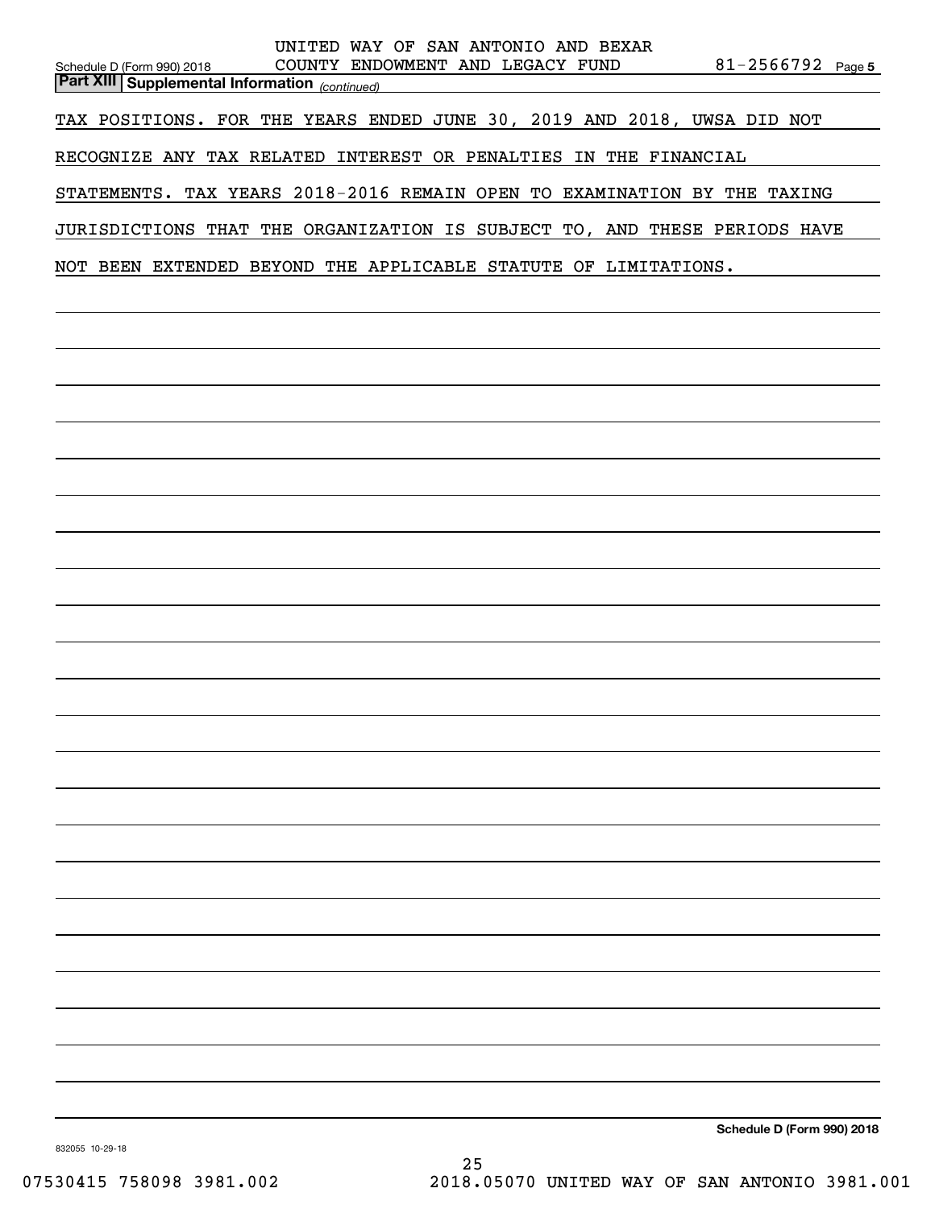UNITED WAY OF SAN ANTONIO AND BEXAR COUNTY ENDOWMENT AND LEGACY FUND 81-2566792

## Part XIII Supplemental Information *(continued)*

TAX POSITIONS. FOR THE YEARS ENDED JUNE 30, 2019 AND 2018, UWSA DID NOT RECOGNIZE ANY TAX RELATED INTEREST OR PENALTIES IN THE FINANCIAL STATEMENTS. TAX YEARS 2018-2016 REMAIN OPEN TO EXAMINATION BY THE TAXING JURISDICTIONS THAT THE ORGANIZATION IS SUBJECT TO, AND THESE PERIODS HAVE NOT BEEN EXTENDED BEYOND THE APPLICABLE STATUTE OF LIMITATIONS.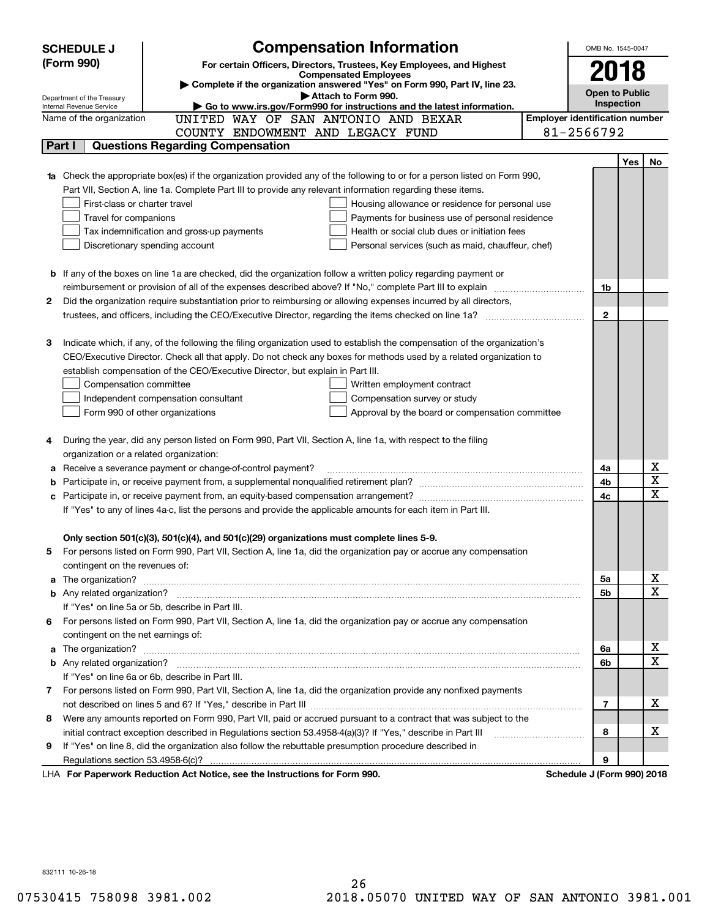**SCHEDULE J (Form 990)**

Department of the Treasury
Internal Revenue Service

# Compensation Information

**For certain Officers, Directors, Trustees, Key Employees, and Highest Compensated Employees**

▶ Complete if the organization answered "Yes" on Form 990, Part IV, line 23.

▶ Attach to Form 990.

▶ Go to www.irs.gov/Form990 for instructions and the latest information.

OMB No. 1545-0047

**2018**

**Open to Public Inspection**

Name of the organization: UNITED WAY OF SAN ANTONIO AND BEXAR COUNTY ENDOWMENT AND LEGACY FUND

Employer identification number: 81-2566792

## Part I Questions Regarding Compensation

| | | | Yes | No |
|---|---|---|---|---|
| **1a** | Check the appropriate box(es) if the organization provided any of the following to or for a person listed on Form 990, Part VII, Section A, line 1a. Complete Part III to provide any relevant information regarding these items.<br>☐ First-class or charter travel ☐ Housing allowance or residence for personal use<br>☐ Travel for companions ☐ Payments for business use of personal residence<br>☐ Tax indemnification and gross-up payments ☐ Health or social club dues or initiation fees<br>☐ Discretionary spending account ☐ Personal services (such as maid, chauffeur, chef) | | | |
| **b** | If any of the boxes on line 1a are checked, did the organization follow a written policy regarding payment or reimbursement or provision of all of the expenses described above? If "No," complete Part III to explain | 1b | | |
| **2** | Did the organization require substantiation prior to reimbursing or allowing expenses incurred by all directors, trustees, and officers, including the CEO/Executive Director, regarding the items checked on line 1a? | 2 | | |
| **3** | Indicate which, if any, of the following the filing organization used to establish the compensation of the organization's CEO/Executive Director. Check all that apply. Do not check any boxes for methods used by a related organization to establish compensation of the CEO/Executive Director, but explain in Part III.<br>☐ Compensation committee ☐ Written employment contract<br>☐ Independent compensation consultant ☐ Compensation survey or study<br>☐ Form 990 of other organizations ☐ Approval by the board or compensation committee | | | |
| **4** | During the year, did any person listed on Form 990, Part VII, Section A, line 1a, with respect to the filing organization or a related organization: | | | |
| **a** | Receive a severance payment or change-of-control payment? | 4a | | X |
| **b** | Participate in, or receive payment from, a supplemental nonqualified retirement plan? | 4b | | X |
| **c** | Participate in, or receive payment from, an equity-based compensation arrangement? | 4c | | X |
| | If "Yes" to any of lines 4a-c, list the persons and provide the applicable amounts for each item in Part III. | | | |
| | **Only section 501(c)(3), 501(c)(4), and 501(c)(29) organizations must complete lines 5-9.** | | | |
| **5** | For persons listed on Form 990, Part VII, Section A, line 1a, did the organization pay or accrue any compensation contingent on the revenues of: | | | |
| **a** | The organization? | 5a | | X |
| **b** | Any related organization? | 5b | | X |
| | If "Yes" on line 5a or 5b, describe in Part III. | | | |
| **6** | For persons listed on Form 990, Part VII, Section A, line 1a, did the organization pay or accrue any compensation contingent on the net earnings of: | | | |
| **a** | The organization? | 6a | | X |
| **b** | Any related organization? | 6b | | X |
| | If "Yes" on line 6a or 6b, describe in Part III. | | | |
| **7** | For persons listed on Form 990, Part VII, Section A, line 1a, did the organization provide any nonfixed payments not described on lines 5 and 6? If "Yes," describe in Part III | 7 | | X |
| **8** | Were any amounts reported on Form 990, Part VII, paid or accrued pursuant to a contract that was subject to the initial contract exception described in Regulations section 53.4958-4(a)(3)? If "Yes," describe in Part III | 8 | | X |
| **9** | If "Yes" on line 8, did the organization also follow the rebuttable presumption procedure described in Regulations section 53.4958-6(c)? | 9 | | |

LHA **For Paperwork Reduction Act Notice, see the Instructions for Form 990.** **Schedule J (Form 990) 2018**

832111 10-26-18

07530415 758098 3981.002 2018.05070 UNITED WAY OF SAN ANTONIO 3981.001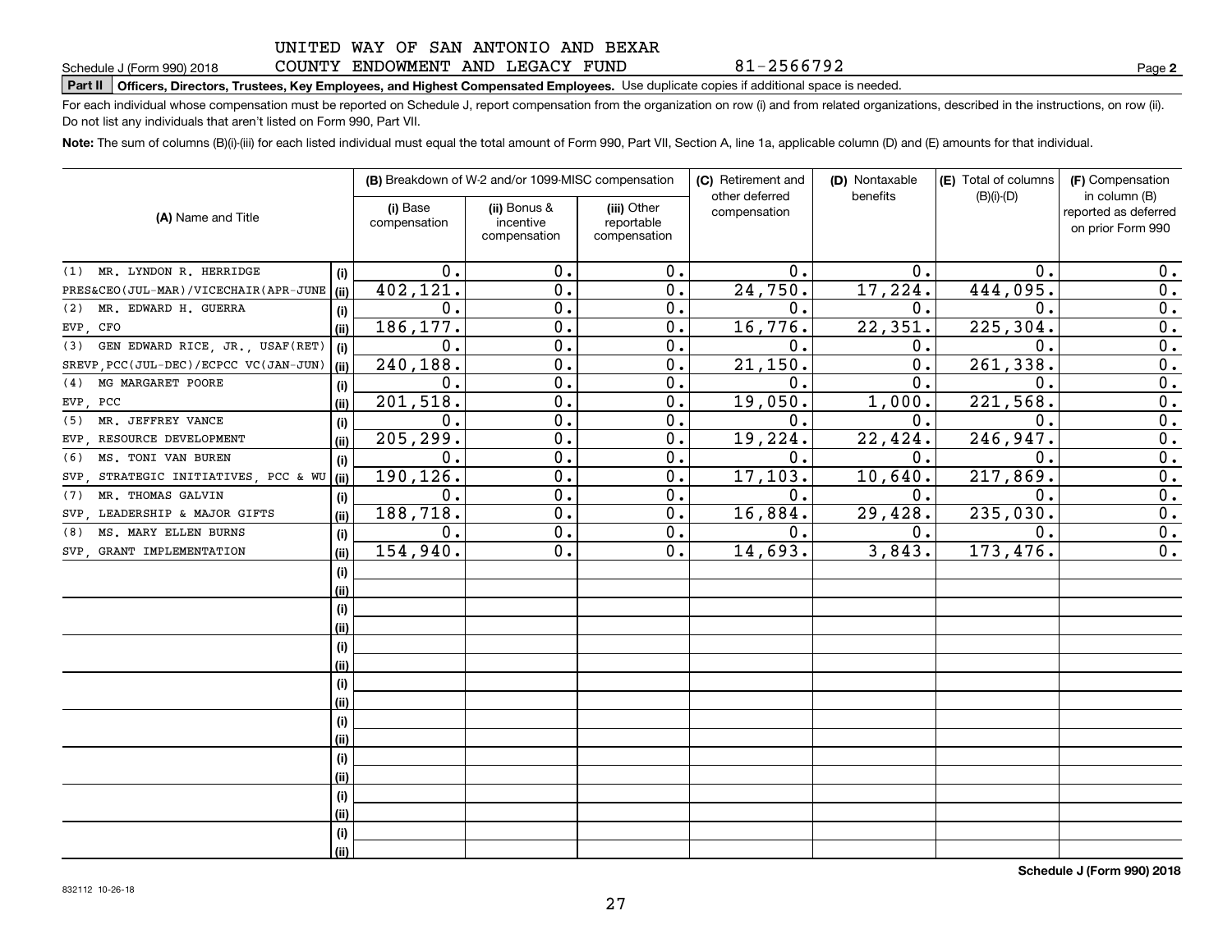UNITED WAY OF SAN ANTONIO AND BEXAR COUNTY ENDOWMENT AND LEGACY FUND 81-2566792

Schedule J (Form 990) 2018

**Part II Officers, Directors, Trustees, Key Employees, and Highest Compensated Employees.** Use duplicate copies if additional space is needed.

For each individual whose compensation must be reported on Schedule J, report compensation from the organization on row (i) and from related organizations, described in the instructions, on row (ii). Do not list any individuals that aren't listed on Form 990, Part VII.

**Note:** The sum of columns (B)(i)-(iii) for each listed individual must equal the total amount of Form 990, Part VII, Section A, line 1a, applicable column (D) and (E) amounts for that individual.

| (A) Name and Title | | (B) Breakdown of W-2 and/or 1099-MISC compensation | | | (C) Retirement and other deferred compensation | (D) Nontaxable benefits | (E) Total of columns (B)(i)-(D) | (F) Compensation in column (B) reported as deferred on prior Form 990 |
|---|---|---|---|---|---|---|---|---|
| | | (i) Base compensation | (ii) Bonus & incentive compensation | (iii) Other reportable compensation | | | | |
| (1) MR. LYNDON R. HERRIDGE | (i) | 0. | 0. | 0. | 0. | 0. | 0. | 0. |
| PRES&CEO(JUL-MAR)/VICECHAIR(APR-JUNE | (ii) | 402,121. | 0. | 0. | 24,750. | 17,224. | 444,095. | 0. |
| (2) MR. EDWARD H. GUERRA | (i) | 0. | 0. | 0. | 0. | 0. | 0. | 0. |
| EVP, CFO | (ii) | 186,177. | 0. | 0. | 16,776. | 22,351. | 225,304. | 0. |
| (3) GEN EDWARD RICE, JR., USAF(RET) | (i) | 0. | 0. | 0. | 0. | 0. | 0. | 0. |
| SREVP,PCC(JUL-DEC)/ECPCC VC(JAN-JUN) | (ii) | 240,188. | 0. | 0. | 21,150. | 0. | 261,338. | 0. |
| (4) MG MARGARET POORE | (i) | 0. | 0. | 0. | 0. | 0. | 0. | 0. |
| EVP, PCC | (ii) | 201,518. | 0. | 0. | 19,050. | 1,000. | 221,568. | 0. |
| (5) MR. JEFFREY VANCE | (i) | 0. | 0. | 0. | 0. | 0. | 0. | 0. |
| EVP, RESOURCE DEVELOPMENT | (ii) | 205,299. | 0. | 0. | 19,224. | 22,424. | 246,947. | 0. |
| (6) MS. TONI VAN BUREN | (i) | 0. | 0. | 0. | 0. | 0. | 0. | 0. |
| SVP, STRATEGIC INITIATIVES, PCC & WU | (ii) | 190,126. | 0. | 0. | 17,103. | 10,640. | 217,869. | 0. |
| (7) MR. THOMAS GALVIN | (i) | 0. | 0. | 0. | 0. | 0. | 0. | 0. |
| SVP, LEADERSHIP & MAJOR GIFTS | (ii) | 188,718. | 0. | 0. | 16,884. | 29,428. | 235,030. | 0. |
| (8) MS. MARY ELLEN BURNS | (i) | 0. | 0. | 0. | 0. | 0. | 0. | 0. |
| SVP, GRANT IMPLEMENTATION | (ii) | 154,940. | 0. | 0. | 14,693. | 3,843. | 173,476. | 0. |
| | (i) | | | | | | | |
| | (ii) | | | | | | | |
| | (i) | | | | | | | |
| | (ii) | | | | | | | |
| | (i) | | | | | | | |
| | (ii) | | | | | | | |
| | (i) | | | | | | | |
| | (ii) | | | | | | | |
| | (i) | | | | | | | |
| | (ii) | | | | | | | |
| | (i) | | | | | | | |
| | (ii) | | | | | | | |
| | (i) | | | | | | | |
| | (ii) | | | | | | | |
| | (i) | | | | | | | |
| | (ii) | | | | | | | |

**Schedule J (Form 990) 2018**

832112 10-26-18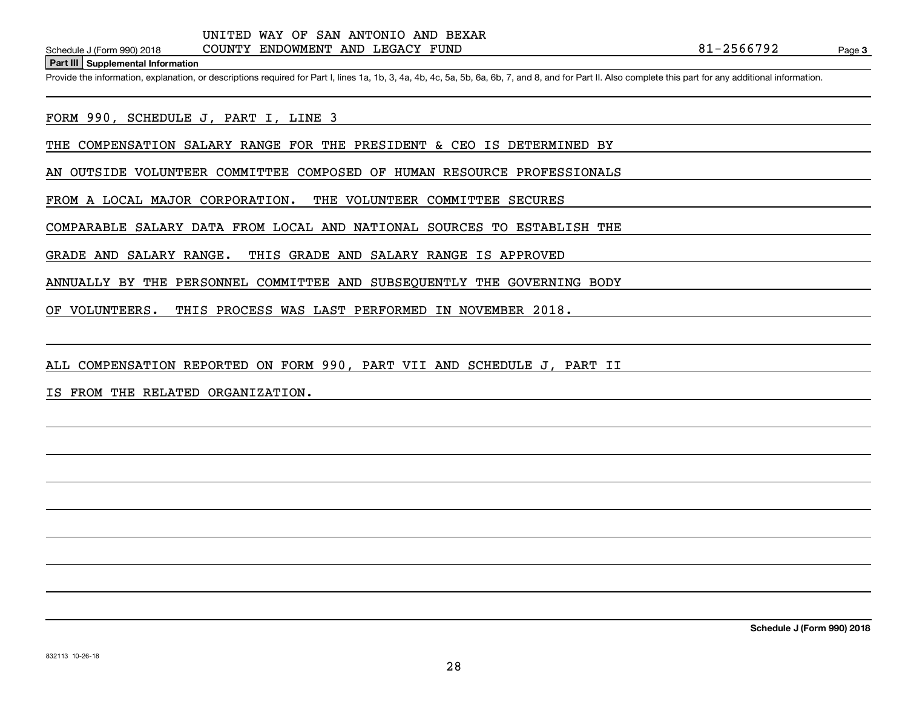UNITED WAY OF SAN ANTONIO AND BEXAR COUNTY ENDOWMENT AND LEGACY FUND 81-2566792

Schedule J (Form 990) 2018

**Part III Supplemental Information**

Provide the information, explanation, or descriptions required for Part I, lines 1a, 1b, 3, 4a, 4b, 4c, 5a, 5b, 6a, 6b, 7, and 8, and for Part II. Also complete this part for any additional information.

FORM 990, SCHEDULE J, PART I, LINE 3

THE COMPENSATION SALARY RANGE FOR THE PRESIDENT & CEO IS DETERMINED BY AN OUTSIDE VOLUNTEER COMMITTEE COMPOSED OF HUMAN RESOURCE PROFESSIONALS FROM A LOCAL MAJOR CORPORATION. THE VOLUNTEER COMMITTEE SECURES COMPARABLE SALARY DATA FROM LOCAL AND NATIONAL SOURCES TO ESTABLISH THE GRADE AND SALARY RANGE. THIS GRADE AND SALARY RANGE IS APPROVED ANNUALLY BY THE PERSONNEL COMMITTEE AND SUBSEQUENTLY THE GOVERNING BODY OF VOLUNTEERS. THIS PROCESS WAS LAST PERFORMED IN NOVEMBER 2018.

ALL COMPENSATION REPORTED ON FORM 990, PART VII AND SCHEDULE J, PART II IS FROM THE RELATED ORGANIZATION.

832113 10-26-18

**Schedule J (Form 990) 2018**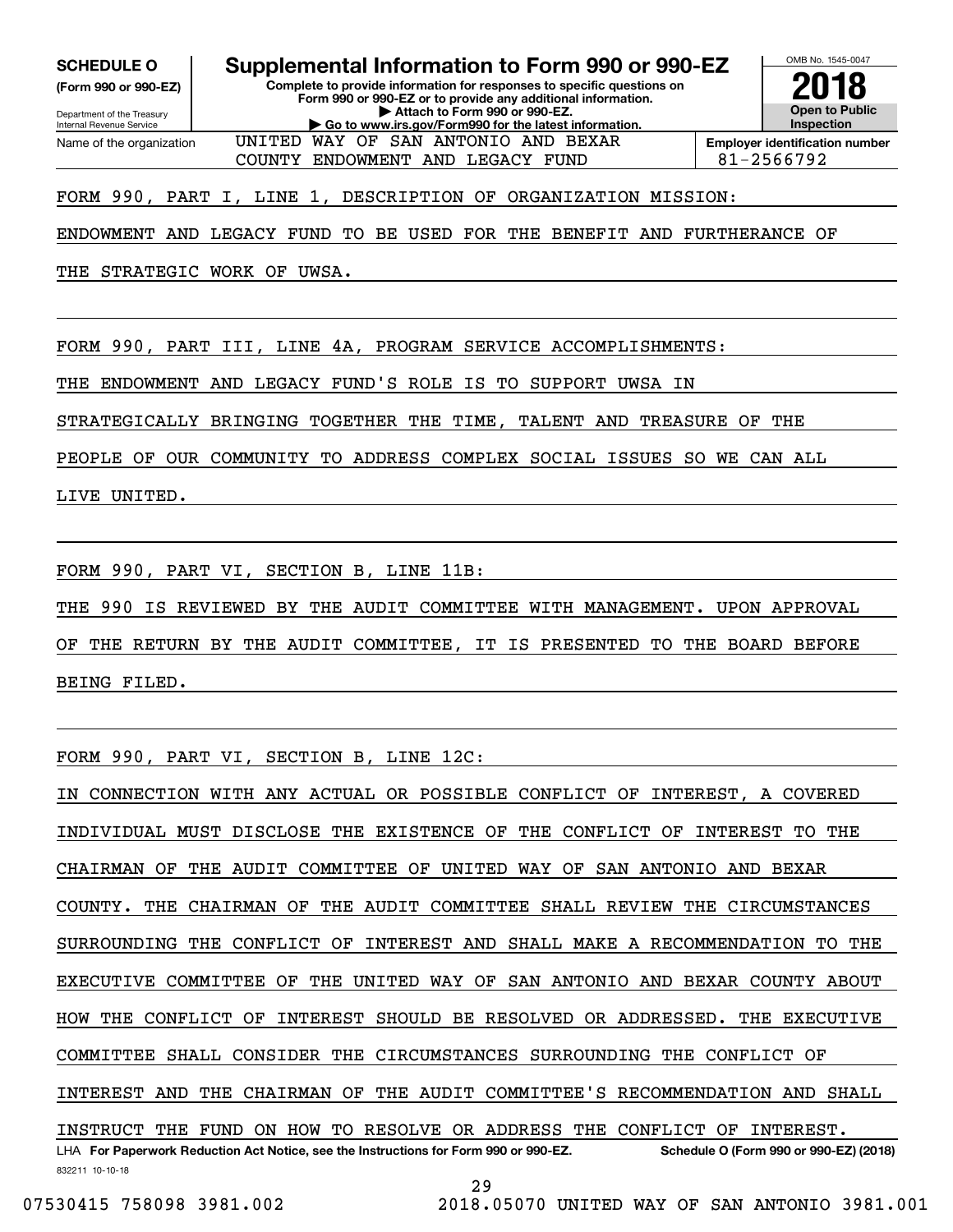**SCHEDULE O**
**(Form 990 or 990-EZ)**

Department of the Treasury
Internal Revenue Service

# Supplemental Information to Form 990 or 990-EZ

**Complete to provide information for responses to specific questions on Form 990 or 990-EZ or to provide any additional information.**
**▶ Attach to Form 990 or 990-EZ.**
**▶ Go to www.irs.gov/Form990 for the latest information.**

OMB No. 1545-0047
**2018**
**Open to Public Inspection**

| Name of the organization | Employer identification number |
|---|---|
| UNITED WAY OF SAN ANTONIO AND BEXAR COUNTY ENDOWMENT AND LEGACY FUND | 81-2566792 |

FORM 990, PART I, LINE 1, DESCRIPTION OF ORGANIZATION MISSION:

ENDOWMENT AND LEGACY FUND TO BE USED FOR THE BENEFIT AND FURTHERANCE OF THE STRATEGIC WORK OF UWSA.

FORM 990, PART III, LINE 4A, PROGRAM SERVICE ACCOMPLISHMENTS:

THE ENDOWMENT AND LEGACY FUND'S ROLE IS TO SUPPORT UWSA IN STRATEGICALLY BRINGING TOGETHER THE TIME, TALENT AND TREASURE OF THE PEOPLE OF OUR COMMUNITY TO ADDRESS COMPLEX SOCIAL ISSUES SO WE CAN ALL LIVE UNITED.

FORM 990, PART VI, SECTION B, LINE 11B:

THE 990 IS REVIEWED BY THE AUDIT COMMITTEE WITH MANAGEMENT. UPON APPROVAL OF THE RETURN BY THE AUDIT COMMITTEE, IT IS PRESENTED TO THE BOARD BEFORE BEING FILED.

FORM 990, PART VI, SECTION B, LINE 12C:

IN CONNECTION WITH ANY ACTUAL OR POSSIBLE CONFLICT OF INTEREST, A COVERED INDIVIDUAL MUST DISCLOSE THE EXISTENCE OF THE CONFLICT OF INTEREST TO THE CHAIRMAN OF THE AUDIT COMMITTEE OF UNITED WAY OF SAN ANTONIO AND BEXAR COUNTY. THE CHAIRMAN OF THE AUDIT COMMITTEE SHALL REVIEW THE CIRCUMSTANCES SURROUNDING THE CONFLICT OF INTEREST AND SHALL MAKE A RECOMMENDATION TO THE EXECUTIVE COMMITTEE OF THE UNITED WAY OF SAN ANTONIO AND BEXAR COUNTY ABOUT HOW THE CONFLICT OF INTEREST SHOULD BE RESOLVED OR ADDRESSED. THE EXECUTIVE COMMITTEE SHALL CONSIDER THE CIRCUMSTANCES SURROUNDING THE CONFLICT OF INTEREST AND THE CHAIRMAN OF THE AUDIT COMMITTEE'S RECOMMENDATION AND SHALL INSTRUCT THE FUND ON HOW TO RESOLVE OR ADDRESS THE CONFLICT OF INTEREST.

LHA **For Paperwork Reduction Act Notice, see the Instructions for Form 990 or 990-EZ.** **Schedule O (Form 990 or 990-EZ) (2018)**

832211 10-10-18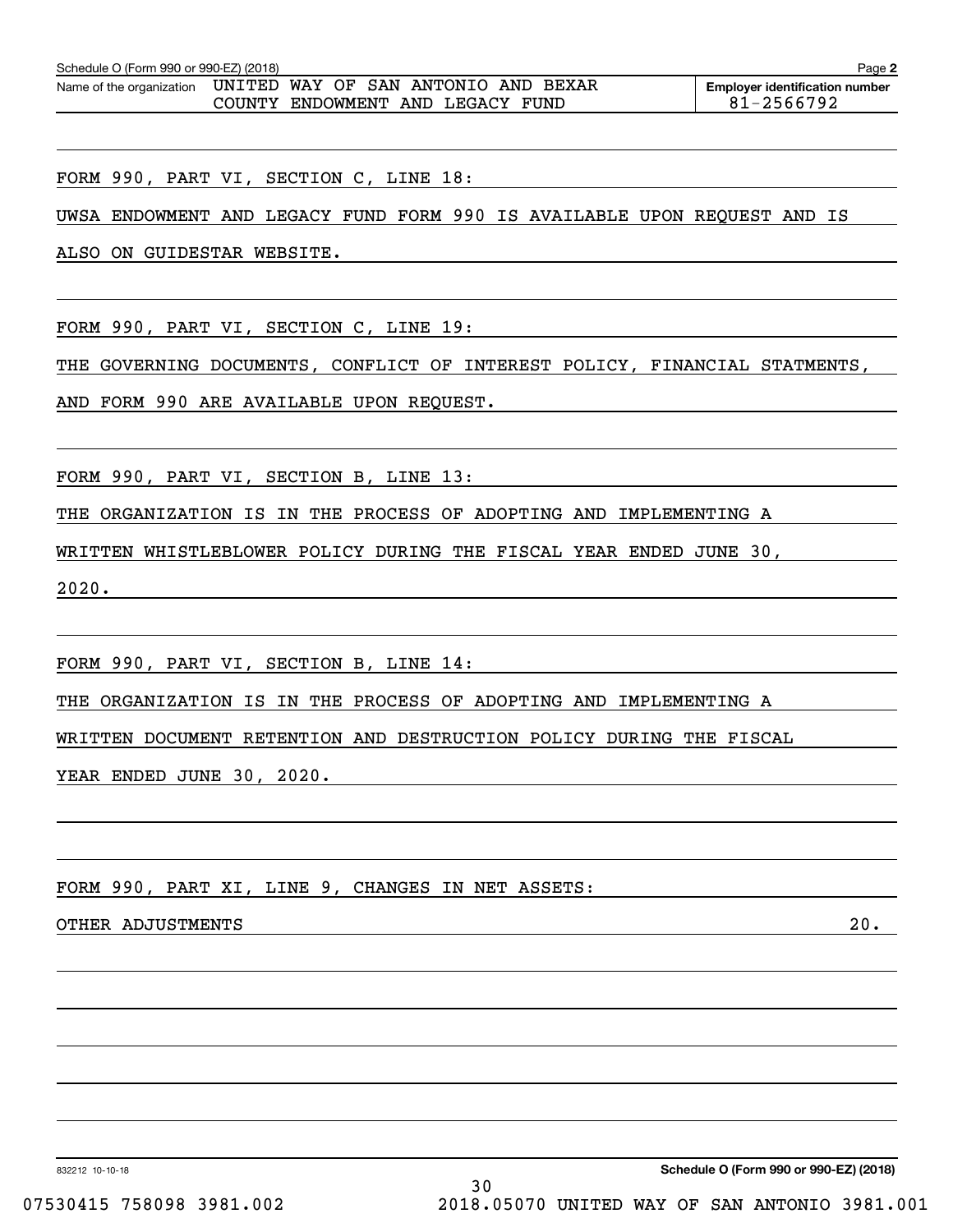Schedule O (Form 990 or 990-EZ) (2018) Page **2**

Name of the organization UNITED WAY OF SAN ANTONIO AND BEXAR COUNTY ENDOWMENT AND LEGACY FUND

**Employer identification number** 81-2566792

FORM 990, PART VI, SECTION C, LINE 18:

UWSA ENDOWMENT AND LEGACY FUND FORM 990 IS AVAILABLE UPON REQUEST AND IS ALSO ON GUIDESTAR WEBSITE.

FORM 990, PART VI, SECTION C, LINE 19:

THE GOVERNING DOCUMENTS, CONFLICT OF INTEREST POLICY, FINANCIAL STATMENTS, AND FORM 990 ARE AVAILABLE UPON REQUEST.

FORM 990, PART VI, SECTION B, LINE 13:

THE ORGANIZATION IS IN THE PROCESS OF ADOPTING AND IMPLEMENTING A WRITTEN WHISTLEBLOWER POLICY DURING THE FISCAL YEAR ENDED JUNE 30, 2020.

FORM 990, PART VI, SECTION B, LINE 14:

THE ORGANIZATION IS IN THE PROCESS OF ADOPTING AND IMPLEMENTING A WRITTEN DOCUMENT RETENTION AND DESTRUCTION POLICY DURING THE FISCAL YEAR ENDED JUNE 30, 2020.

FORM 990, PART XI, LINE 9, CHANGES IN NET ASSETS:

OTHER ADJUSTMENTS 20.

832212 10-10-18

**Schedule O (Form 990 or 990-EZ) (2018)**

07530415 758098 3981.002 2018.05070 UNITED WAY OF SAN ANTONIO 3981.001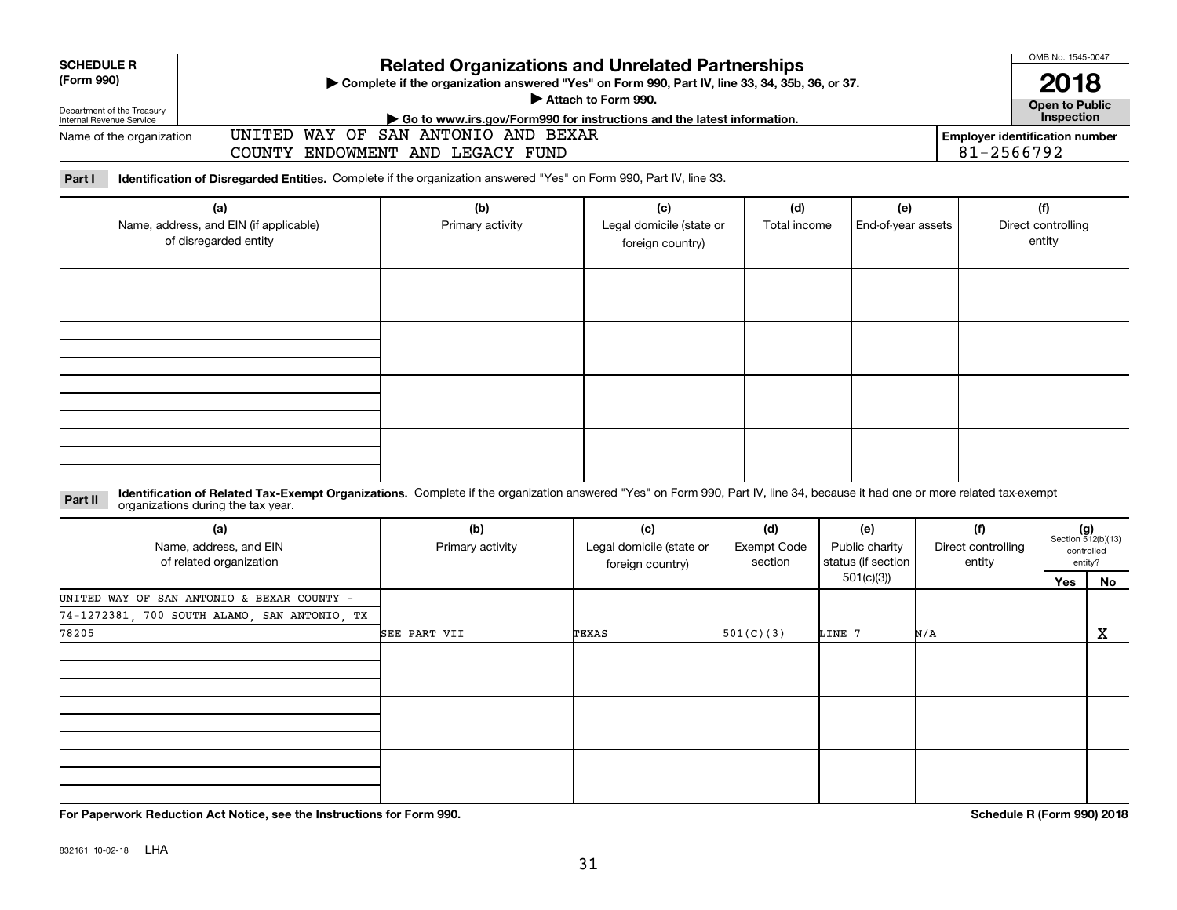**SCHEDULE R (Form 990)**

Department of the Treasury
Internal Revenue Service

# Related Organizations and Unrelated Partnerships

▶ Complete if the organization answered "Yes" on Form 990, Part IV, line 33, 34, 35b, 36, or 37.
▶ Attach to Form 990.
▶ Go to www.irs.gov/Form990 for instructions and the latest information.

OMB No. 1545-0047

**2018**

**Open to Public Inspection**

Name of the organization: UNITED WAY OF SAN ANTONIO AND BEXAR COUNTY ENDOWMENT AND LEGACY FUND

Employer identification number: 81-2566792

**Part I** **Identification of Disregarded Entities.** Complete if the organization answered "Yes" on Form 990, Part IV, line 33.

| (a) Name, address, and EIN (if applicable) of disregarded entity | (b) Primary activity | (c) Legal domicile (state or foreign country) | (d) Total income | (e) End-of-year assets | (f) Direct controlling entity |
|---|---|---|---|---|---|
| | | | | | |
| | | | | | |
| | | | | | |
| | | | | | |

**Part II** **Identification of Related Tax-Exempt Organizations.** Complete if the organization answered "Yes" on Form 990, Part IV, line 34, because it had one or more related tax-exempt organizations during the tax year.

| (a) Name, address, and EIN of related organization | (b) Primary activity | (c) Legal domicile (state or foreign country) | (d) Exempt Code section | (e) Public charity status (if section 501(c)(3)) | (f) Direct controlling entity | (g) Section 512(b)(13) controlled entity? Yes | No |
|---|---|---|---|---|---|---|---|
| UNITED WAY OF SAN ANTONIO & BEXAR COUNTY - 74-1272381, 700 SOUTH ALAMO, SAN ANTONIO, TX 78205 | SEE PART VII | TEXAS | 501(C)(3) | LINE 7 | N/A | | X |
| | | | | | | | |
| | | | | | | | |
| | | | | | | | |

**For Paperwork Reduction Act Notice, see the Instructions for Form 990.** **Schedule R (Form 990) 2018**

832161 10-02-18 LHA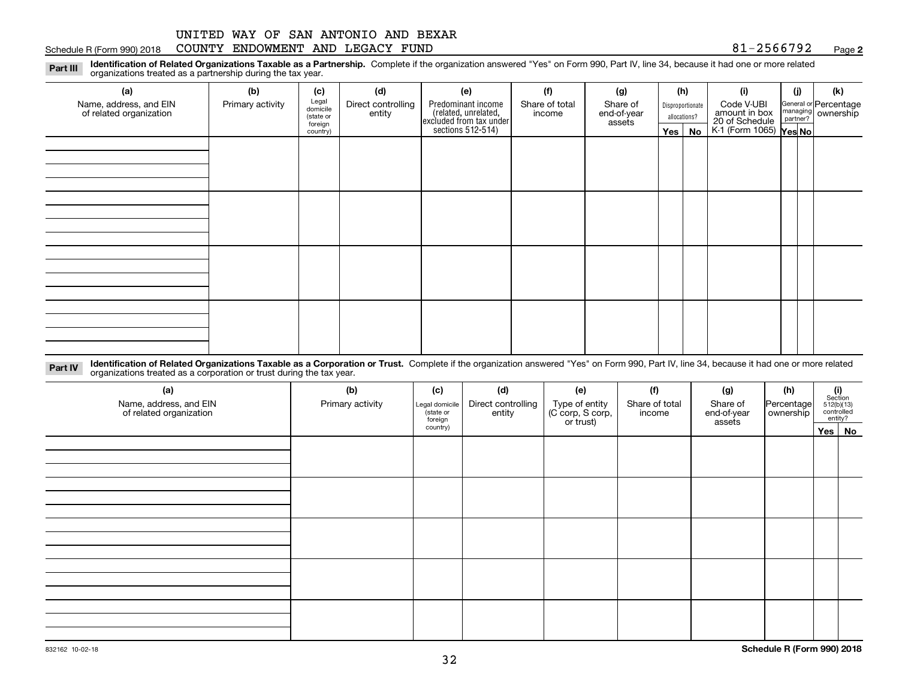UNITED WAY OF SAN ANTONIO AND BEXAR COUNTY ENDOWMENT AND LEGACY FUND

81-2566792

**Part III** **Identification of Related Organizations Taxable as a Partnership.** Complete if the organization answered "Yes" on Form 990, Part IV, line 34, because it had one or more related organizations treated as a partnership during the tax year.

| (a) Name, address, and EIN of related organization | (b) Primary activity | (c) Legal domicile (state or foreign country) | (d) Direct controlling entity | (e) Predominant income (related, unrelated, excluded from tax under sections 512-514) | (f) Share of total income | (g) Share of end-of-year assets | (h) Disproportionate allocations? Yes | (h) No | (i) Code V-UBI amount in box 20 of Schedule K-1 (Form 1065) | (j) General or managing partner? Yes | (j) No | (k) Percentage ownership |
|---|---|---|---|---|---|---|---|---|---|---|---|---|
| | | | | | | | | | | | | |
| | | | | | | | | | | | | |
| | | | | | | | | | | | | |
| | | | | | | | | | | | | |

**Part IV** **Identification of Related Organizations Taxable as a Corporation or Trust.** Complete if the organization answered "Yes" on Form 990, Part IV, line 34, because it had one or more related organizations treated as a corporation or trust during the tax year.

| (a) Name, address, and EIN of related organization | (b) Primary activity | (c) Legal domicile (state or foreign country) | (d) Direct controlling entity | (e) Type of entity (C corp, S corp, or trust) | (f) Share of total income | (g) Share of end-of-year assets | (h) Percentage ownership | (i) Section 512(b)(13) controlled entity? Yes | (i) No |
|---|---|---|---|---|---|---|---|---|---|
| | | | | | | | | | |
| | | | | | | | | | |
| | | | | | | | | | |
| | | | | | | | | | |
| | | | | | | | | | |

832162 10-02-18

**Schedule R (Form 990) 2018**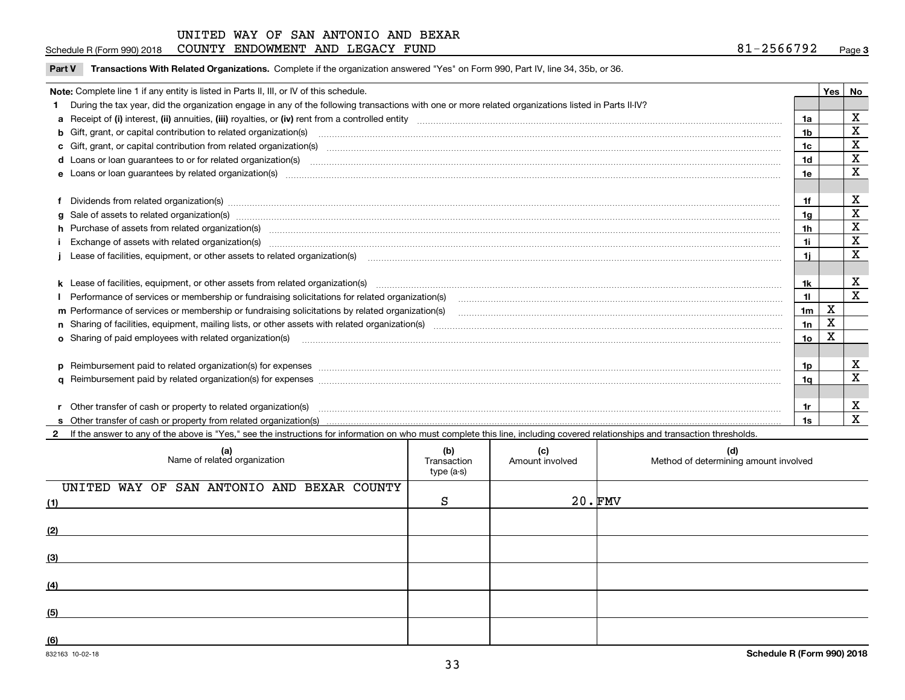UNITED WAY OF SAN ANTONIO AND BEXAR COUNTY ENDOWMENT AND LEGACY FUND

Schedule R (Form 990) 2018 — 81-2566792 — Page 3

**Part V Transactions With Related Organizations.** Complete if the organization answered "Yes" on Form 990, Part IV, line 34, 35b, or 36.

| Note: Complete line 1 if any entity is listed in Parts II, III, or IV of this schedule. | | Yes | No |
|---|---|---|---|
| **1** During the tax year, did the organization engage in any of the following transactions with one or more related organizations listed in Parts II-IV? | | | |
| **a** Receipt of (i) interest, (ii) annuities, (iii) royalties, or (iv) rent from a controlled entity | 1a | | X |
| **b** Gift, grant, or capital contribution to related organization(s) | 1b | | X |
| **c** Gift, grant, or capital contribution from related organization(s) | 1c | | X |
| **d** Loans or loan guarantees to or for related organization(s) | 1d | | X |
| **e** Loans or loan guarantees by related organization(s) | 1e | | X |
| **f** Dividends from related organization(s) | 1f | | X |
| **g** Sale of assets to related organization(s) | 1g | | X |
| **h** Purchase of assets from related organization(s) | 1h | | X |
| **i** Exchange of assets with related organization(s) | 1i | | X |
| **j** Lease of facilities, equipment, or other assets to related organization(s) | 1j | | X |
| **k** Lease of facilities, equipment, or other assets from related organization(s) | 1k | | X |
| **l** Performance of services or membership or fundraising solicitations for related organization(s) | 1l | | X |
| **m** Performance of services or membership or fundraising solicitations by related organization(s) | 1m | X | |
| **n** Sharing of facilities, equipment, mailing lists, or other assets with related organization(s) | 1n | X | |
| **o** Sharing of paid employees with related organization(s) | 1o | X | |
| **p** Reimbursement paid to related organization(s) for expenses | 1p | | X |
| **q** Reimbursement paid by related organization(s) for expenses | 1q | | X |
| **r** Other transfer of cash or property to related organization(s) | 1r | | X |
| **s** Other transfer of cash or property from related organization(s) | 1s | | X |

**2** If the answer to any of the above is "Yes," see the instructions for information on who must complete this line, including covered relationships and transaction thresholds.

| | (a) Name of related organization | (b) Transaction type (a-s) | (c) Amount involved | (d) Method of determining amount involved |
|---|---|---|---|---|
| (1) | UNITED WAY OF SAN ANTONIO AND BEXAR COUNTY | S | 20. | FMV |
| (2) | | | | |
| (3) | | | | |
| (4) | | | | |
| (5) | | | | |
| (6) | | | | |

832163 10-02-18

Schedule R (Form 990) 2018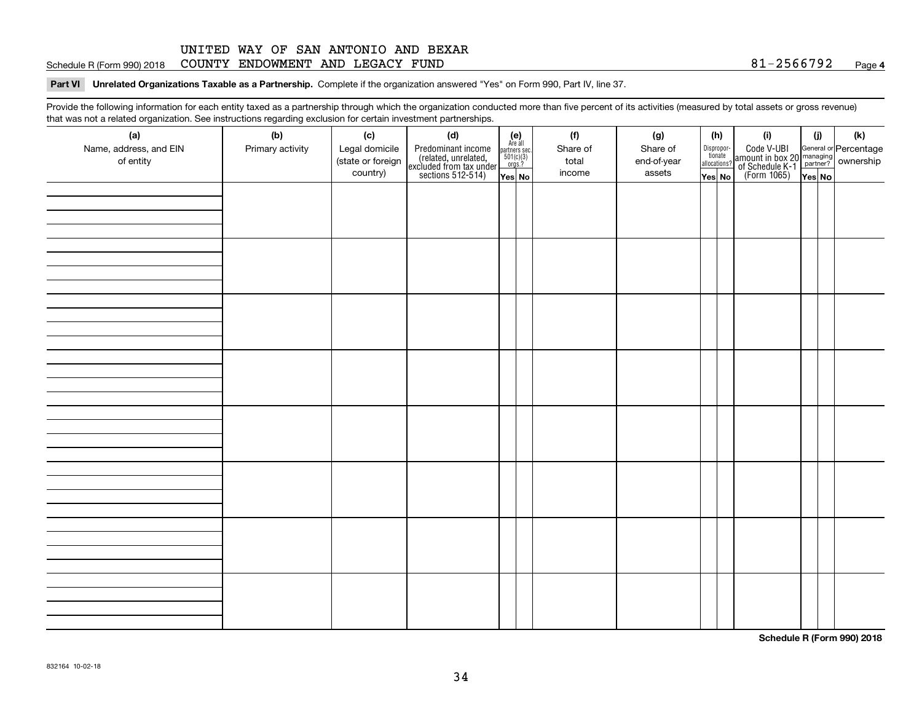UNITED WAY OF SAN ANTONIO AND BEXAR COUNTY ENDOWMENT AND LEGACY FUND

81-2566792

**Part VI Unrelated Organizations Taxable as a Partnership.** Complete if the organization answered "Yes" on Form 990, Part IV, line 37.

Provide the following information for each entity taxed as a partnership through which the organization conducted more than five percent of its activities (measured by total assets or gross revenue) that was not a related organization. See instructions regarding exclusion for certain investment partnerships.

| (a) Name, address, and EIN of entity | (b) Primary activity | (c) Legal domicile (state or foreign country) | (d) Predominant income (related, unrelated, excluded from tax under sections 512-514) | (e) Are all partners sec. 501(c)(3) orgs.? Yes | (e) No | (f) Share of total income | (g) Share of end-of-year assets | (h) Disproportionate allocations? Yes | (h) No | (i) Code V-UBI amount in box 20 of Schedule K-1 (Form 1065) | (j) General or managing partner? Yes | (j) No | (k) Percentage ownership |
|---|---|---|---|---|---|---|---|---|---|---|---|---|---|
| | | | | | | | | | | | | | |
| | | | | | | | | | | | | | |
| | | | | | | | | | | | | | |
| | | | | | | | | | | | | | |
| | | | | | | | | | | | | | |
| | | | | | | | | | | | | | |
| | | | | | | | | | | | | | |
| | | | | | | | | | | | | | |

**Schedule R (Form 990) 2018**

832164 10-02-18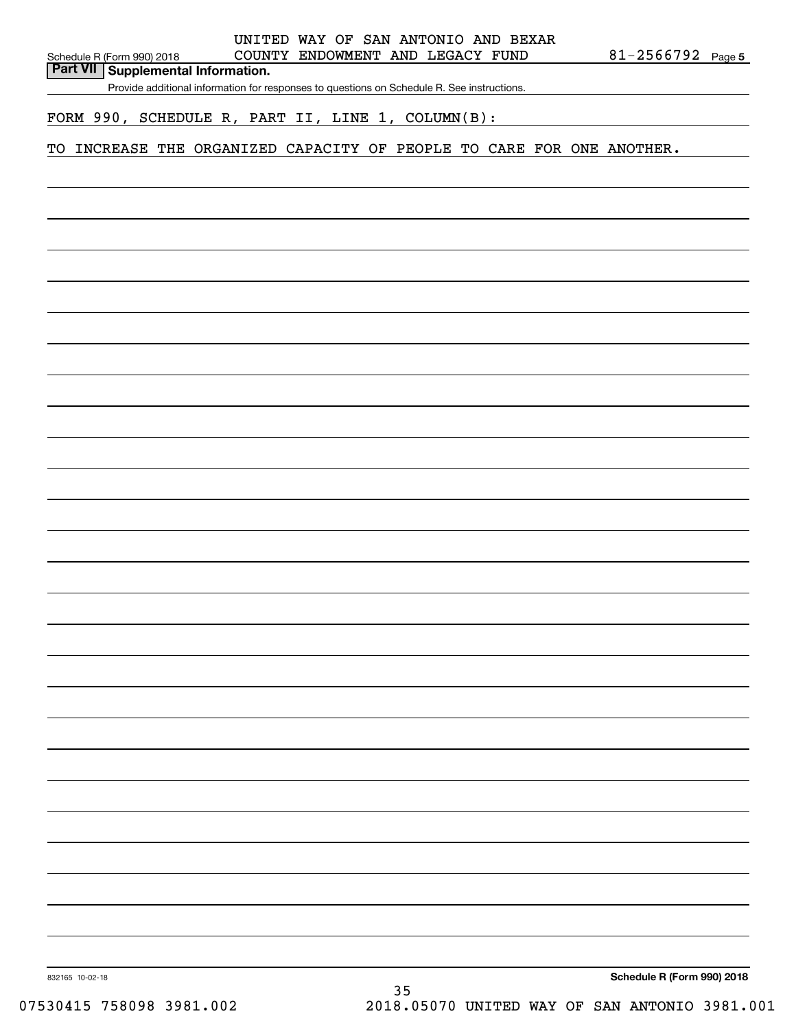UNITED WAY OF SAN ANTONIO AND BEXAR COUNTY ENDOWMENT AND LEGACY FUND — 81-2566792

## Part VII | Supplemental Information.

Provide additional information for responses to questions on Schedule R. See instructions.

FORM 990, SCHEDULE R, PART II, LINE 1, COLUMN(B):

TO INCREASE THE ORGANIZED CAPACITY OF PEOPLE TO CARE FOR ONE ANOTHER.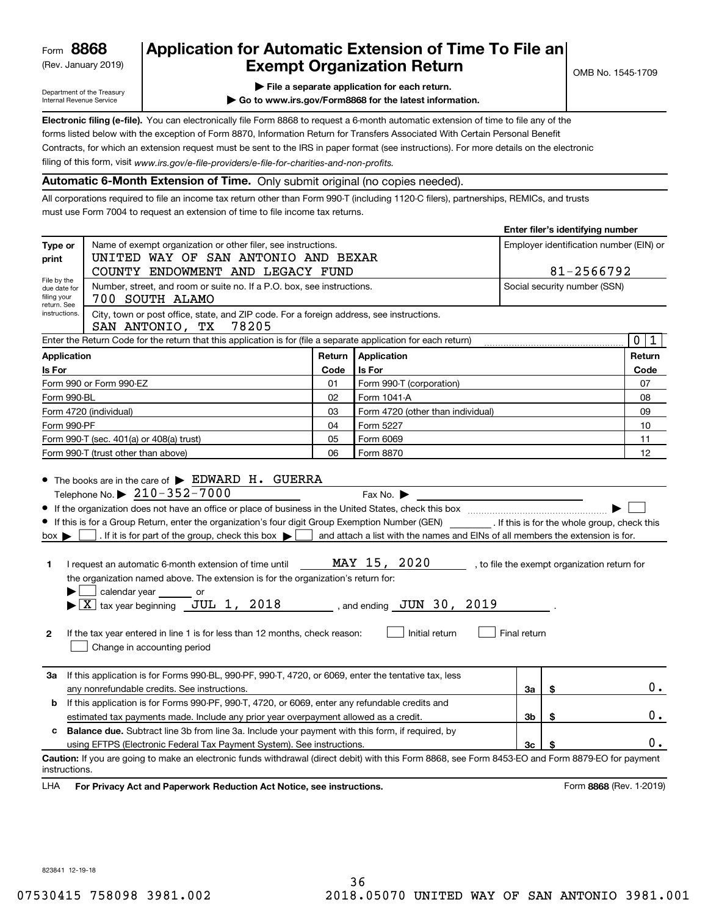Form **8868**
(Rev. January 2019)

Department of the Treasury
Internal Revenue Service

# Application for Automatic Extension of Time To File an Exempt Organization Return

▶ File a separate application for each return.

▶ Go to www.irs.gov/Form8868 for the latest information.

OMB No. 1545-1709

**Electronic filing (e-file).** You can electronically file Form 8868 to request a 6-month automatic extension of time to file any of the forms listed below with the exception of Form 8870, Information Return for Transfers Associated With Certain Personal Benefit Contracts, for which an extension request must be sent to the IRS in paper format (see instructions). For more details on the electronic filing of this form, visit *www.irs.gov/e-file-providers/e-file-for-charities-and-non-profits.*

**Automatic 6-Month Extension of Time.** Only submit original (no copies needed).

All corporations required to file an income tax return other than Form 990-T (including 1120-C filers), partnerships, REMICs, and trusts must use Form 7004 to request an extension of time to file income tax returns.

| | | Enter filer's identifying number |
|---|---|---|
| **Type or print** | Name of exempt organization or other filer, see instructions. UNITED WAY OF SAN ANTONIO AND BEXAR COUNTY ENDOWMENT AND LEGACY FUND | Employer identification number (EIN) or 81-2566792 |
| File by the due date for filing your return. See instructions. | Number, street, and room or suite no. If a P.O. box, see instructions. 700 SOUTH ALAMO | Social security number (SSN) |
| | City, town or post office, state, and ZIP code. For a foreign address, see instructions. SAN ANTONIO, TX 78205 | |

Enter the Return Code for the return that this application is for (file a separate application for each return) ..... 0 1

| Application Is For | Return Code | Application Is For | Return Code |
|---|---|---|---|
| Form 990 or Form 990-EZ | 01 | Form 990-T (corporation) | 07 |
| Form 990-BL | 02 | Form 1041-A | 08 |
| Form 4720 (individual) | 03 | Form 4720 (other than individual) | 09 |
| Form 990-PF | 04 | Form 5227 | 10 |
| Form 990-T (sec. 401(a) or 408(a) trust) | 05 | Form 6069 | 11 |
| Form 990-T (trust other than above) | 06 | Form 8870 | 12 |

- The books are in the care of ▶ EDWARD H. GUERRA
  Telephone No. ▶ 210-352-7000    Fax No. ▶
- If the organization does not have an office or place of business in the United States, check this box ..... ▶ ☐
- If this is for a Group Return, enter the organization's four digit Group Exemption Number (GEN) ________ . If this is for the whole group, check this box ▶ ☐ . If it is for part of the group, check this box ▶ ☐ and attach a list with the names and EINs of all members the extension is for.

**1** I request an automatic 6-month extension of time until MAY 15, 2020 , to file the exempt organization return for the organization named above. The extension is for the organization's return for:
▶ ☐ calendar year ______ or
▶ ☒ tax year beginning JUL 1, 2018 , and ending JUN 30, 2019 .

**2** If the tax year entered in line 1 is for less than 12 months, check reason: ☐ Initial return ☐ Final return
☐ Change in accounting period

| | | | |
|---|---|---|---|
| **3a** | If this application is for Forms 990-BL, 990-PF, 990-T, 4720, or 6069, enter the tentative tax, less any nonrefundable credits. See instructions. | 3a | $ 0. |
| **b** | If this application is for Forms 990-PF, 990-T, 4720, or 6069, enter any refundable credits and estimated tax payments made. Include any prior year overpayment allowed as a credit. | 3b | $ 0. |
| **c** | **Balance due.** Subtract line 3b from line 3a. Include your payment with this form, if required, by using EFTPS (Electronic Federal Tax Payment System). See instructions. | 3c | $ 0. |

**Caution:** If you are going to make an electronic funds withdrawal (direct debit) with this Form 8868, see Form 8453-EO and Form 8879-EO for payment instructions.

LHA **For Privacy Act and Paperwork Reduction Act Notice, see instructions.** Form **8868** (Rev. 1-2019)

823841 12-19-18

07530415 758098 3981.002 2018.05070 UNITED WAY OF SAN ANTONIO 3981.001